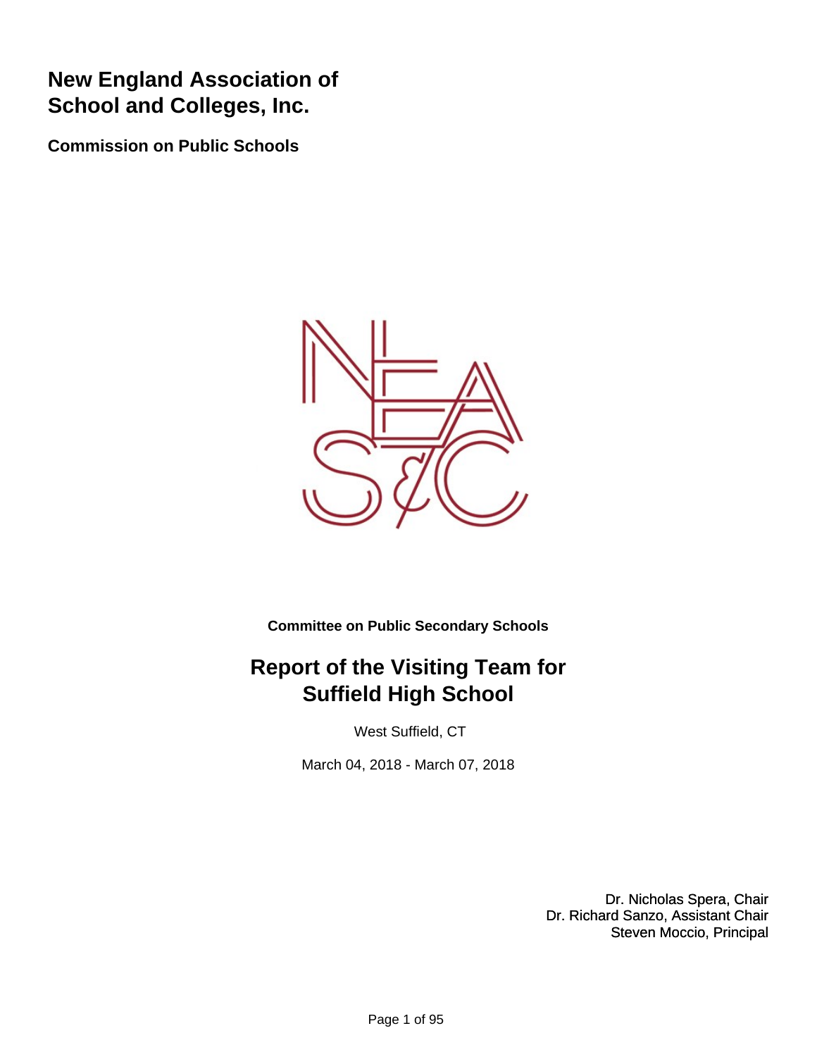# New England Association of School and Colleges, Inc.

**Commission on Public Schools**

**Committee on Public Secondary Schools**

## Report of the Visiting Team for Suffield High School

West Suffield, CT

March 04, 2018 - March 07, 2018

Dr. Nicholas Spera, Chair
Dr. Richard Sanzo, Assistant Chair
Steven Moccio, Principal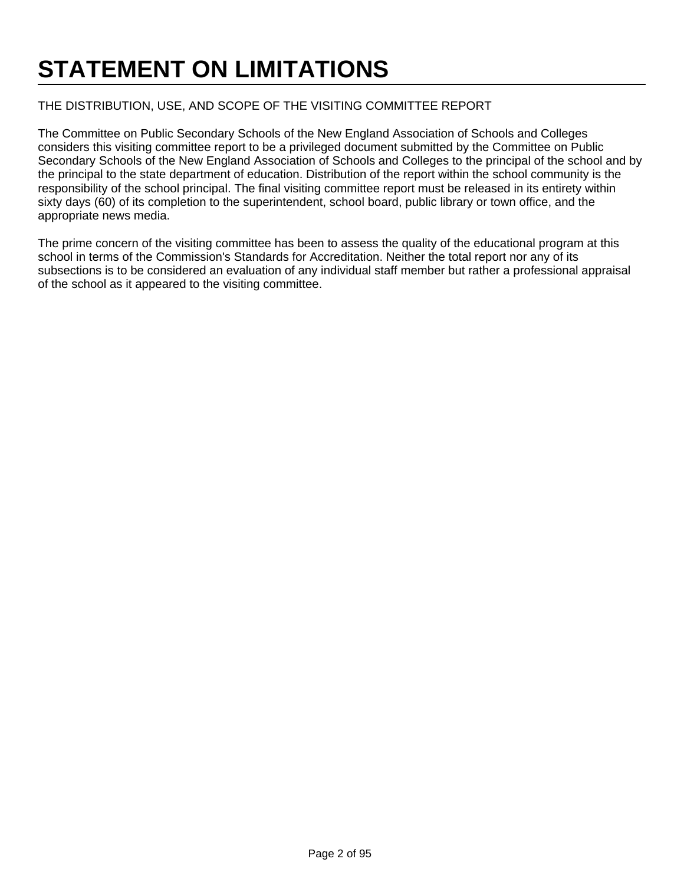# STATEMENT ON LIMITATIONS

THE DISTRIBUTION, USE, AND SCOPE OF THE VISITING COMMITTEE REPORT

The Committee on Public Secondary Schools of the New England Association of Schools and Colleges considers this visiting committee report to be a privileged document submitted by the Committee on Public Secondary Schools of the New England Association of Schools and Colleges to the principal of the school and by the principal to the state department of education. Distribution of the report within the school community is the responsibility of the school principal. The final visiting committee report must be released in its entirety within sixty days (60) of its completion to the superintendent, school board, public library or town office, and the appropriate news media.

The prime concern of the visiting committee has been to assess the quality of the educational program at this school in terms of the Commission's Standards for Accreditation. Neither the total report nor any of its subsections is to be considered an evaluation of any individual staff member but rather a professional appraisal of the school as it appeared to the visiting committee.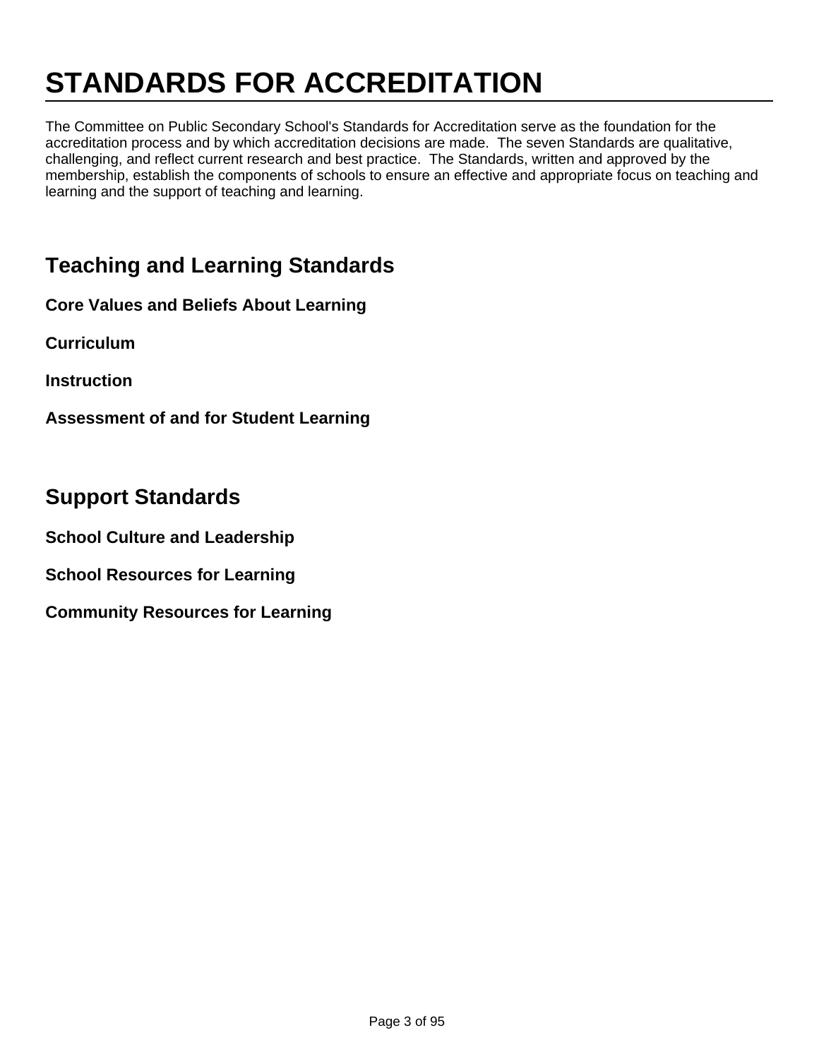# STANDARDS FOR ACCREDITATION

The Committee on Public Secondary School's Standards for Accreditation serve as the foundation for the accreditation process and by which accreditation decisions are made. The seven Standards are qualitative, challenging, and reflect current research and best practice. The Standards, written and approved by the membership, establish the components of schools to ensure an effective and appropriate focus on teaching and learning and the support of teaching and learning.

## Teaching and Learning Standards

**Core Values and Beliefs About Learning**

**Curriculum**

**Instruction**

**Assessment of and for Student Learning**

## Support Standards

**School Culture and Leadership**

**School Resources for Learning**

**Community Resources for Learning**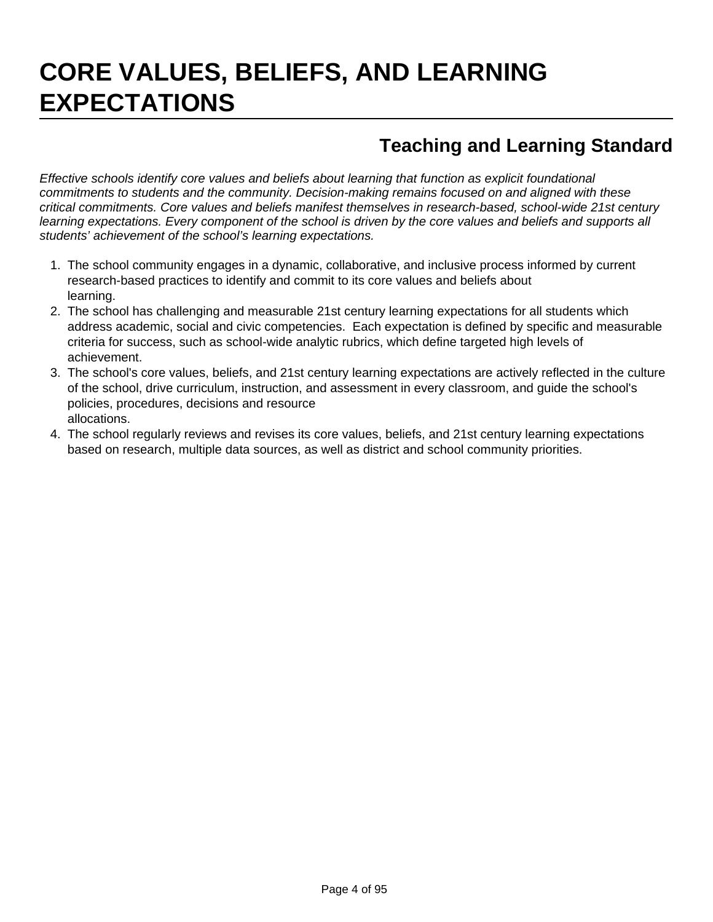# CORE VALUES, BELIEFS, AND LEARNING EXPECTATIONS

## Teaching and Learning Standard

*Effective schools identify core values and beliefs about learning that function as explicit foundational commitments to students and the community. Decision-making remains focused on and aligned with these critical commitments. Core values and beliefs manifest themselves in research-based, school-wide 21st century learning expectations. Every component of the school is driven by the core values and beliefs and supports all students' achievement of the school's learning expectations.*

1. The school community engages in a dynamic, collaborative, and inclusive process informed by current research-based practices to identify and commit to its core values and beliefs about learning.
2. The school has challenging and measurable 21st century learning expectations for all students which address academic, social and civic competencies. Each expectation is defined by specific and measurable criteria for success, such as school-wide analytic rubrics, which define targeted high levels of achievement.
3. The school's core values, beliefs, and 21st century learning expectations are actively reflected in the culture of the school, drive curriculum, instruction, and assessment in every classroom, and guide the school's policies, procedures, decisions and resource allocations.
4. The school regularly reviews and revises its core values, beliefs, and 21st century learning expectations based on research, multiple data sources, as well as district and school community priorities.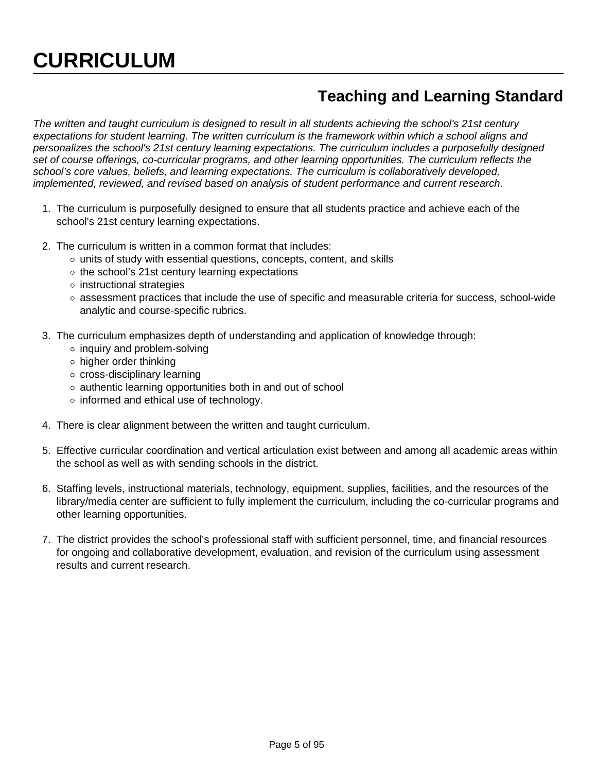# CURRICULUM

## Teaching and Learning Standard

*The written and taught curriculum is designed to result in all students achieving the school's 21st century expectations for student learning. The written curriculum is the framework within which a school aligns and personalizes the school's 21st century learning expectations. The curriculum includes a purposefully designed set of course offerings, co-curricular programs, and other learning opportunities. The curriculum reflects the school's core values, beliefs, and learning expectations. The curriculum is collaboratively developed, implemented, reviewed, and revised based on analysis of student performance and current research*.

1. The curriculum is purposefully designed to ensure that all students practice and achieve each of the school's 21st century learning expectations.

2. The curriculum is written in a common format that includes:
   - units of study with essential questions, concepts, content, and skills
   - the school's 21st century learning expectations
   - instructional strategies
   - assessment practices that include the use of specific and measurable criteria for success, school-wide analytic and course-specific rubrics.

3. The curriculum emphasizes depth of understanding and application of knowledge through:
   - inquiry and problem-solving
   - higher order thinking
   - cross-disciplinary learning
   - authentic learning opportunities both in and out of school
   - informed and ethical use of technology.

4. There is clear alignment between the written and taught curriculum.

5. Effective curricular coordination and vertical articulation exist between and among all academic areas within the school as well as with sending schools in the district.

6. Staffing levels, instructional materials, technology, equipment, supplies, facilities, and the resources of the library/media center are sufficient to fully implement the curriculum, including the co-curricular programs and other learning opportunities.

7. The district provides the school's professional staff with sufficient personnel, time, and financial resources for ongoing and collaborative development, evaluation, and revision of the curriculum using assessment results and current research.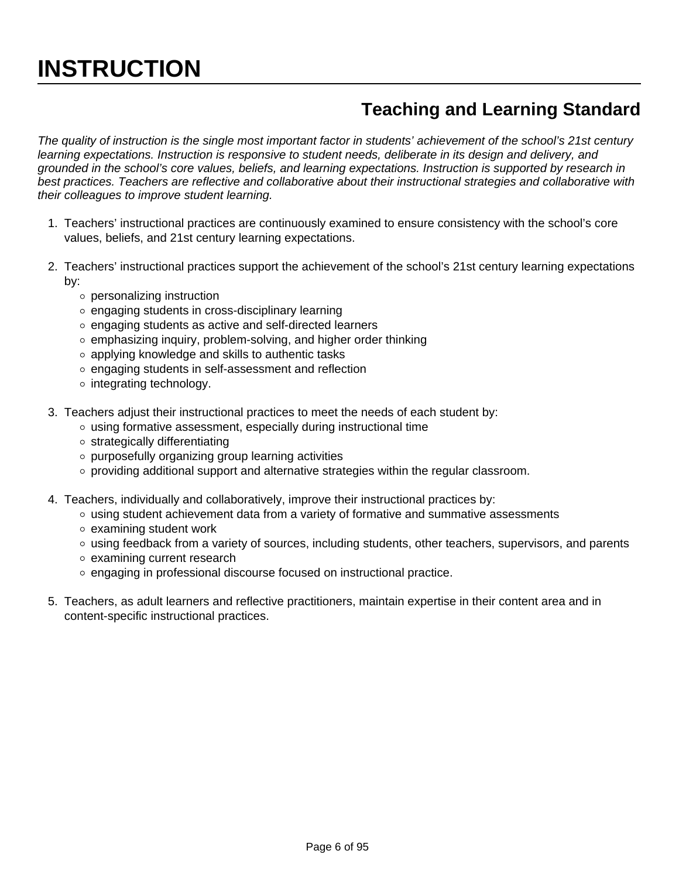# INSTRUCTION

## Teaching and Learning Standard

*The quality of instruction is the single most important factor in students' achievement of the school's 21st century learning expectations. Instruction is responsive to student needs, deliberate in its design and delivery, and grounded in the school's core values, beliefs, and learning expectations. Instruction is supported by research in best practices. Teachers are reflective and collaborative about their instructional strategies and collaborative with their colleagues to improve student learning.*

1. Teachers' instructional practices are continuously examined to ensure consistency with the school's core values, beliefs, and 21st century learning expectations.

2. Teachers' instructional practices support the achievement of the school's 21st century learning expectations by:
   - personalizing instruction
   - engaging students in cross-disciplinary learning
   - engaging students as active and self-directed learners
   - emphasizing inquiry, problem-solving, and higher order thinking
   - applying knowledge and skills to authentic tasks
   - engaging students in self-assessment and reflection
   - integrating technology.

3. Teachers adjust their instructional practices to meet the needs of each student by:
   - using formative assessment, especially during instructional time
   - strategically differentiating
   - purposefully organizing group learning activities
   - providing additional support and alternative strategies within the regular classroom.

4. Teachers, individually and collaboratively, improve their instructional practices by:
   - using student achievement data from a variety of formative and summative assessments
   - examining student work
   - using feedback from a variety of sources, including students, other teachers, supervisors, and parents
   - examining current research
   - engaging in professional discourse focused on instructional practice.

5. Teachers, as adult learners and reflective practitioners, maintain expertise in their content area and in content-specific instructional practices.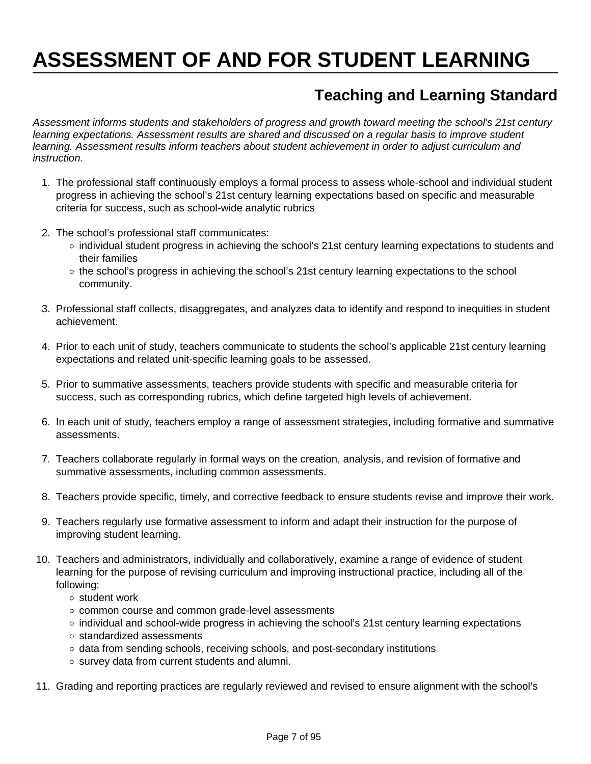# ASSESSMENT OF AND FOR STUDENT LEARNING

## Teaching and Learning Standard

*Assessment informs students and stakeholders of progress and growth toward meeting the school's 21st century learning expectations. Assessment results are shared and discussed on a regular basis to improve student learning. Assessment results inform teachers about student achievement in order to adjust curriculum and instruction.*

1. The professional staff continuously employs a formal process to assess whole-school and individual student progress in achieving the school's 21st century learning expectations based on specific and measurable criteria for success, such as school-wide analytic rubrics

2. The school's professional staff communicates:
   - individual student progress in achieving the school's 21st century learning expectations to students and their families
   - the school's progress in achieving the school's 21st century learning expectations to the school community.

3. Professional staff collects, disaggregates, and analyzes data to identify and respond to inequities in student achievement.

4. Prior to each unit of study, teachers communicate to students the school's applicable 21st century learning expectations and related unit-specific learning goals to be assessed.

5. Prior to summative assessments, teachers provide students with specific and measurable criteria for success, such as corresponding rubrics, which define targeted high levels of achievement.

6. In each unit of study, teachers employ a range of assessment strategies, including formative and summative assessments.

7. Teachers collaborate regularly in formal ways on the creation, analysis, and revision of formative and summative assessments, including common assessments.

8. Teachers provide specific, timely, and corrective feedback to ensure students revise and improve their work.

9. Teachers regularly use formative assessment to inform and adapt their instruction for the purpose of improving student learning.

10. Teachers and administrators, individually and collaboratively, examine a range of evidence of student learning for the purpose of revising curriculum and improving instructional practice, including all of the following:
    - student work
    - common course and common grade-level assessments
    - individual and school-wide progress in achieving the school's 21st century learning expectations
    - standardized assessments
    - data from sending schools, receiving schools, and post-secondary institutions
    - survey data from current students and alumni.

11. Grading and reporting practices are regularly reviewed and revised to ensure alignment with the school's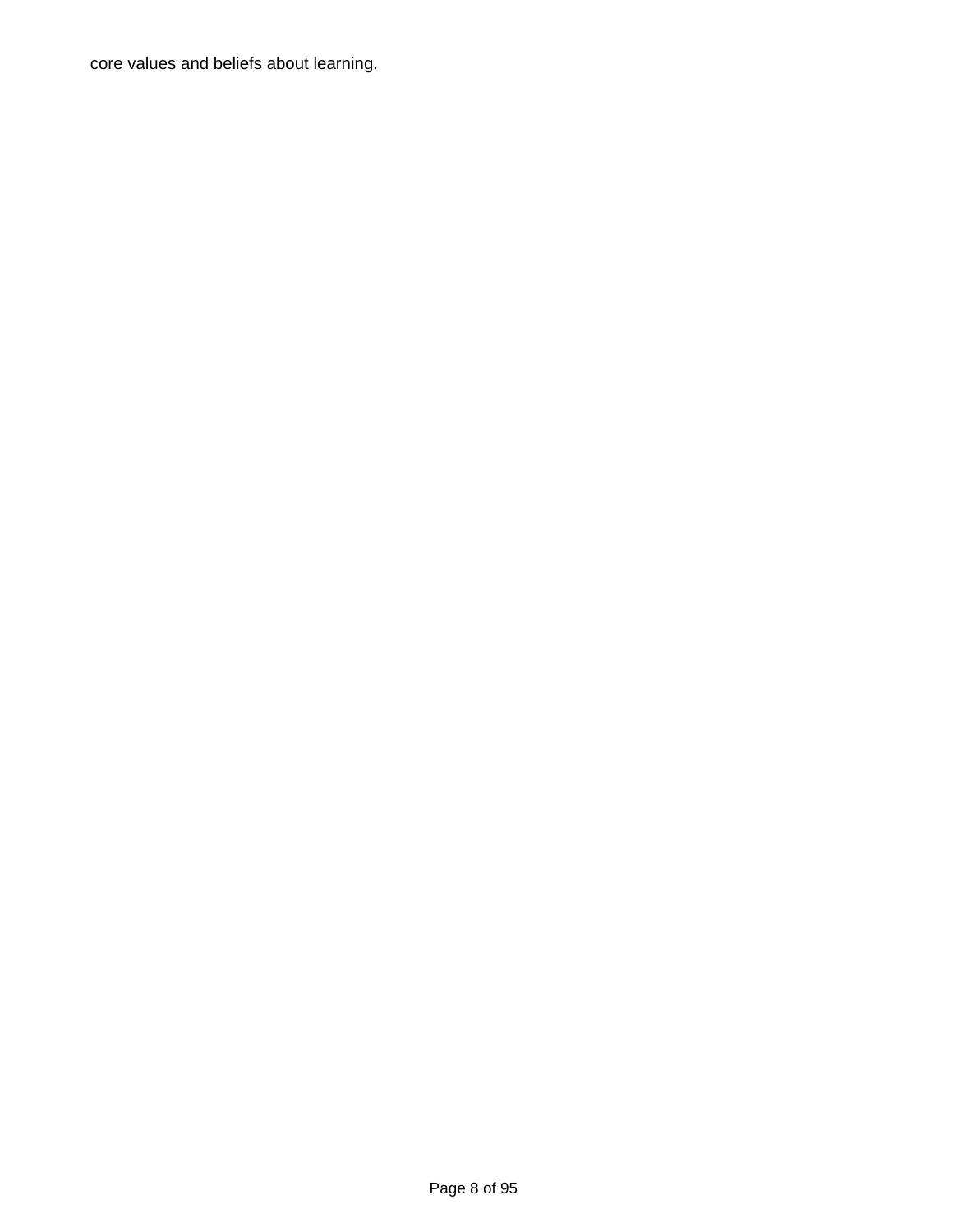core values and beliefs about learning.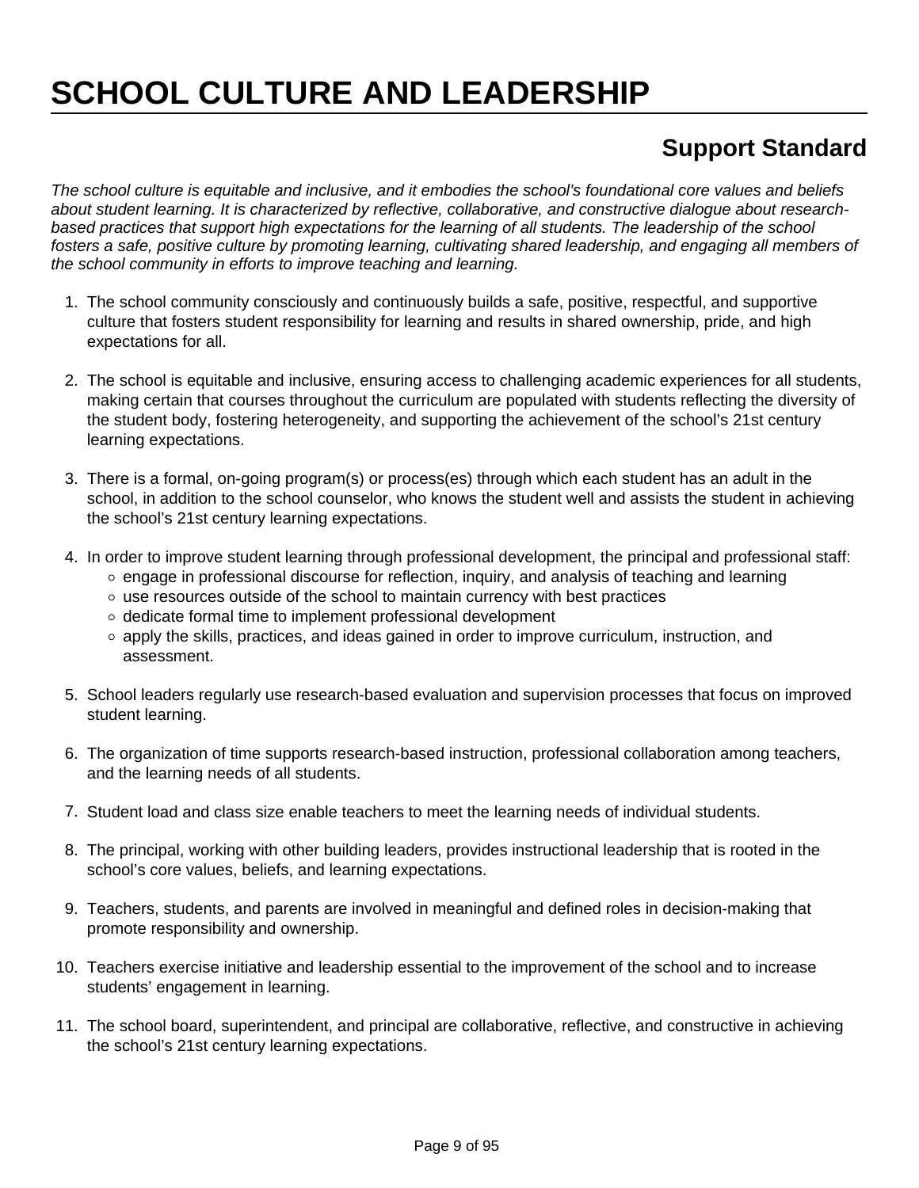# SCHOOL CULTURE AND LEADERSHIP

## Support Standard

*The school culture is equitable and inclusive, and it embodies the school's foundational core values and beliefs about student learning. It is characterized by reflective, collaborative, and constructive dialogue about research-based practices that support high expectations for the learning of all students. The leadership of the school fosters a safe, positive culture by promoting learning, cultivating shared leadership, and engaging all members of the school community in efforts to improve teaching and learning.*

1. The school community consciously and continuously builds a safe, positive, respectful, and supportive culture that fosters student responsibility for learning and results in shared ownership, pride, and high expectations for all.

2. The school is equitable and inclusive, ensuring access to challenging academic experiences for all students, making certain that courses throughout the curriculum are populated with students reflecting the diversity of the student body, fostering heterogeneity, and supporting the achievement of the school's 21st century learning expectations.

3. There is a formal, on-going program(s) or process(es) through which each student has an adult in the school, in addition to the school counselor, who knows the student well and assists the student in achieving the school's 21st century learning expectations.

4. In order to improve student learning through professional development, the principal and professional staff:
   - engage in professional discourse for reflection, inquiry, and analysis of teaching and learning
   - use resources outside of the school to maintain currency with best practices
   - dedicate formal time to implement professional development
   - apply the skills, practices, and ideas gained in order to improve curriculum, instruction, and assessment.

5. School leaders regularly use research-based evaluation and supervision processes that focus on improved student learning.

6. The organization of time supports research-based instruction, professional collaboration among teachers, and the learning needs of all students.

7. Student load and class size enable teachers to meet the learning needs of individual students.

8. The principal, working with other building leaders, provides instructional leadership that is rooted in the school's core values, beliefs, and learning expectations.

9. Teachers, students, and parents are involved in meaningful and defined roles in decision-making that promote responsibility and ownership.

10. Teachers exercise initiative and leadership essential to the improvement of the school and to increase students' engagement in learning.

11. The school board, superintendent, and principal are collaborative, reflective, and constructive in achieving the school's 21st century learning expectations.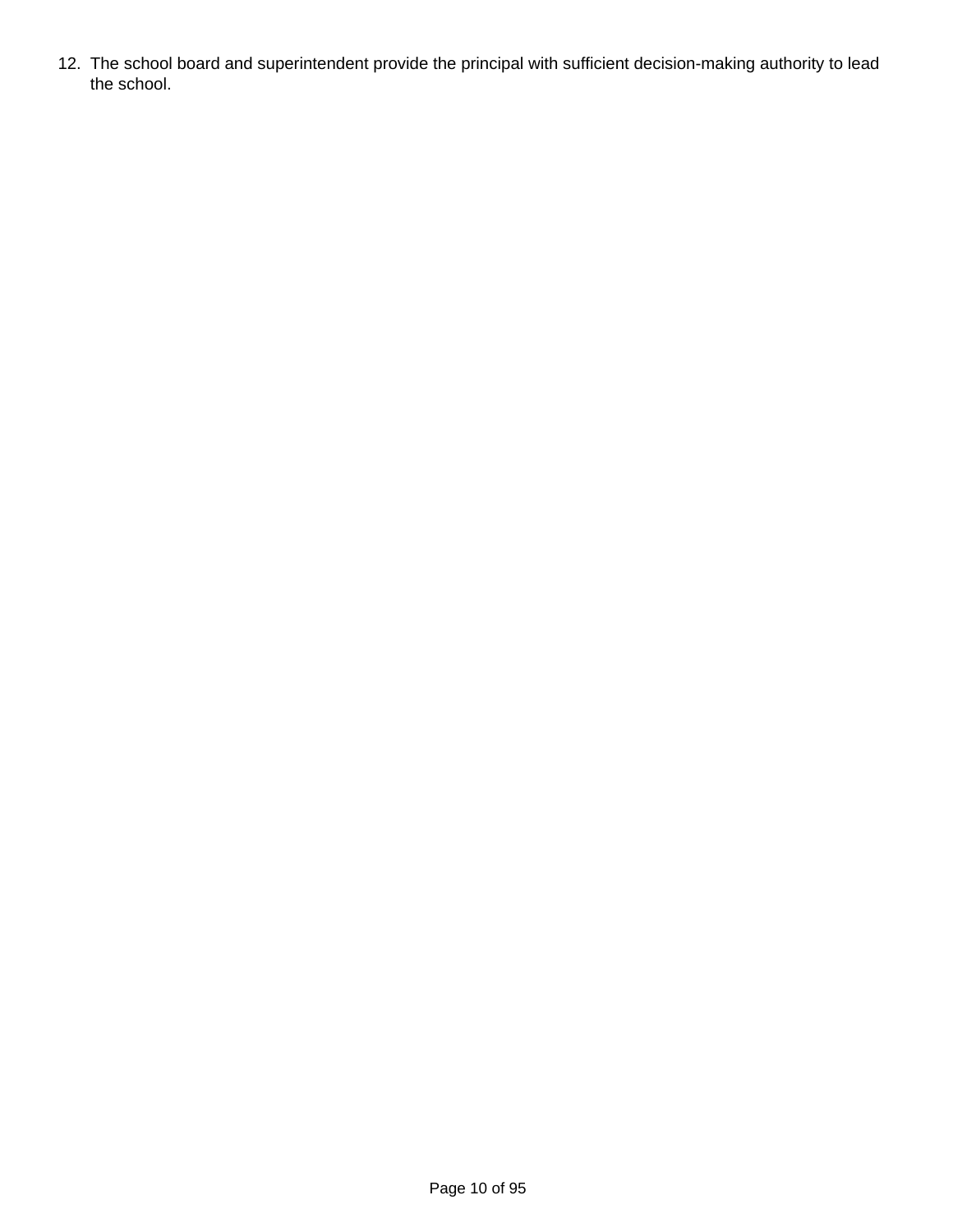12. The school board and superintendent provide the principal with sufficient decision-making authority to lead the school.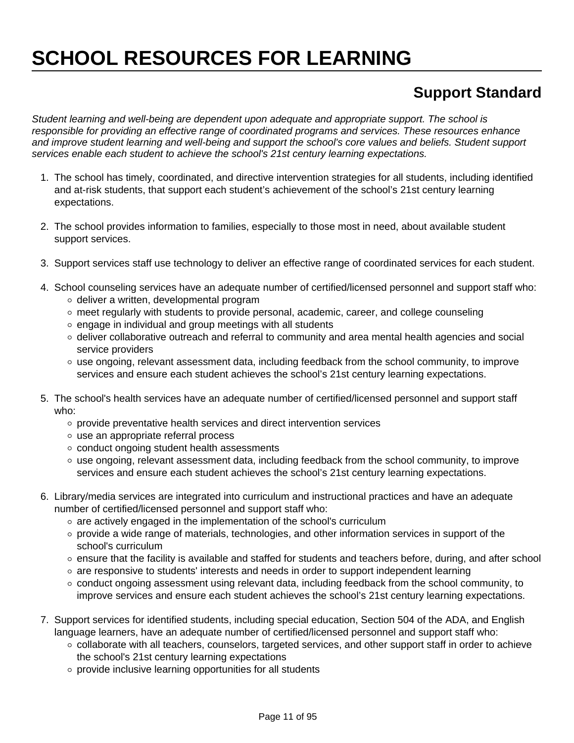# SCHOOL RESOURCES FOR LEARNING

## Support Standard

*Student learning and well-being are dependent upon adequate and appropriate support. The school is responsible for providing an effective range of coordinated programs and services. These resources enhance and improve student learning and well-being and support the school's core values and beliefs. Student support services enable each student to achieve the school's 21st century learning expectations.*

1. The school has timely, coordinated, and directive intervention strategies for all students, including identified and at-risk students, that support each student's achievement of the school's 21st century learning expectations.

2. The school provides information to families, especially to those most in need, about available student support services.

3. Support services staff use technology to deliver an effective range of coordinated services for each student.

4. School counseling services have an adequate number of certified/licensed personnel and support staff who:
   - deliver a written, developmental program
   - meet regularly with students to provide personal, academic, career, and college counseling
   - engage in individual and group meetings with all students
   - deliver collaborative outreach and referral to community and area mental health agencies and social service providers
   - use ongoing, relevant assessment data, including feedback from the school community, to improve services and ensure each student achieves the school's 21st century learning expectations.

5. The school's health services have an adequate number of certified/licensed personnel and support staff who:
   - provide preventative health services and direct intervention services
   - use an appropriate referral process
   - conduct ongoing student health assessments
   - use ongoing, relevant assessment data, including feedback from the school community, to improve services and ensure each student achieves the school's 21st century learning expectations.

6. Library/media services are integrated into curriculum and instructional practices and have an adequate number of certified/licensed personnel and support staff who:
   - are actively engaged in the implementation of the school's curriculum
   - provide a wide range of materials, technologies, and other information services in support of the school's curriculum
   - ensure that the facility is available and staffed for students and teachers before, during, and after school
   - are responsive to students' interests and needs in order to support independent learning
   - conduct ongoing assessment using relevant data, including feedback from the school community, to improve services and ensure each student achieves the school's 21st century learning expectations.

7. Support services for identified students, including special education, Section 504 of the ADA, and English language learners, have an adequate number of certified/licensed personnel and support staff who:
   - collaborate with all teachers, counselors, targeted services, and other support staff in order to achieve the school's 21st century learning expectations
   - provide inclusive learning opportunities for all students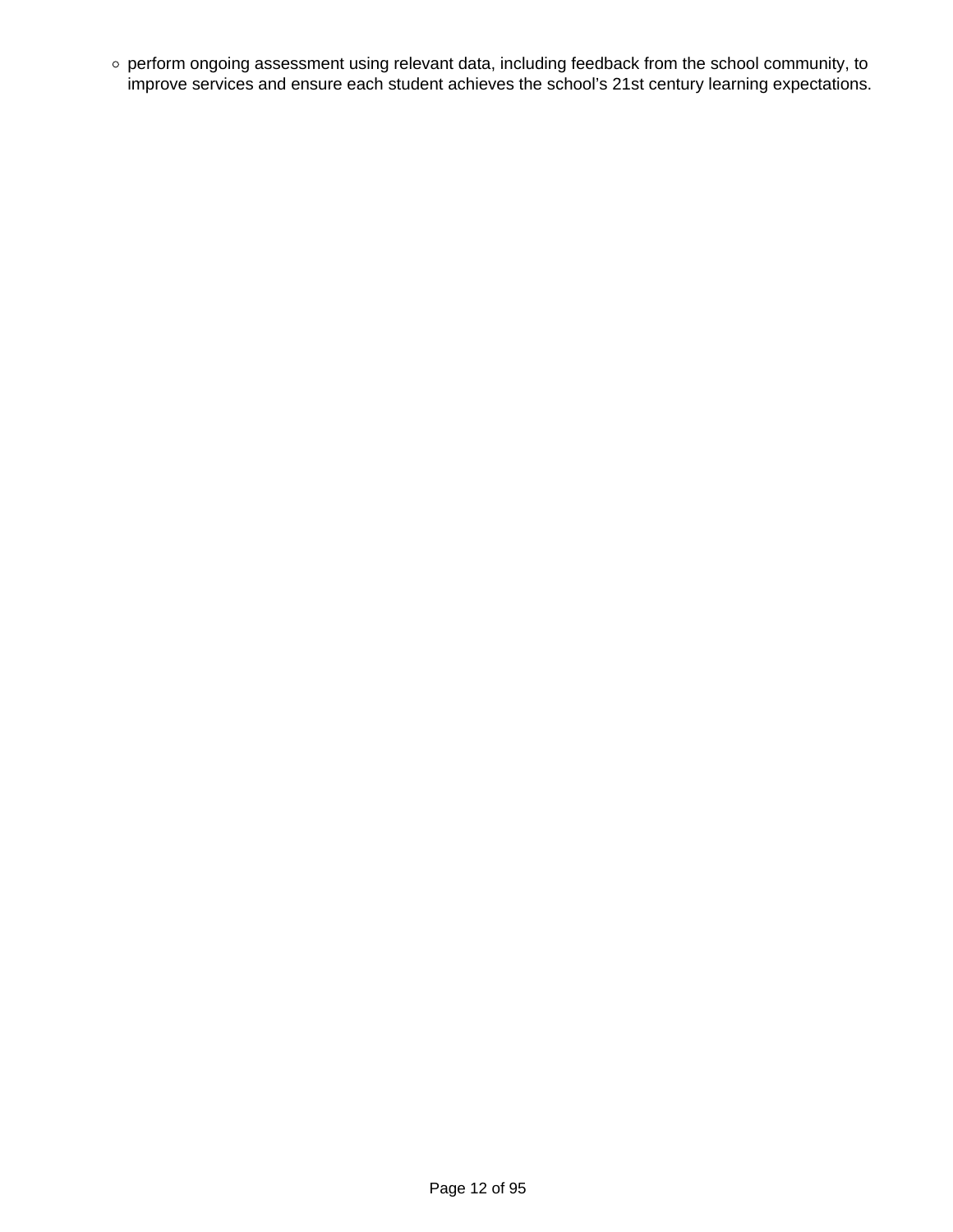- perform ongoing assessment using relevant data, including feedback from the school community, to improve services and ensure each student achieves the school's 21st century learning expectations.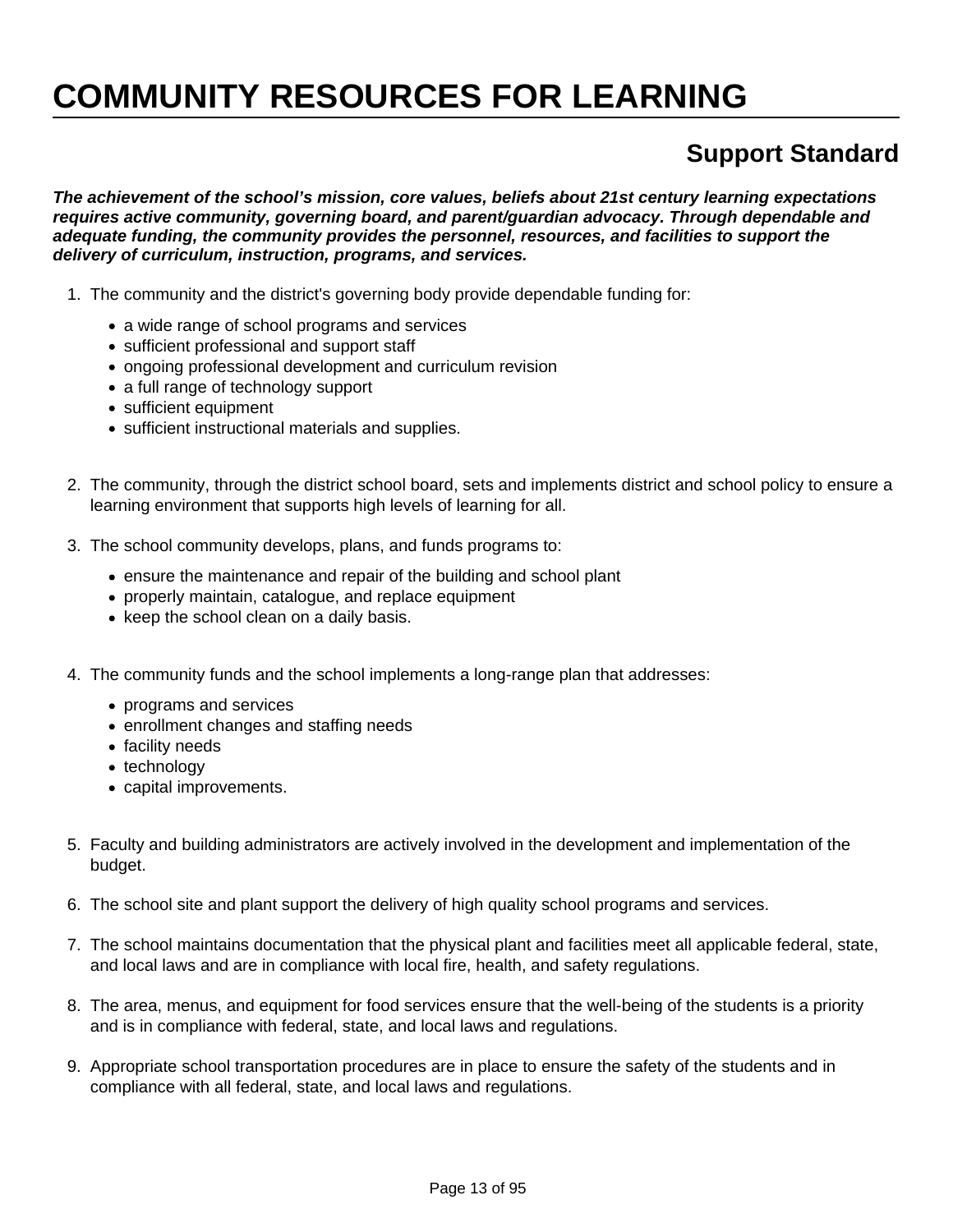# COMMUNITY RESOURCES FOR LEARNING

## Support Standard

***The achievement of the school's mission, core values, beliefs about 21st century learning expectations requires active community, governing board, and parent/guardian advocacy. Through dependable and adequate funding, the community provides the personnel, resources, and facilities to support the delivery of curriculum, instruction, programs, and services.***

1. The community and the district's governing body provide dependable funding for:
   - a wide range of school programs and services
   - sufficient professional and support staff
   - ongoing professional development and curriculum revision
   - a full range of technology support
   - sufficient equipment
   - sufficient instructional materials and supplies.

2. The community, through the district school board, sets and implements district and school policy to ensure a learning environment that supports high levels of learning for all.

3. The school community develops, plans, and funds programs to:
   - ensure the maintenance and repair of the building and school plant
   - properly maintain, catalogue, and replace equipment
   - keep the school clean on a daily basis.

4. The community funds and the school implements a long-range plan that addresses:
   - programs and services
   - enrollment changes and staffing needs
   - facility needs
   - technology
   - capital improvements.

5. Faculty and building administrators are actively involved in the development and implementation of the budget.

6. The school site and plant support the delivery of high quality school programs and services.

7. The school maintains documentation that the physical plant and facilities meet all applicable federal, state, and local laws and are in compliance with local fire, health, and safety regulations.

8. The area, menus, and equipment for food services ensure that the well-being of the students is a priority and is in compliance with federal, state, and local laws and regulations.

9. Appropriate school transportation procedures are in place to ensure the safety of the students and in compliance with all federal, state, and local laws and regulations.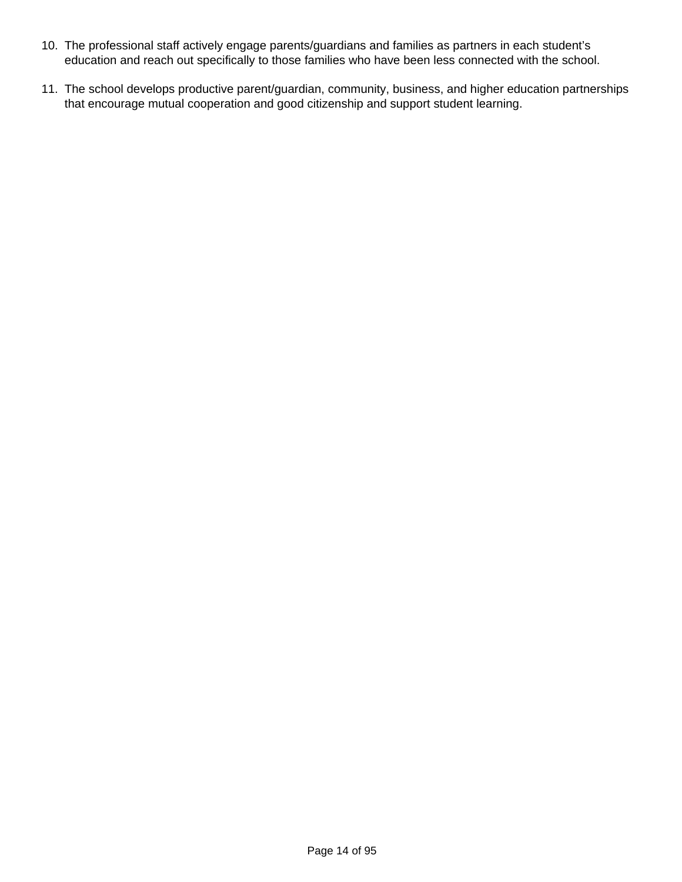10. The professional staff actively engage parents/guardians and families as partners in each student's education and reach out specifically to those families who have been less connected with the school.

11. The school develops productive parent/guardian, community, business, and higher education partnerships that encourage mutual cooperation and good citizenship and support student learning.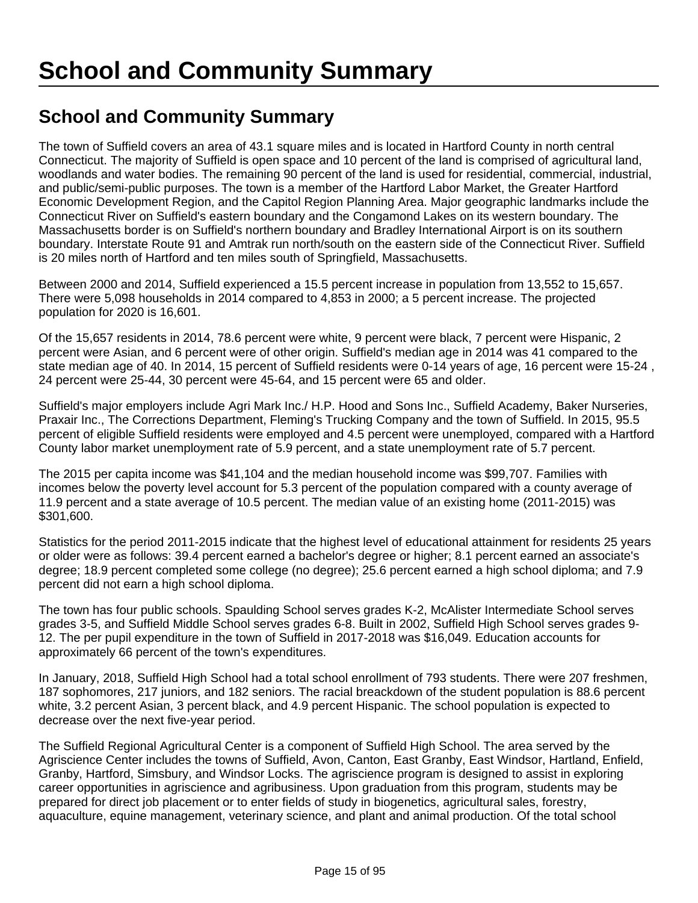# School and Community Summary

## School and Community Summary

The town of Suffield covers an area of 43.1 square miles and is located in Hartford County in north central Connecticut. The majority of Suffield is open space and 10 percent of the land is comprised of agricultural land, woodlands and water bodies. The remaining 90 percent of the land is used for residential, commercial, industrial, and public/semi-public purposes. The town is a member of the Hartford Labor Market, the Greater Hartford Economic Development Region, and the Capitol Region Planning Area. Major geographic landmarks include the Connecticut River on Suffield's eastern boundary and the Congamond Lakes on its western boundary. The Massachusetts border is on Suffield's northern boundary and Bradley International Airport is on its southern boundary. Interstate Route 91 and Amtrak run north/south on the eastern side of the Connecticut River. Suffield is 20 miles north of Hartford and ten miles south of Springfield, Massachusetts.

Between 2000 and 2014, Suffield experienced a 15.5 percent increase in population from 13,552 to 15,657. There were 5,098 households in 2014 compared to 4,853 in 2000; a 5 percent increase. The projected population for 2020 is 16,601.

Of the 15,657 residents in 2014, 78.6 percent were white, 9 percent were black, 7 percent were Hispanic, 2 percent were Asian, and 6 percent were of other origin. Suffield's median age in 2014 was 41 compared to the state median age of 40. In 2014, 15 percent of Suffield residents were 0-14 years of age, 16 percent were 15-24 , 24 percent were 25-44, 30 percent were 45-64, and 15 percent were 65 and older.

Suffield's major employers include Agri Mark Inc./ H.P. Hood and Sons Inc., Suffield Academy, Baker Nurseries, Praxair Inc., The Corrections Department, Fleming's Trucking Company and the town of Suffield. In 2015, 95.5 percent of eligible Suffield residents were employed and 4.5 percent were unemployed, compared with a Hartford County labor market unemployment rate of 5.9 percent, and a state unemployment rate of 5.7 percent.

The 2015 per capita income was $41,104 and the median household income was $99,707. Families with incomes below the poverty level account for 5.3 percent of the population compared with a county average of 11.9 percent and a state average of 10.5 percent. The median value of an existing home (2011-2015) was $301,600.

Statistics for the period 2011-2015 indicate that the highest level of educational attainment for residents 25 years or older were as follows: 39.4 percent earned a bachelor's degree or higher; 8.1 percent earned an associate's degree; 18.9 percent completed some college (no degree); 25.6 percent earned a high school diploma; and 7.9 percent did not earn a high school diploma.

The town has four public schools. Spaulding School serves grades K-2, McAlister Intermediate School serves grades 3-5, and Suffield Middle School serves grades 6-8. Built in 2002, Suffield High School serves grades 9-12. The per pupil expenditure in the town of Suffield in 2017-2018 was $16,049. Education accounts for approximately 66 percent of the town's expenditures.

In January, 2018, Suffield High School had a total school enrollment of 793 students. There were 207 freshmen, 187 sophomores, 217 juniors, and 182 seniors. The racial breackdown of the student population is 88.6 percent white, 3.2 percent Asian, 3 percent black, and 4.9 percent Hispanic. The school population is expected to decrease over the next five-year period.

The Suffield Regional Agricultural Center is a component of Suffield High School. The area served by the Agriscience Center includes the towns of Suffield, Avon, Canton, East Granby, East Windsor, Hartland, Enfield, Granby, Hartford, Simsbury, and Windsor Locks. The agriscience program is designed to assist in exploring career opportunities in agriscience and agribusiness. Upon graduation from this program, students may be prepared for direct job placement or to enter fields of study in biogenetics, agricultural sales, forestry, aquaculture, equine management, veterinary science, and plant and animal production. Of the total school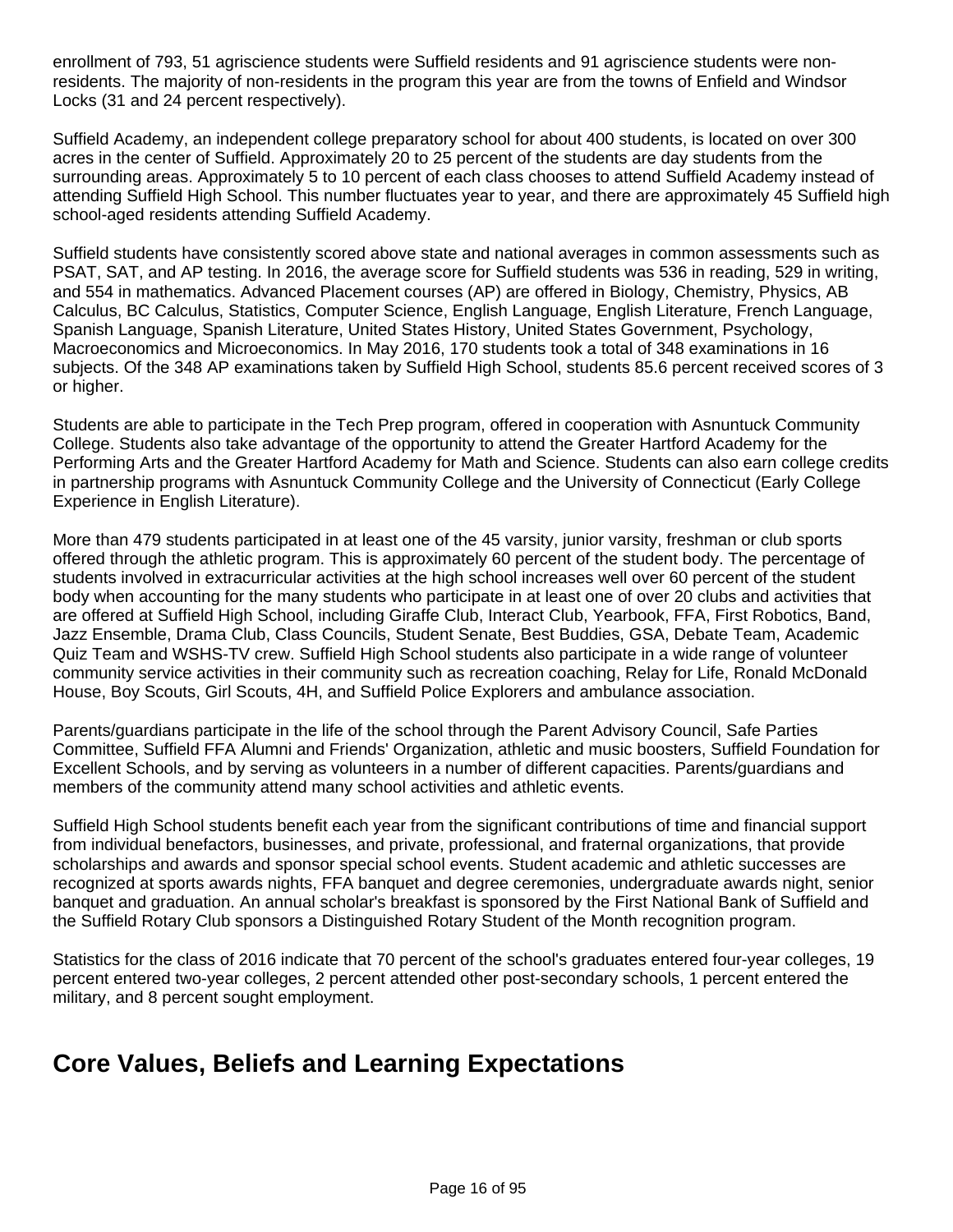enrollment of 793, 51 agriscience students were Suffield residents and 91 agriscience students were non-residents. The majority of non-residents in the program this year are from the towns of Enfield and Windsor Locks (31 and 24 percent respectively).

Suffield Academy, an independent college preparatory school for about 400 students, is located on over 300 acres in the center of Suffield. Approximately 20 to 25 percent of the students are day students from the surrounding areas. Approximately 5 to 10 percent of each class chooses to attend Suffield Academy instead of attending Suffield High School. This number fluctuates year to year, and there are approximately 45 Suffield high school-aged residents attending Suffield Academy.

Suffield students have consistently scored above state and national averages in common assessments such as PSAT, SAT, and AP testing. In 2016, the average score for Suffield students was 536 in reading, 529 in writing, and 554 in mathematics. Advanced Placement courses (AP) are offered in Biology, Chemistry, Physics, AB Calculus, BC Calculus, Statistics, Computer Science, English Language, English Literature, French Language, Spanish Language, Spanish Literature, United States History, United States Government, Psychology, Macroeconomics and Microeconomics. In May 2016, 170 students took a total of 348 examinations in 16 subjects. Of the 348 AP examinations taken by Suffield High School, students 85.6 percent received scores of 3 or higher.

Students are able to participate in the Tech Prep program, offered in cooperation with Asnuntuck Community College. Students also take advantage of the opportunity to attend the Greater Hartford Academy for the Performing Arts and the Greater Hartford Academy for Math and Science. Students can also earn college credits in partnership programs with Asnuntuck Community College and the University of Connecticut (Early College Experience in English Literature).

More than 479 students participated in at least one of the 45 varsity, junior varsity, freshman or club sports offered through the athletic program. This is approximately 60 percent of the student body. The percentage of students involved in extracurricular activities at the high school increases well over 60 percent of the student body when accounting for the many students who participate in at least one of over 20 clubs and activities that are offered at Suffield High School, including Giraffe Club, Interact Club, Yearbook, FFA, First Robotics, Band, Jazz Ensemble, Drama Club, Class Councils, Student Senate, Best Buddies, GSA, Debate Team, Academic Quiz Team and WSHS-TV crew. Suffield High School students also participate in a wide range of volunteer community service activities in their community such as recreation coaching, Relay for Life, Ronald McDonald House, Boy Scouts, Girl Scouts, 4H, and Suffield Police Explorers and ambulance association.

Parents/guardians participate in the life of the school through the Parent Advisory Council, Safe Parties Committee, Suffield FFA Alumni and Friends' Organization, athletic and music boosters, Suffield Foundation for Excellent Schools, and by serving as volunteers in a number of different capacities. Parents/guardians and members of the community attend many school activities and athletic events.

Suffield High School students benefit each year from the significant contributions of time and financial support from individual benefactors, businesses, and private, professional, and fraternal organizations, that provide scholarships and awards and sponsor special school events. Student academic and athletic successes are recognized at sports awards nights, FFA banquet and degree ceremonies, undergraduate awards night, senior banquet and graduation. An annual scholar's breakfast is sponsored by the First National Bank of Suffield and the Suffield Rotary Club sponsors a Distinguished Rotary Student of the Month recognition program.

Statistics for the class of 2016 indicate that 70 percent of the school's graduates entered four-year colleges, 19 percent entered two-year colleges, 2 percent attended other post-secondary schools, 1 percent entered the military, and 8 percent sought employment.

## Core Values, Beliefs and Learning Expectations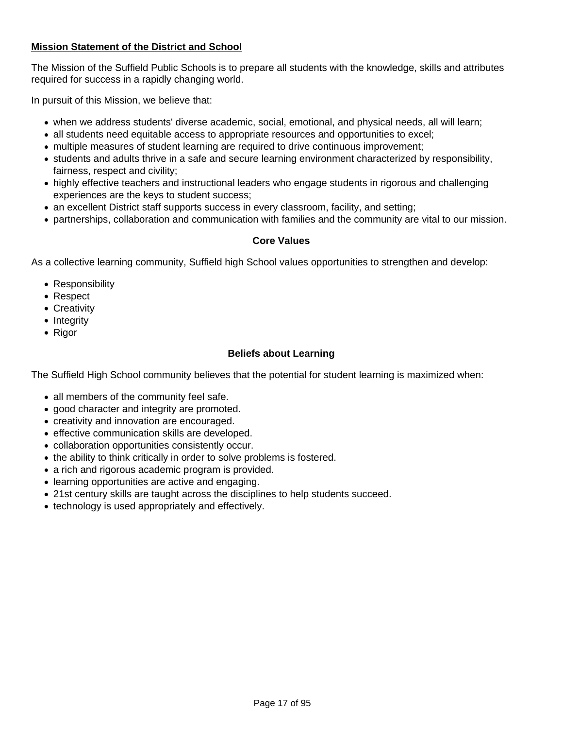## Mission Statement of the District and School

The Mission of the Suffield Public Schools is to prepare all students with the knowledge, skills and attributes required for success in a rapidly changing world.

In pursuit of this Mission, we believe that:

- when we address students' diverse academic, social, emotional, and physical needs, all will learn;
- all students need equitable access to appropriate resources and opportunities to excel;
- multiple measures of student learning are required to drive continuous improvement;
- students and adults thrive in a safe and secure learning environment characterized by responsibility, fairness, respect and civility;
- highly effective teachers and instructional leaders who engage students in rigorous and challenging experiences are the keys to student success;
- an excellent District staff supports success in every classroom, facility, and setting;
- partnerships, collaboration and communication with families and the community are vital to our mission.

### Core Values

As a collective learning community, Suffield high School values opportunities to strengthen and develop:

- Responsibility
- Respect
- Creativity
- Integrity
- Rigor

### Beliefs about Learning

The Suffield High School community believes that the potential for student learning is maximized when:

- all members of the community feel safe.
- good character and integrity are promoted.
- creativity and innovation are encouraged.
- effective communication skills are developed.
- collaboration opportunities consistently occur.
- the ability to think critically in order to solve problems is fostered.
- a rich and rigorous academic program is provided.
- learning opportunities are active and engaging.
- 21st century skills are taught across the disciplines to help students succeed.
- technology is used appropriately and effectively.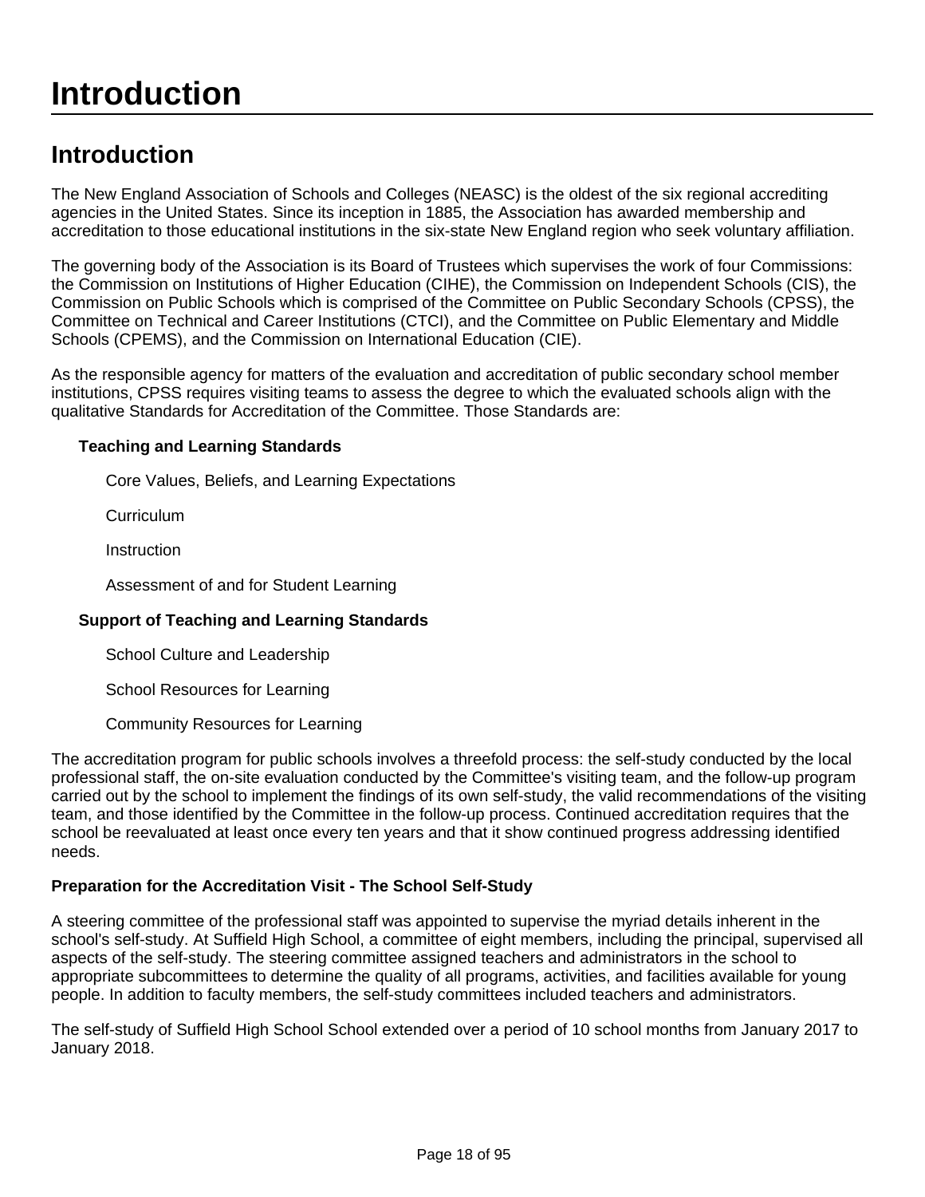# Introduction

## Introduction

The New England Association of Schools and Colleges (NEASC) is the oldest of the six regional accrediting agencies in the United States. Since its inception in 1885, the Association has awarded membership and accreditation to those educational institutions in the six-state New England region who seek voluntary affiliation.

The governing body of the Association is its Board of Trustees which supervises the work of four Commissions: the Commission on Institutions of Higher Education (CIHE), the Commission on Independent Schools (CIS), the Commission on Public Schools which is comprised of the Committee on Public Secondary Schools (CPSS), the Committee on Technical and Career Institutions (CTCI), and the Committee on Public Elementary and Middle Schools (CPEMS), and the Commission on International Education (CIE).

As the responsible agency for matters of the evaluation and accreditation of public secondary school member institutions, CPSS requires visiting teams to assess the degree to which the evaluated schools align with the qualitative Standards for Accreditation of the Committee. Those Standards are:

**Teaching and Learning Standards**

- Core Values, Beliefs, and Learning Expectations
- Curriculum
- Instruction
- Assessment of and for Student Learning

**Support of Teaching and Learning Standards**

- School Culture and Leadership
- School Resources for Learning
- Community Resources for Learning

The accreditation program for public schools involves a threefold process: the self-study conducted by the local professional staff, the on-site evaluation conducted by the Committee's visiting team, and the follow-up program carried out by the school to implement the findings of its own self-study, the valid recommendations of the visiting team, and those identified by the Committee in the follow-up process. Continued accreditation requires that the school be reevaluated at least once every ten years and that it show continued progress addressing identified needs.

**Preparation for the Accreditation Visit - The School Self-Study**

A steering committee of the professional staff was appointed to supervise the myriad details inherent in the school's self-study. At Suffield High School, a committee of eight members, including the principal, supervised all aspects of the self-study. The steering committee assigned teachers and administrators in the school to appropriate subcommittees to determine the quality of all programs, activities, and facilities available for young people. In addition to faculty members, the self-study committees included teachers and administrators.

The self-study of Suffield High School School extended over a period of 10 school months from January 2017 to January 2018.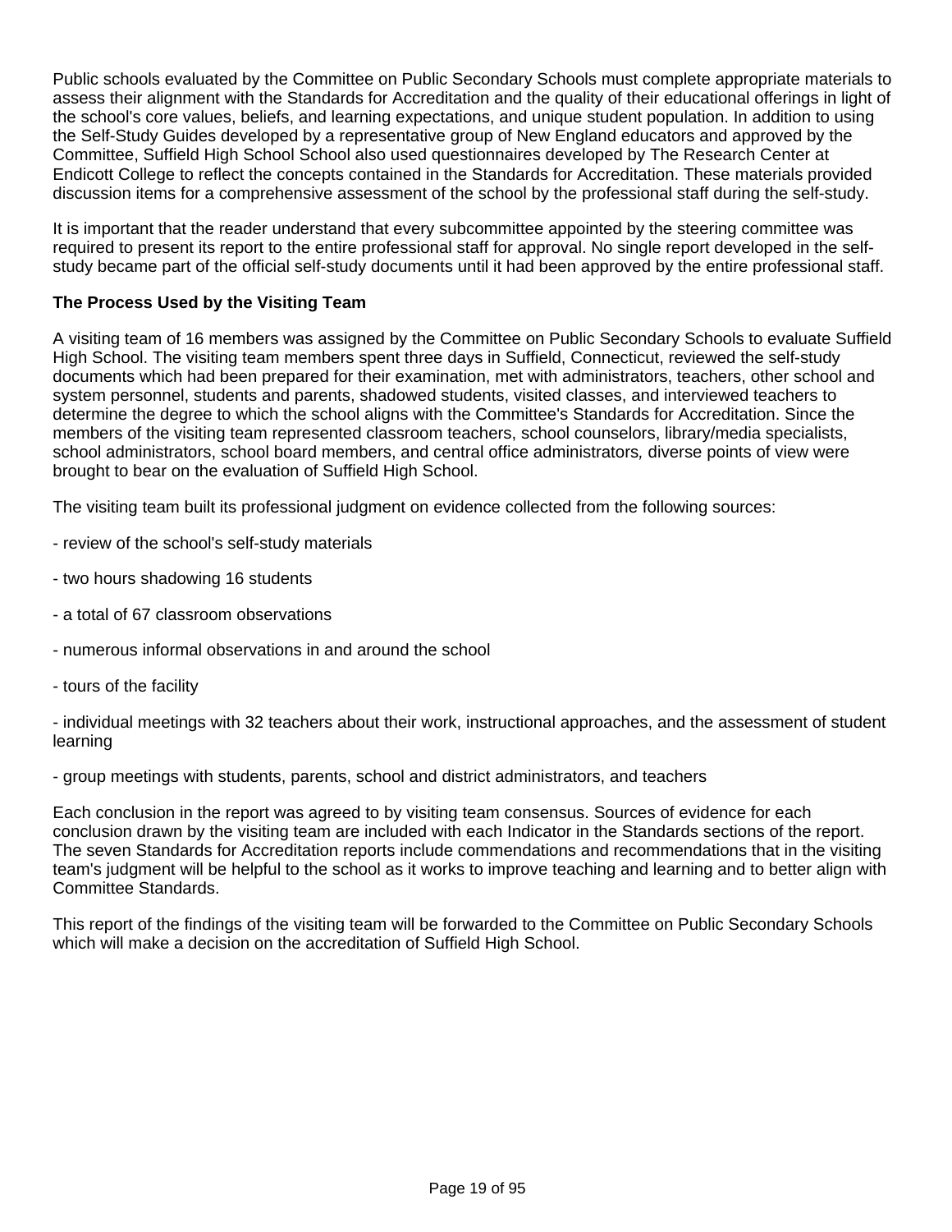Public schools evaluated by the Committee on Public Secondary Schools must complete appropriate materials to assess their alignment with the Standards for Accreditation and the quality of their educational offerings in light of the school's core values, beliefs, and learning expectations, and unique student population. In addition to using the Self-Study Guides developed by a representative group of New England educators and approved by the Committee, Suffield High School School also used questionnaires developed by The Research Center at Endicott College to reflect the concepts contained in the Standards for Accreditation. These materials provided discussion items for a comprehensive assessment of the school by the professional staff during the self-study.

It is important that the reader understand that every subcommittee appointed by the steering committee was required to present its report to the entire professional staff for approval. No single report developed in the self-study became part of the official self-study documents until it had been approved by the entire professional staff.

**The Process Used by the Visiting Team**

A visiting team of 16 members was assigned by the Committee on Public Secondary Schools to evaluate Suffield High School. The visiting team members spent three days in Suffield, Connecticut, reviewed the self-study documents which had been prepared for their examination, met with administrators, teachers, other school and system personnel, students and parents, shadowed students, visited classes, and interviewed teachers to determine the degree to which the school aligns with the Committee's Standards for Accreditation. Since the members of the visiting team represented classroom teachers, school counselors, library/media specialists, school administrators, school board members, and central office administrators*,* diverse points of view were brought to bear on the evaluation of Suffield High School.

The visiting team built its professional judgment on evidence collected from the following sources:

- review of the school's self-study materials

- two hours shadowing 16 students

- a total of 67 classroom observations

- numerous informal observations in and around the school

- tours of the facility

- individual meetings with 32 teachers about their work, instructional approaches, and the assessment of student learning

- group meetings with students, parents, school and district administrators, and teachers

Each conclusion in the report was agreed to by visiting team consensus. Sources of evidence for each conclusion drawn by the visiting team are included with each Indicator in the Standards sections of the report. The seven Standards for Accreditation reports include commendations and recommendations that in the visiting team's judgment will be helpful to the school as it works to improve teaching and learning and to better align with Committee Standards.

This report of the findings of the visiting team will be forwarded to the Committee on Public Secondary Schools which will make a decision on the accreditation of Suffield High School.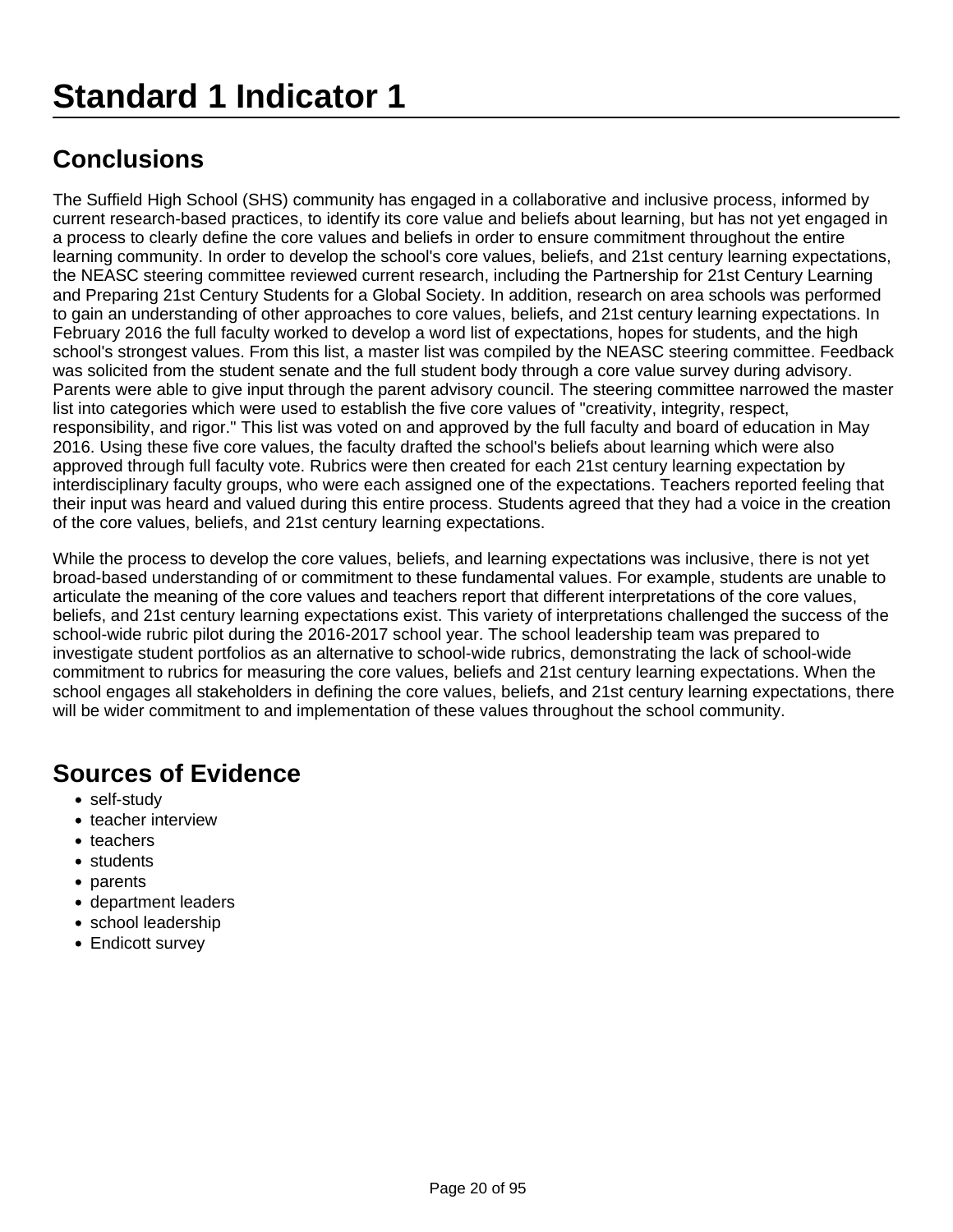# Standard 1 Indicator 1

## Conclusions

The Suffield High School (SHS) community has engaged in a collaborative and inclusive process, informed by current research-based practices, to identify its core value and beliefs about learning, but has not yet engaged in a process to clearly define the core values and beliefs in order to ensure commitment throughout the entire learning community. In order to develop the school's core values, beliefs, and 21st century learning expectations, the NEASC steering committee reviewed current research, including the Partnership for 21st Century Learning and Preparing 21st Century Students for a Global Society. In addition, research on area schools was performed to gain an understanding of other approaches to core values, beliefs, and 21st century learning expectations. In February 2016 the full faculty worked to develop a word list of expectations, hopes for students, and the high school's strongest values. From this list, a master list was compiled by the NEASC steering committee. Feedback was solicited from the student senate and the full student body through a core value survey during advisory. Parents were able to give input through the parent advisory council. The steering committee narrowed the master list into categories which were used to establish the five core values of "creativity, integrity, respect, responsibility, and rigor." This list was voted on and approved by the full faculty and board of education in May 2016. Using these five core values, the faculty drafted the school's beliefs about learning which were also approved through full faculty vote. Rubrics were then created for each 21st century learning expectation by interdisciplinary faculty groups, who were each assigned one of the expectations. Teachers reported feeling that their input was heard and valued during this entire process. Students agreed that they had a voice in the creation of the core values, beliefs, and 21st century learning expectations.

While the process to develop the core values, beliefs, and learning expectations was inclusive, there is not yet broad-based understanding of or commitment to these fundamental values. For example, students are unable to articulate the meaning of the core values and teachers report that different interpretations of the core values, beliefs, and 21st century learning expectations exist. This variety of interpretations challenged the success of the school-wide rubric pilot during the 2016-2017 school year. The school leadership team was prepared to investigate student portfolios as an alternative to school-wide rubrics, demonstrating the lack of school-wide commitment to rubrics for measuring the core values, beliefs and 21st century learning expectations. When the school engages all stakeholders in defining the core values, beliefs, and 21st century learning expectations, there will be wider commitment to and implementation of these values throughout the school community.

## Sources of Evidence

- self-study
- teacher interview
- teachers
- students
- parents
- department leaders
- school leadership
- Endicott survey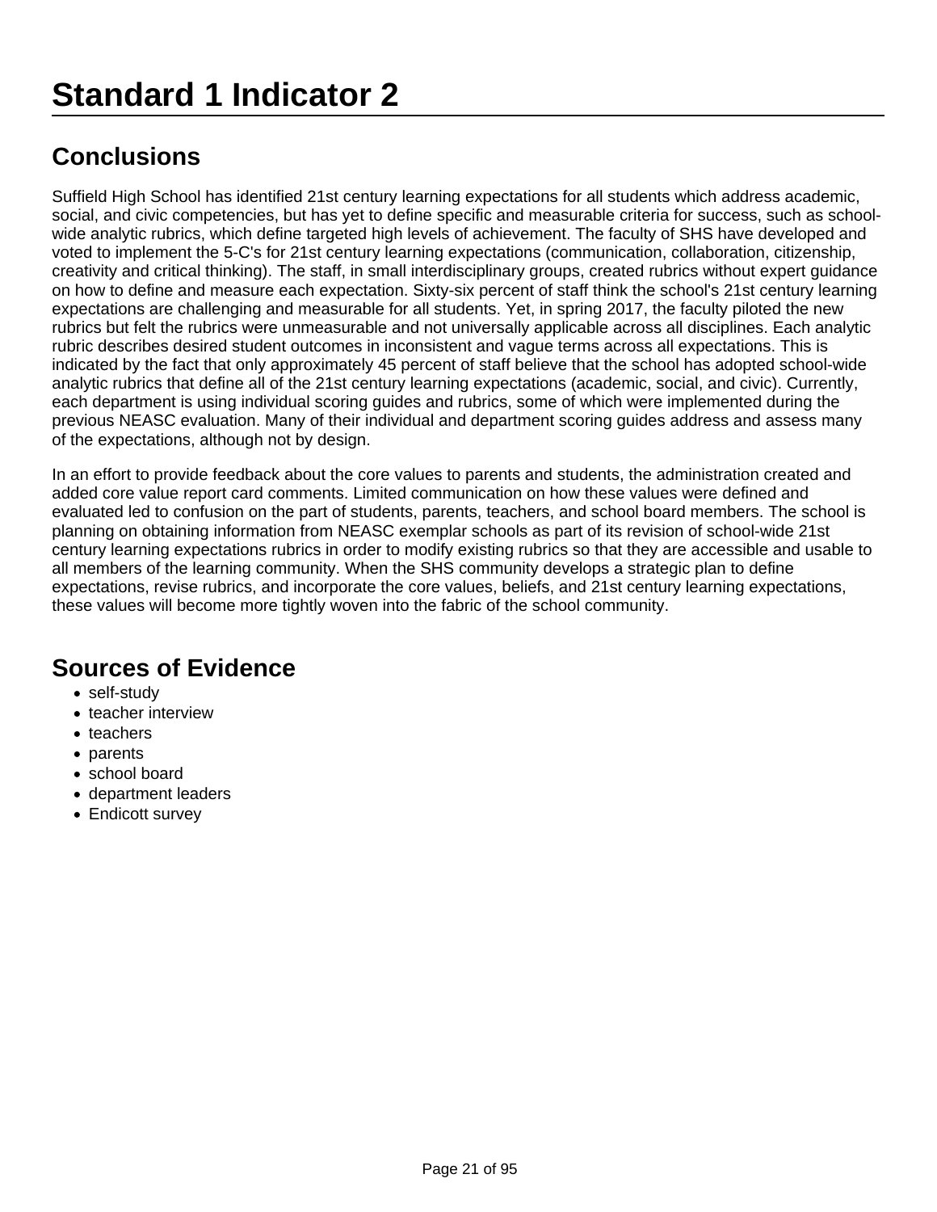# Standard 1 Indicator 2

## Conclusions

Suffield High School has identified 21st century learning expectations for all students which address academic, social, and civic competencies, but has yet to define specific and measurable criteria for success, such as school-wide analytic rubrics, which define targeted high levels of achievement. The faculty of SHS have developed and voted to implement the 5-C's for 21st century learning expectations (communication, collaboration, citizenship, creativity and critical thinking). The staff, in small interdisciplinary groups, created rubrics without expert guidance on how to define and measure each expectation. Sixty-six percent of staff think the school's 21st century learning expectations are challenging and measurable for all students. Yet, in spring 2017, the faculty piloted the new rubrics but felt the rubrics were unmeasurable and not universally applicable across all disciplines. Each analytic rubric describes desired student outcomes in inconsistent and vague terms across all expectations. This is indicated by the fact that only approximately 45 percent of staff believe that the school has adopted school-wide analytic rubrics that define all of the 21st century learning expectations (academic, social, and civic). Currently, each department is using individual scoring guides and rubrics, some of which were implemented during the previous NEASC evaluation. Many of their individual and department scoring guides address and assess many of the expectations, although not by design.

In an effort to provide feedback about the core values to parents and students, the administration created and added core value report card comments. Limited communication on how these values were defined and evaluated led to confusion on the part of students, parents, teachers, and school board members. The school is planning on obtaining information from NEASC exemplar schools as part of its revision of school-wide 21st century learning expectations rubrics in order to modify existing rubrics so that they are accessible and usable to all members of the learning community. When the SHS community develops a strategic plan to define expectations, revise rubrics, and incorporate the core values, beliefs, and 21st century learning expectations, these values will become more tightly woven into the fabric of the school community.

## Sources of Evidence

- self-study
- teacher interview
- teachers
- parents
- school board
- department leaders
- Endicott survey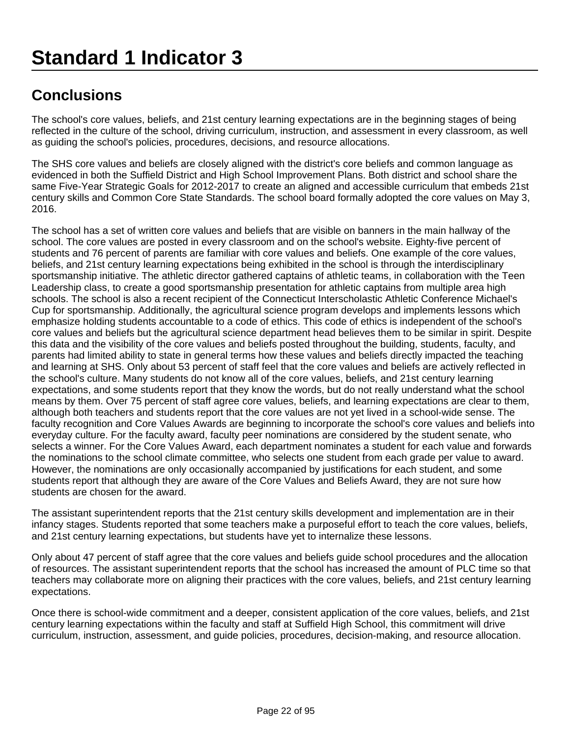# Standard 1 Indicator 3

## Conclusions

The school's core values, beliefs, and 21st century learning expectations are in the beginning stages of being reflected in the culture of the school, driving curriculum, instruction, and assessment in every classroom, as well as guiding the school's policies, procedures, decisions, and resource allocations.

The SHS core values and beliefs are closely aligned with the district's core beliefs and common language as evidenced in both the Suffield District and High School Improvement Plans. Both district and school share the same Five-Year Strategic Goals for 2012-2017 to create an aligned and accessible curriculum that embeds 21st century skills and Common Core State Standards. The school board formally adopted the core values on May 3, 2016.

The school has a set of written core values and beliefs that are visible on banners in the main hallway of the school. The core values are posted in every classroom and on the school's website. Eighty-five percent of students and 76 percent of parents are familiar with core values and beliefs. One example of the core values, beliefs, and 21st century learning expectations being exhibited in the school is through the interdisciplinary sportsmanship initiative. The athletic director gathered captains of athletic teams, in collaboration with the Teen Leadership class, to create a good sportsmanship presentation for athletic captains from multiple area high schools. The school is also a recent recipient of the Connecticut Interscholastic Athletic Conference Michael's Cup for sportsmanship. Additionally, the agricultural science program develops and implements lessons which emphasize holding students accountable to a code of ethics. This code of ethics is independent of the school's core values and beliefs but the agricultural science department head believes them to be similar in spirit. Despite this data and the visibility of the core values and beliefs posted throughout the building, students, faculty, and parents had limited ability to state in general terms how these values and beliefs directly impacted the teaching and learning at SHS. Only about 53 percent of staff feel that the core values and beliefs are actively reflected in the school's culture. Many students do not know all of the core values, beliefs, and 21st century learning expectations, and some students report that they know the words, but do not really understand what the school means by them. Over 75 percent of staff agree core values, beliefs, and learning expectations are clear to them, although both teachers and students report that the core values are not yet lived in a school-wide sense. The faculty recognition and Core Values Awards are beginning to incorporate the school's core values and beliefs into everyday culture. For the faculty award, faculty peer nominations are considered by the student senate, who selects a winner. For the Core Values Award, each department nominates a student for each value and forwards the nominations to the school climate committee, who selects one student from each grade per value to award. However, the nominations are only occasionally accompanied by justifications for each student, and some students report that although they are aware of the Core Values and Beliefs Award, they are not sure how students are chosen for the award.

The assistant superintendent reports that the 21st century skills development and implementation are in their infancy stages. Students reported that some teachers make a purposeful effort to teach the core values, beliefs, and 21st century learning expectations, but students have yet to internalize these lessons.

Only about 47 percent of staff agree that the core values and beliefs guide school procedures and the allocation of resources. The assistant superintendent reports that the school has increased the amount of PLC time so that teachers may collaborate more on aligning their practices with the core values, beliefs, and 21st century learning expectations.

Once there is school-wide commitment and a deeper, consistent application of the core values, beliefs, and 21st century learning expectations within the faculty and staff at Suffield High School, this commitment will drive curriculum, instruction, assessment, and guide policies, procedures, decision-making, and resource allocation.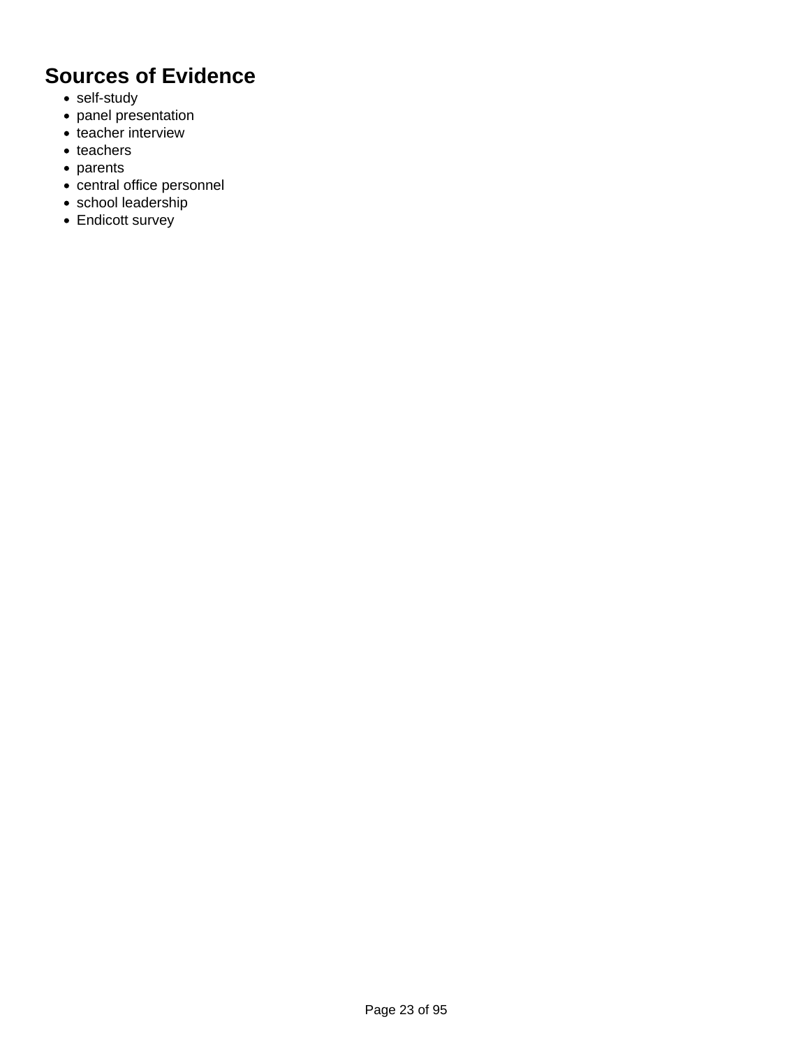## Sources of Evidence

- self-study
- panel presentation
- teacher interview
- teachers
- parents
- central office personnel
- school leadership
- Endicott survey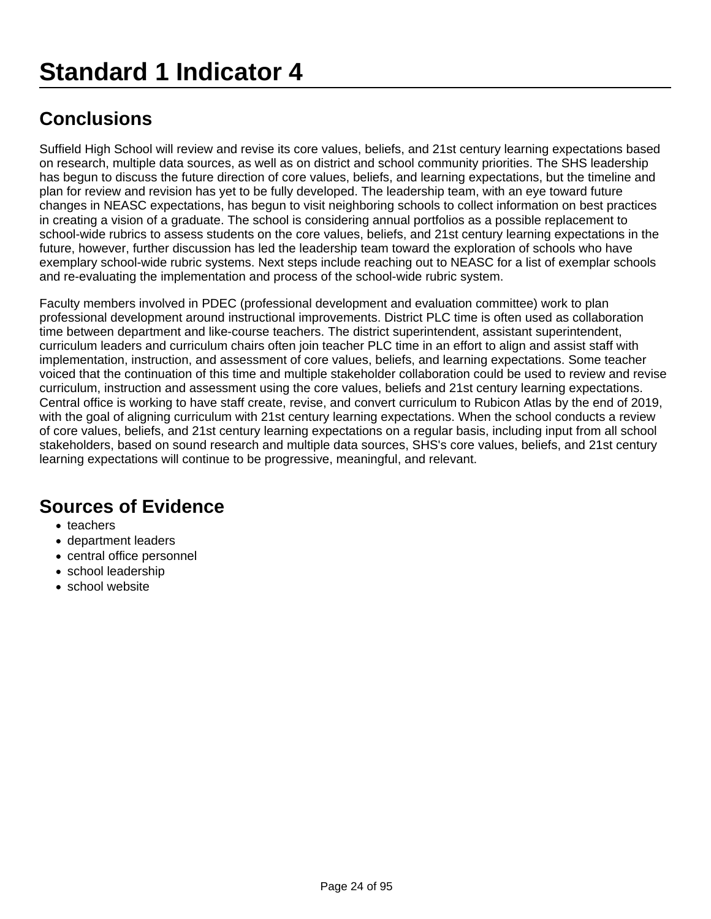# Standard 1 Indicator 4

## Conclusions

Suffield High School will review and revise its core values, beliefs, and 21st century learning expectations based on research, multiple data sources, as well as on district and school community priorities. The SHS leadership has begun to discuss the future direction of core values, beliefs, and learning expectations, but the timeline and plan for review and revision has yet to be fully developed. The leadership team, with an eye toward future changes in NEASC expectations, has begun to visit neighboring schools to collect information on best practices in creating a vision of a graduate. The school is considering annual portfolios as a possible replacement to school-wide rubrics to assess students on the core values, beliefs, and 21st century learning expectations in the future, however, further discussion has led the leadership team toward the exploration of schools who have exemplary school-wide rubric systems. Next steps include reaching out to NEASC for a list of exemplar schools and re-evaluating the implementation and process of the school-wide rubric system.

Faculty members involved in PDEC (professional development and evaluation committee) work to plan professional development around instructional improvements. District PLC time is often used as collaboration time between department and like-course teachers. The district superintendent, assistant superintendent, curriculum leaders and curriculum chairs often join teacher PLC time in an effort to align and assist staff with implementation, instruction, and assessment of core values, beliefs, and learning expectations. Some teacher voiced that the continuation of this time and multiple stakeholder collaboration could be used to review and revise curriculum, instruction and assessment using the core values, beliefs and 21st century learning expectations. Central office is working to have staff create, revise, and convert curriculum to Rubicon Atlas by the end of 2019, with the goal of aligning curriculum with 21st century learning expectations. When the school conducts a review of core values, beliefs, and 21st century learning expectations on a regular basis, including input from all school stakeholders, based on sound research and multiple data sources, SHS's core values, beliefs, and 21st century learning expectations will continue to be progressive, meaningful, and relevant.

## Sources of Evidence

- teachers
- department leaders
- central office personnel
- school leadership
- school website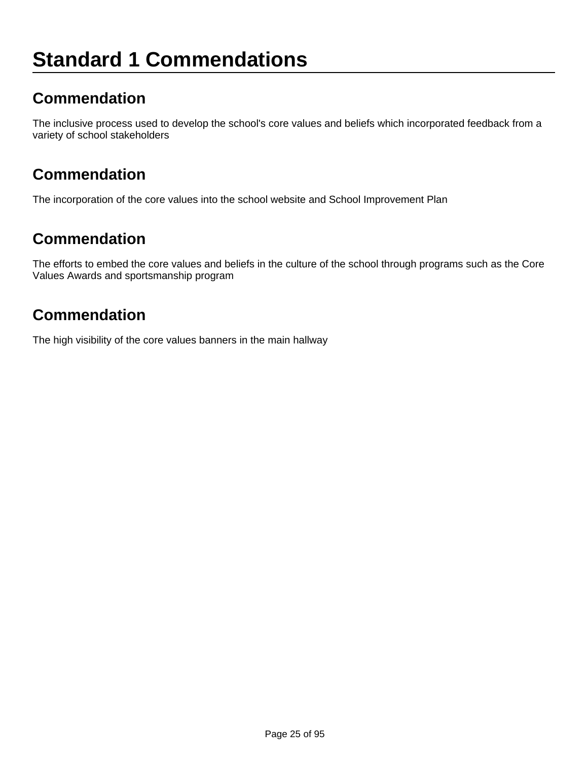# Standard 1 Commendations

## Commendation

The inclusive process used to develop the school's core values and beliefs which incorporated feedback from a variety of school stakeholders

## Commendation

The incorporation of the core values into the school website and School Improvement Plan

## Commendation

The efforts to embed the core values and beliefs in the culture of the school through programs such as the Core Values Awards and sportsmanship program

## Commendation

The high visibility of the core values banners in the main hallway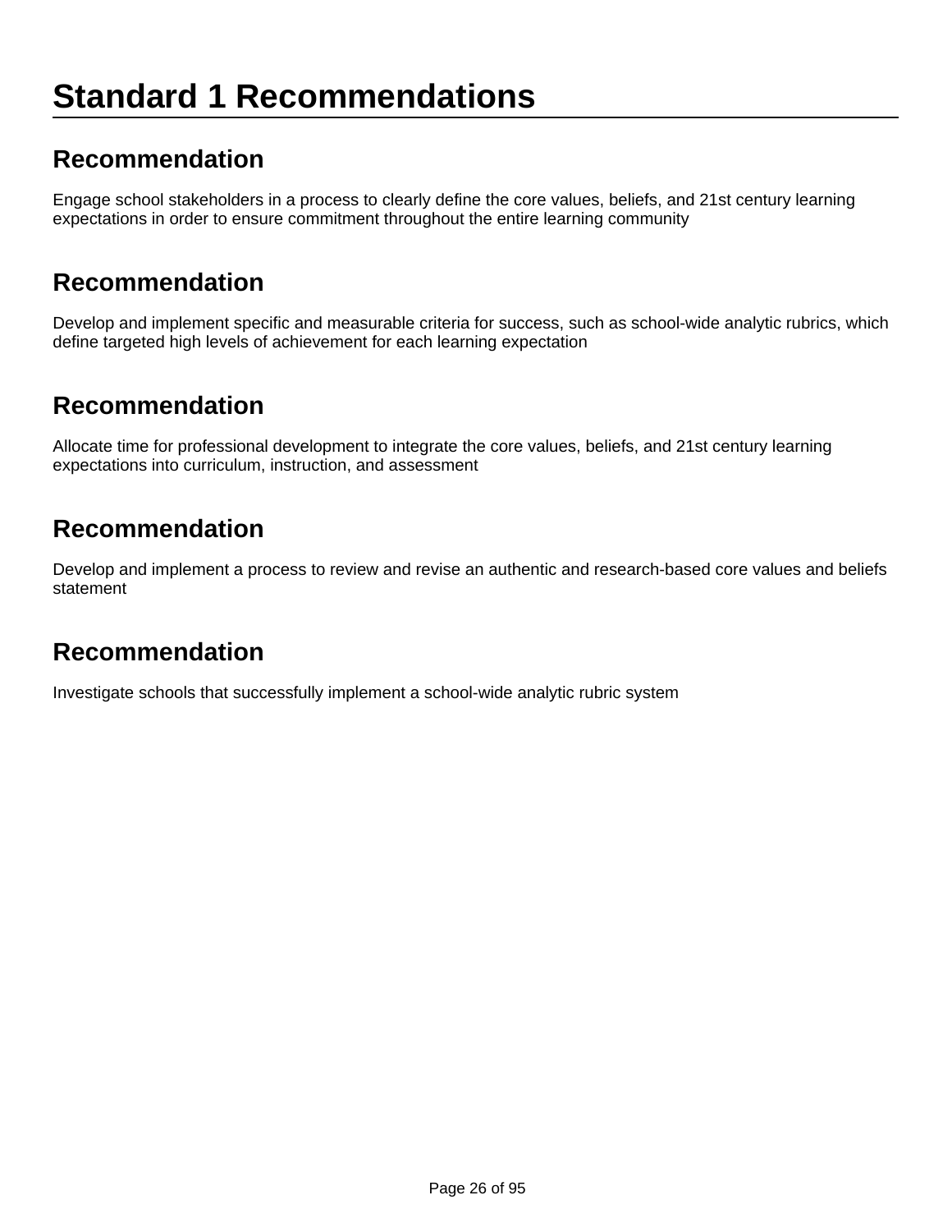# Standard 1 Recommendations

## Recommendation

Engage school stakeholders in a process to clearly define the core values, beliefs, and 21st century learning expectations in order to ensure commitment throughout the entire learning community

## Recommendation

Develop and implement specific and measurable criteria for success, such as school-wide analytic rubrics, which define targeted high levels of achievement for each learning expectation

## Recommendation

Allocate time for professional development to integrate the core values, beliefs, and 21st century learning expectations into curriculum, instruction, and assessment

## Recommendation

Develop and implement a process to review and revise an authentic and research-based core values and beliefs statement

## Recommendation

Investigate schools that successfully implement a school-wide analytic rubric system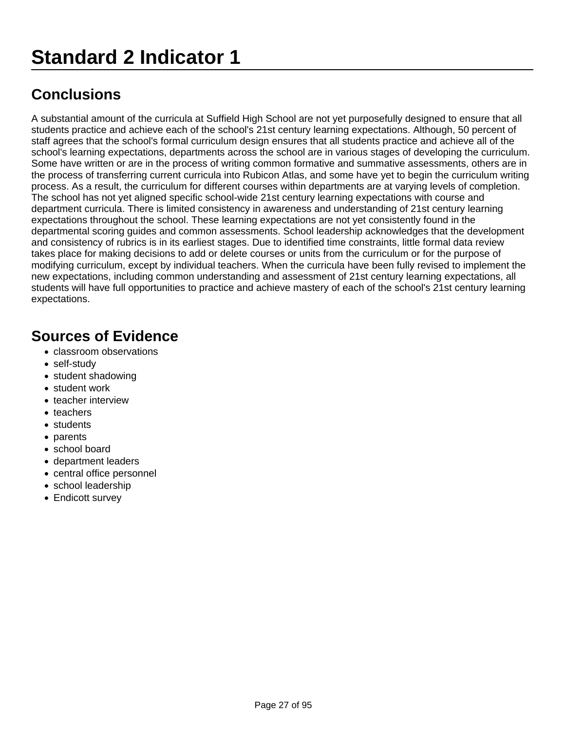# Standard 2 Indicator 1

## Conclusions

A substantial amount of the curricula at Suffield High School are not yet purposefully designed to ensure that all students practice and achieve each of the school's 21st century learning expectations. Although, 50 percent of staff agrees that the school's formal curriculum design ensures that all students practice and achieve all of the school's learning expectations, departments across the school are in various stages of developing the curriculum. Some have written or are in the process of writing common formative and summative assessments, others are in the process of transferring current curricula into Rubicon Atlas, and some have yet to begin the curriculum writing process. As a result, the curriculum for different courses within departments are at varying levels of completion. The school has not yet aligned specific school-wide 21st century learning expectations with course and department curricula. There is limited consistency in awareness and understanding of 21st century learning expectations throughout the school. These learning expectations are not yet consistently found in the departmental scoring guides and common assessments. School leadership acknowledges that the development and consistency of rubrics is in its earliest stages. Due to identified time constraints, little formal data review takes place for making decisions to add or delete courses or units from the curriculum or for the purpose of modifying curriculum, except by individual teachers. When the curricula have been fully revised to implement the new expectations, including common understanding and assessment of 21st century learning expectations, all students will have full opportunities to practice and achieve mastery of each of the school's 21st century learning expectations.

## Sources of Evidence

- classroom observations
- self-study
- student shadowing
- student work
- teacher interview
- teachers
- students
- parents
- school board
- department leaders
- central office personnel
- school leadership
- Endicott survey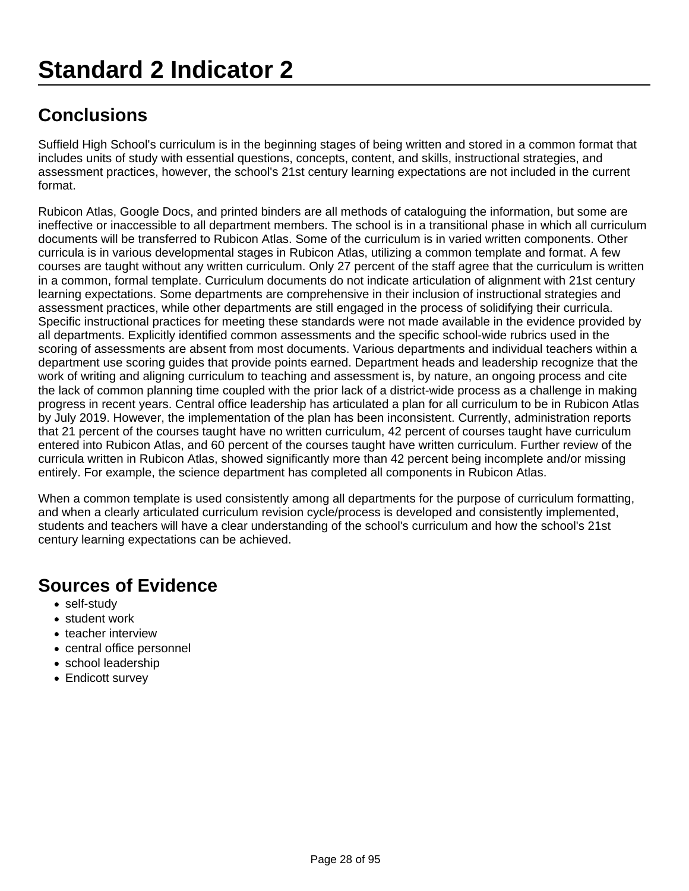# Standard 2 Indicator 2

## Conclusions

Suffield High School's curriculum is in the beginning stages of being written and stored in a common format that includes units of study with essential questions, concepts, content, and skills, instructional strategies, and assessment practices, however, the school's 21st century learning expectations are not included in the current format.

Rubicon Atlas, Google Docs, and printed binders are all methods of cataloguing the information, but some are ineffective or inaccessible to all department members. The school is in a transitional phase in which all curriculum documents will be transferred to Rubicon Atlas. Some of the curriculum is in varied written components. Other curricula is in various developmental stages in Rubicon Atlas, utilizing a common template and format. A few courses are taught without any written curriculum. Only 27 percent of the staff agree that the curriculum is written in a common, formal template. Curriculum documents do not indicate articulation of alignment with 21st century learning expectations. Some departments are comprehensive in their inclusion of instructional strategies and assessment practices, while other departments are still engaged in the process of solidifying their curricula. Specific instructional practices for meeting these standards were not made available in the evidence provided by all departments. Explicitly identified common assessments and the specific school-wide rubrics used in the scoring of assessments are absent from most documents. Various departments and individual teachers within a department use scoring guides that provide points earned. Department heads and leadership recognize that the work of writing and aligning curriculum to teaching and assessment is, by nature, an ongoing process and cite the lack of common planning time coupled with the prior lack of a district-wide process as a challenge in making progress in recent years. Central office leadership has articulated a plan for all curriculum to be in Rubicon Atlas by July 2019. However, the implementation of the plan has been inconsistent. Currently, administration reports that 21 percent of the courses taught have no written curriculum, 42 percent of courses taught have curriculum entered into Rubicon Atlas, and 60 percent of the courses taught have written curriculum. Further review of the curricula written in Rubicon Atlas, showed significantly more than 42 percent being incomplete and/or missing entirely. For example, the science department has completed all components in Rubicon Atlas.

When a common template is used consistently among all departments for the purpose of curriculum formatting, and when a clearly articulated curriculum revision cycle/process is developed and consistently implemented, students and teachers will have a clear understanding of the school's curriculum and how the school's 21st century learning expectations can be achieved.

## Sources of Evidence

- self-study
- student work
- teacher interview
- central office personnel
- school leadership
- Endicott survey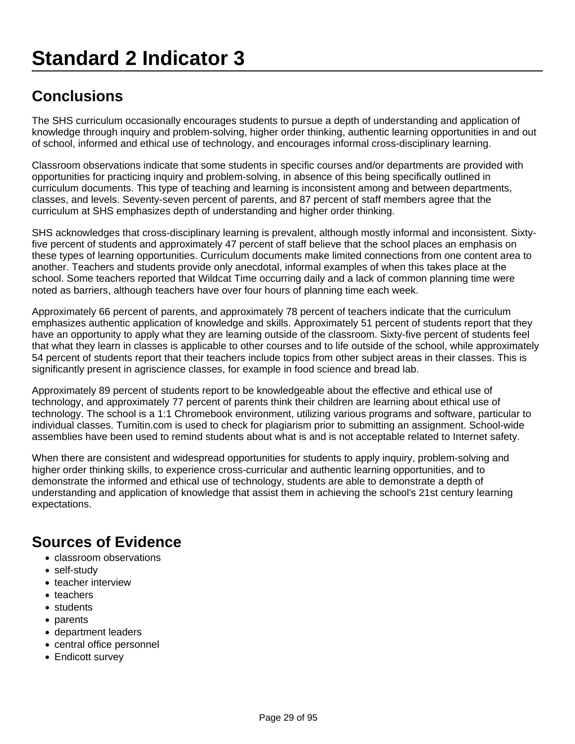# Standard 2 Indicator 3

## Conclusions

The SHS curriculum occasionally encourages students to pursue a depth of understanding and application of knowledge through inquiry and problem-solving, higher order thinking, authentic learning opportunities in and out of school, informed and ethical use of technology, and encourages informal cross-disciplinary learning.

Classroom observations indicate that some students in specific courses and/or departments are provided with opportunities for practicing inquiry and problem-solving, in absence of this being specifically outlined in curriculum documents. This type of teaching and learning is inconsistent among and between departments, classes, and levels. Seventy-seven percent of parents, and 87 percent of staff members agree that the curriculum at SHS emphasizes depth of understanding and higher order thinking.

SHS acknowledges that cross-disciplinary learning is prevalent, although mostly informal and inconsistent. Sixty-five percent of students and approximately 47 percent of staff believe that the school places an emphasis on these types of learning opportunities. Curriculum documents make limited connections from one content area to another. Teachers and students provide only anecdotal, informal examples of when this takes place at the school. Some teachers reported that Wildcat Time occurring daily and a lack of common planning time were noted as barriers, although teachers have over four hours of planning time each week.

Approximately 66 percent of parents, and approximately 78 percent of teachers indicate that the curriculum emphasizes authentic application of knowledge and skills. Approximately 51 percent of students report that they have an opportunity to apply what they are learning outside of the classroom. Sixty-five percent of students feel that what they learn in classes is applicable to other courses and to life outside of the school, while approximately 54 percent of students report that their teachers include topics from other subject areas in their classes. This is significantly present in agriscience classes, for example in food science and bread lab.

Approximately 89 percent of students report to be knowledgeable about the effective and ethical use of technology, and approximately 77 percent of parents think their children are learning about ethical use of technology. The school is a 1:1 Chromebook environment, utilizing various programs and software, particular to individual classes. Turnitin.com is used to check for plagiarism prior to submitting an assignment. School-wide assemblies have been used to remind students about what is and is not acceptable related to Internet safety.

When there are consistent and widespread opportunities for students to apply inquiry, problem-solving and higher order thinking skills, to experience cross-curricular and authentic learning opportunities, and to demonstrate the informed and ethical use of technology, students are able to demonstrate a depth of understanding and application of knowledge that assist them in achieving the school's 21st century learning expectations.

## Sources of Evidence

- classroom observations
- self-study
- teacher interview
- teachers
- students
- parents
- department leaders
- central office personnel
- Endicott survey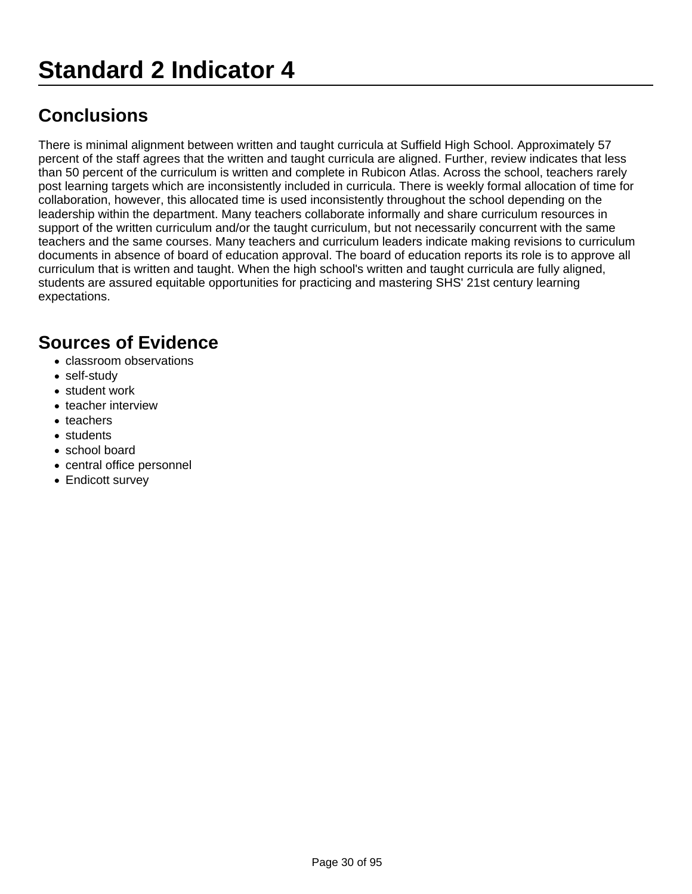# Standard 2 Indicator 4

## Conclusions

There is minimal alignment between written and taught curricula at Suffield High School. Approximately 57 percent of the staff agrees that the written and taught curricula are aligned. Further, review indicates that less than 50 percent of the curriculum is written and complete in Rubicon Atlas. Across the school, teachers rarely post learning targets which are inconsistently included in curricula. There is weekly formal allocation of time for collaboration, however, this allocated time is used inconsistently throughout the school depending on the leadership within the department. Many teachers collaborate informally and share curriculum resources in support of the written curriculum and/or the taught curriculum, but not necessarily concurrent with the same teachers and the same courses. Many teachers and curriculum leaders indicate making revisions to curriculum documents in absence of board of education approval. The board of education reports its role is to approve all curriculum that is written and taught. When the high school's written and taught curricula are fully aligned, students are assured equitable opportunities for practicing and mastering SHS' 21st century learning expectations.

## Sources of Evidence

- classroom observations
- self-study
- student work
- teacher interview
- teachers
- students
- school board
- central office personnel
- Endicott survey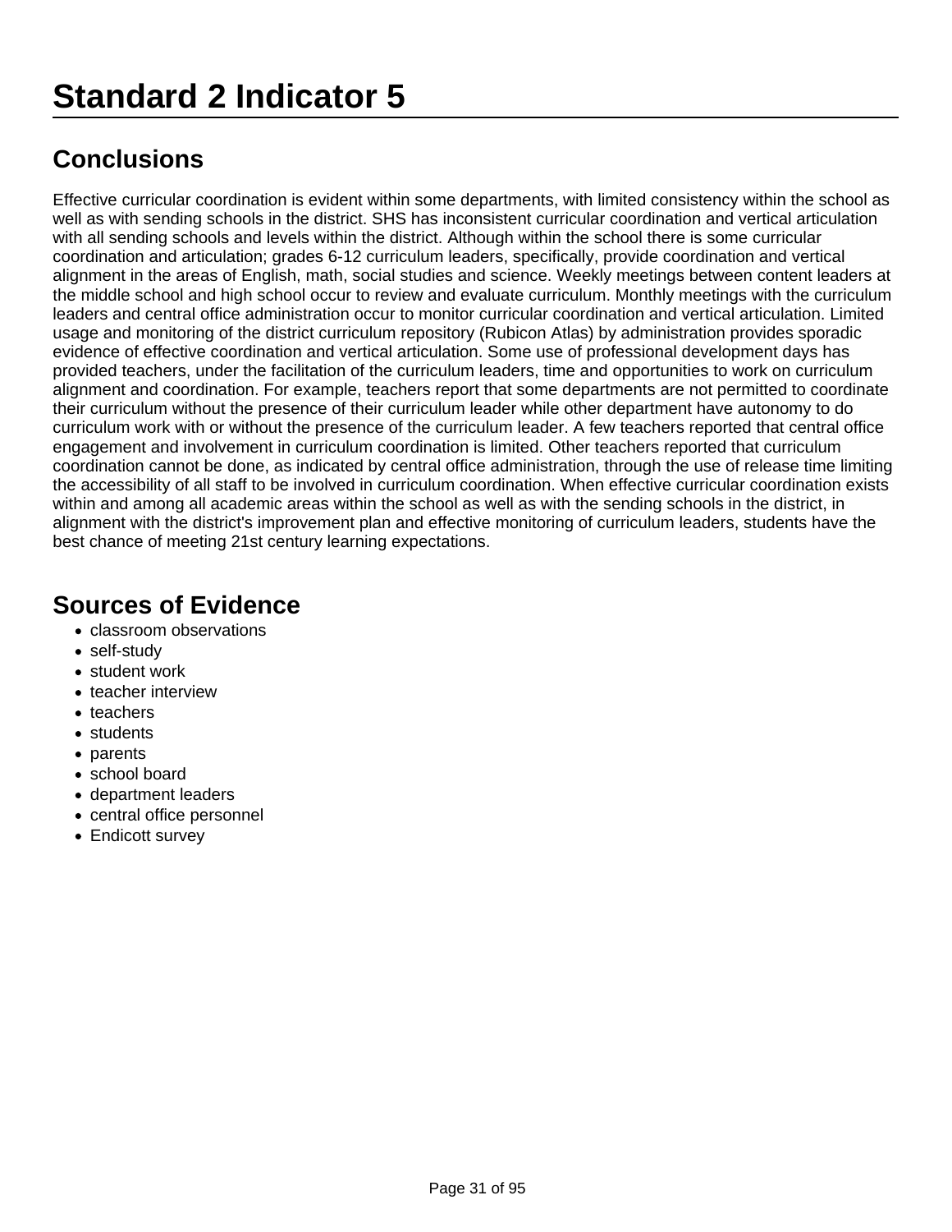# Standard 2 Indicator 5

## Conclusions

Effective curricular coordination is evident within some departments, with limited consistency within the school as well as with sending schools in the district. SHS has inconsistent curricular coordination and vertical articulation with all sending schools and levels within the district. Although within the school there is some curricular coordination and articulation; grades 6-12 curriculum leaders, specifically, provide coordination and vertical alignment in the areas of English, math, social studies and science. Weekly meetings between content leaders at the middle school and high school occur to review and evaluate curriculum. Monthly meetings with the curriculum leaders and central office administration occur to monitor curricular coordination and vertical articulation. Limited usage and monitoring of the district curriculum repository (Rubicon Atlas) by administration provides sporadic evidence of effective coordination and vertical articulation. Some use of professional development days has provided teachers, under the facilitation of the curriculum leaders, time and opportunities to work on curriculum alignment and coordination. For example, teachers report that some departments are not permitted to coordinate their curriculum without the presence of their curriculum leader while other department have autonomy to do curriculum work with or without the presence of the curriculum leader. A few teachers reported that central office engagement and involvement in curriculum coordination is limited. Other teachers reported that curriculum coordination cannot be done, as indicated by central office administration, through the use of release time limiting the accessibility of all staff to be involved in curriculum coordination. When effective curricular coordination exists within and among all academic areas within the school as well as with the sending schools in the district, in alignment with the district's improvement plan and effective monitoring of curriculum leaders, students have the best chance of meeting 21st century learning expectations.

## Sources of Evidence

- classroom observations
- self-study
- student work
- teacher interview
- teachers
- students
- parents
- school board
- department leaders
- central office personnel
- Endicott survey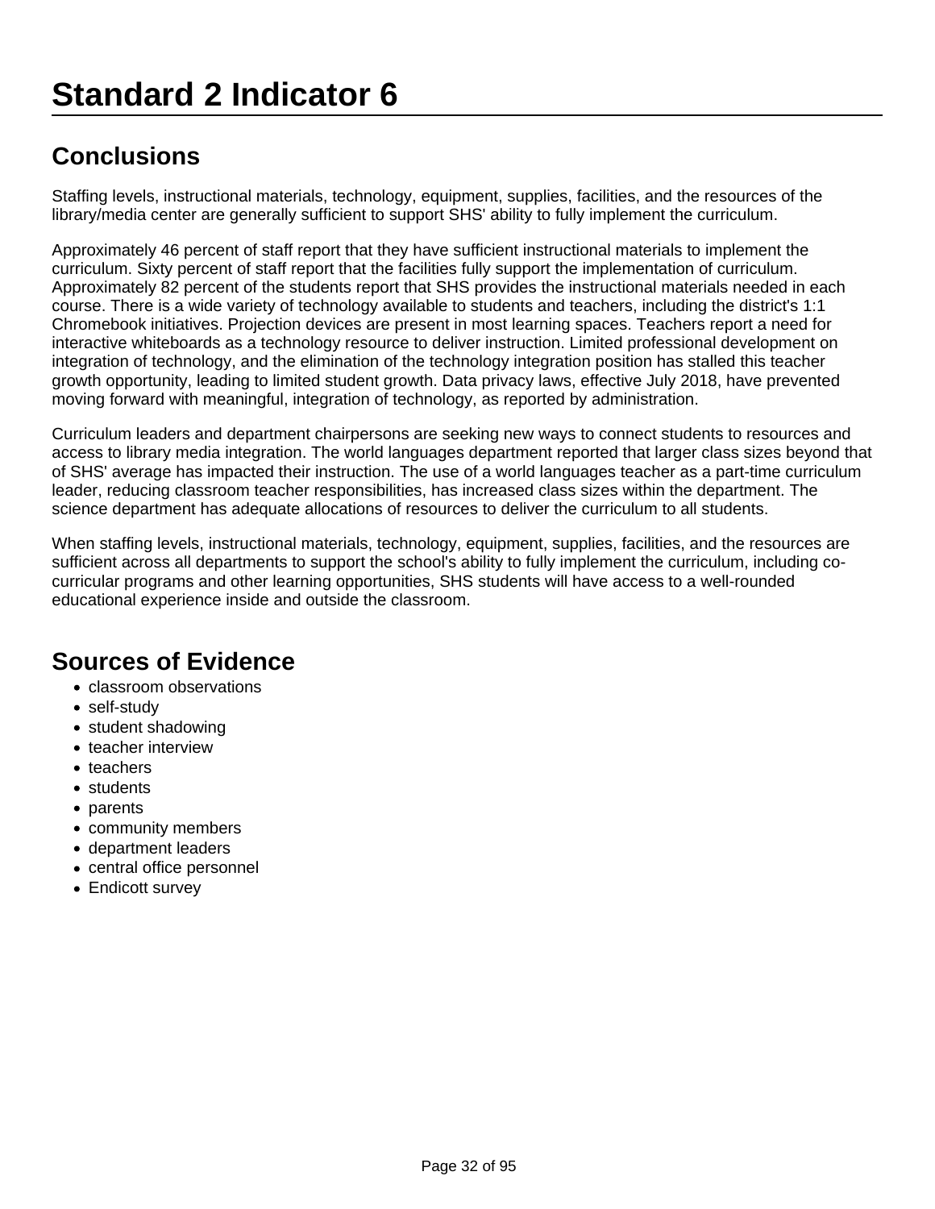# Standard 2 Indicator 6

## Conclusions

Staffing levels, instructional materials, technology, equipment, supplies, facilities, and the resources of the library/media center are generally sufficient to support SHS' ability to fully implement the curriculum.

Approximately 46 percent of staff report that they have sufficient instructional materials to implement the curriculum. Sixty percent of staff report that the facilities fully support the implementation of curriculum. Approximately 82 percent of the students report that SHS provides the instructional materials needed in each course. There is a wide variety of technology available to students and teachers, including the district's 1:1 Chromebook initiatives. Projection devices are present in most learning spaces. Teachers report a need for interactive whiteboards as a technology resource to deliver instruction. Limited professional development on integration of technology, and the elimination of the technology integration position has stalled this teacher growth opportunity, leading to limited student growth. Data privacy laws, effective July 2018, have prevented moving forward with meaningful, integration of technology, as reported by administration.

Curriculum leaders and department chairpersons are seeking new ways to connect students to resources and access to library media integration. The world languages department reported that larger class sizes beyond that of SHS' average has impacted their instruction. The use of a world languages teacher as a part-time curriculum leader, reducing classroom teacher responsibilities, has increased class sizes within the department. The science department has adequate allocations of resources to deliver the curriculum to all students.

When staffing levels, instructional materials, technology, equipment, supplies, facilities, and the resources are sufficient across all departments to support the school's ability to fully implement the curriculum, including co-curricular programs and other learning opportunities, SHS students will have access to a well-rounded educational experience inside and outside the classroom.

## Sources of Evidence

- classroom observations
- self-study
- student shadowing
- teacher interview
- teachers
- students
- parents
- community members
- department leaders
- central office personnel
- Endicott survey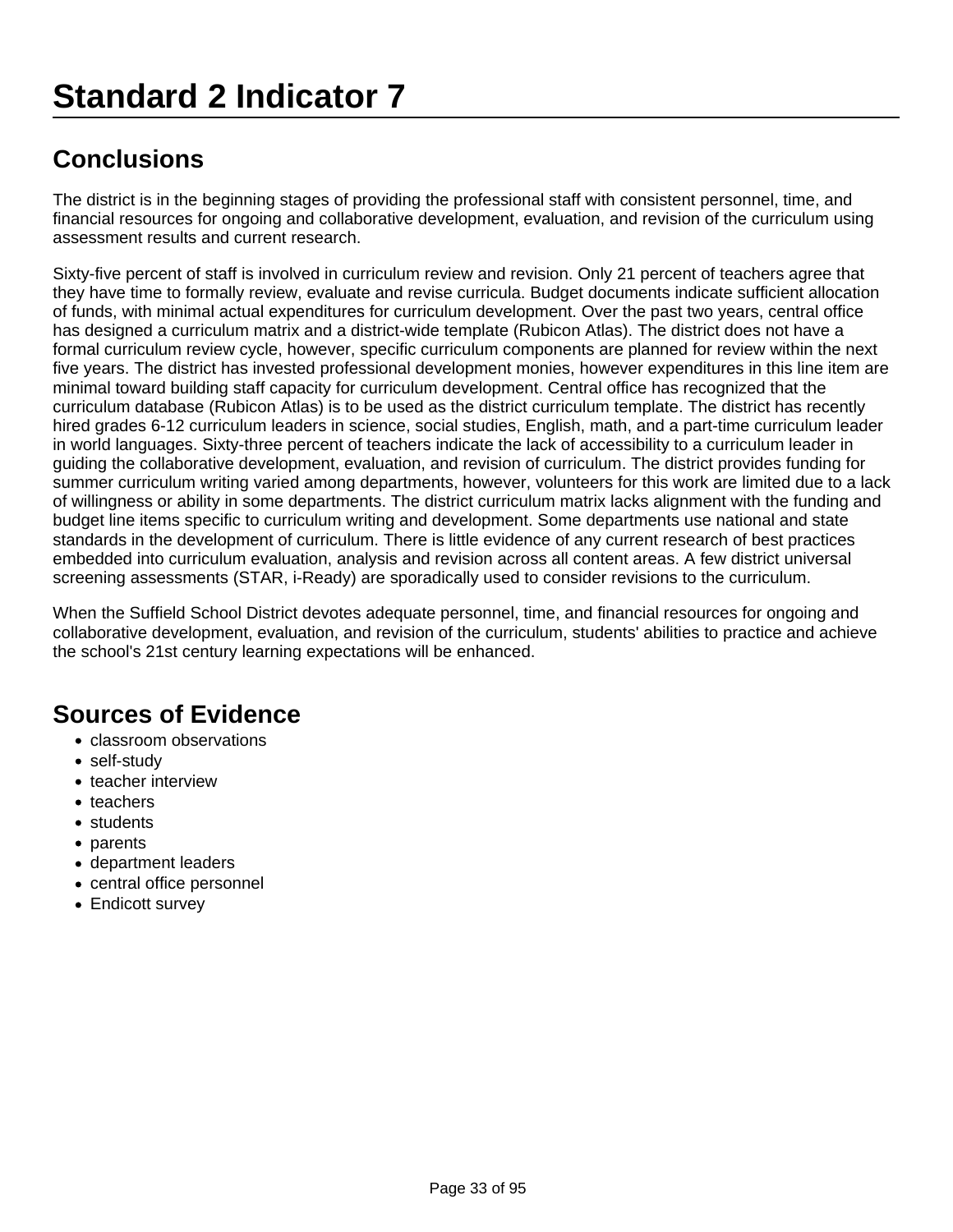# Standard 2 Indicator 7

## Conclusions

The district is in the beginning stages of providing the professional staff with consistent personnel, time, and financial resources for ongoing and collaborative development, evaluation, and revision of the curriculum using assessment results and current research.

Sixty-five percent of staff is involved in curriculum review and revision. Only 21 percent of teachers agree that they have time to formally review, evaluate and revise curricula. Budget documents indicate sufficient allocation of funds, with minimal actual expenditures for curriculum development. Over the past two years, central office has designed a curriculum matrix and a district-wide template (Rubicon Atlas). The district does not have a formal curriculum review cycle, however, specific curriculum components are planned for review within the next five years. The district has invested professional development monies, however expenditures in this line item are minimal toward building staff capacity for curriculum development. Central office has recognized that the curriculum database (Rubicon Atlas) is to be used as the district curriculum template. The district has recently hired grades 6-12 curriculum leaders in science, social studies, English, math, and a part-time curriculum leader in world languages. Sixty-three percent of teachers indicate the lack of accessibility to a curriculum leader in guiding the collaborative development, evaluation, and revision of curriculum. The district provides funding for summer curriculum writing varied among departments, however, volunteers for this work are limited due to a lack of willingness or ability in some departments. The district curriculum matrix lacks alignment with the funding and budget line items specific to curriculum writing and development. Some departments use national and state standards in the development of curriculum. There is little evidence of any current research of best practices embedded into curriculum evaluation, analysis and revision across all content areas. A few district universal screening assessments (STAR, i-Ready) are sporadically used to consider revisions to the curriculum.

When the Suffield School District devotes adequate personnel, time, and financial resources for ongoing and collaborative development, evaluation, and revision of the curriculum, students' abilities to practice and achieve the school's 21st century learning expectations will be enhanced.

## Sources of Evidence

- classroom observations
- self-study
- teacher interview
- teachers
- students
- parents
- department leaders
- central office personnel
- Endicott survey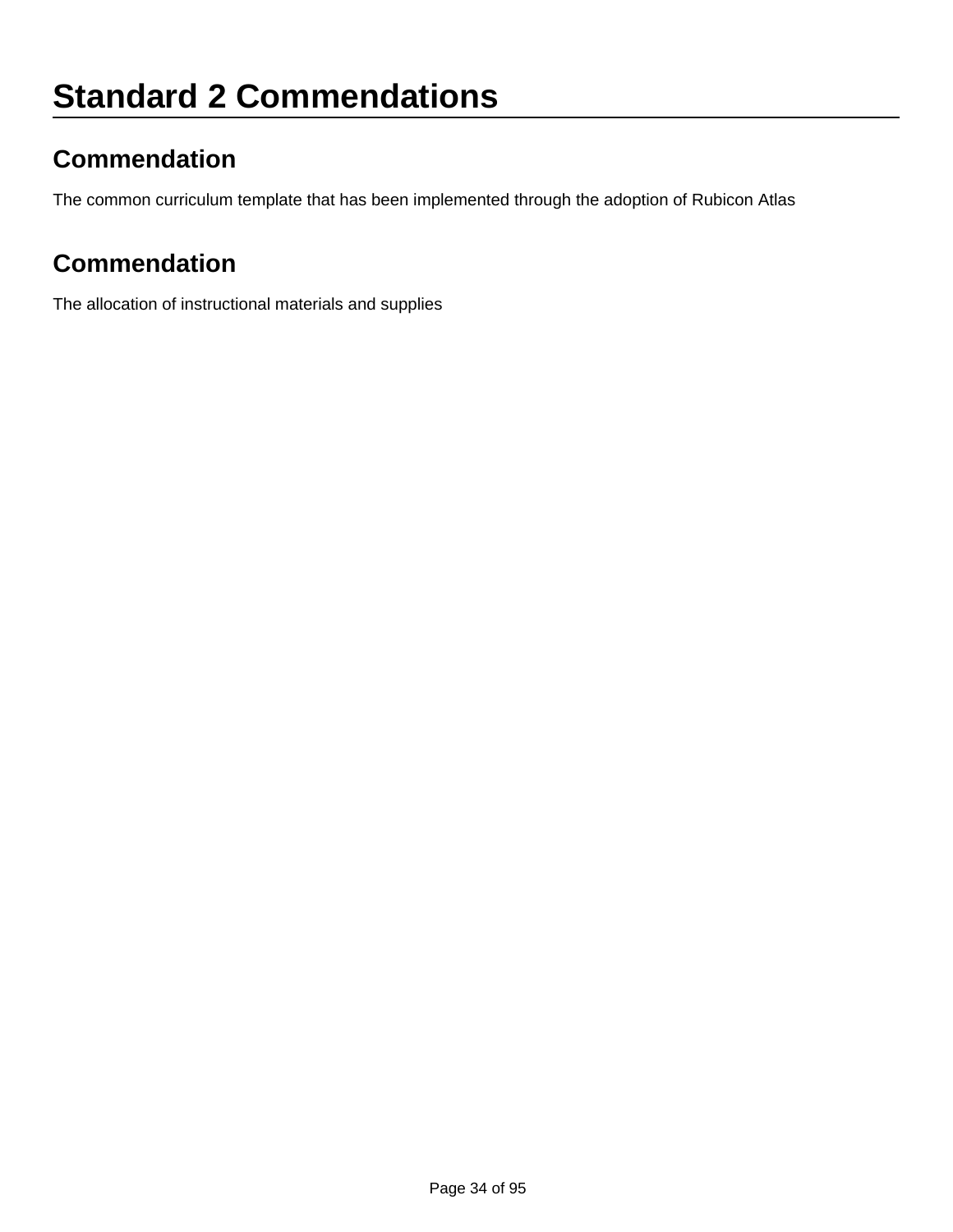# Standard 2 Commendations

## Commendation

The common curriculum template that has been implemented through the adoption of Rubicon Atlas

## Commendation

The allocation of instructional materials and supplies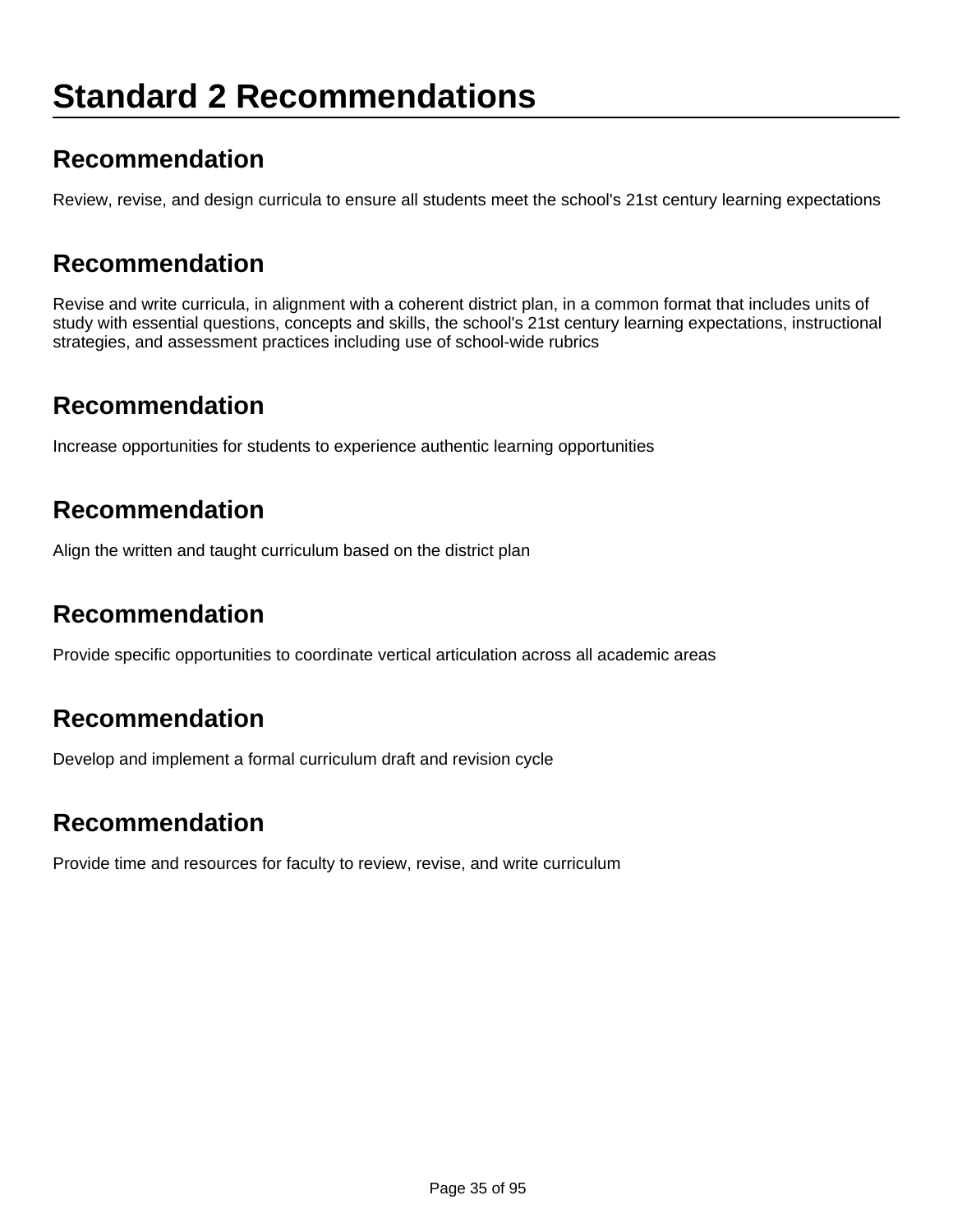# Standard 2 Recommendations

## Recommendation

Review, revise, and design curricula to ensure all students meet the school's 21st century learning expectations

## Recommendation

Revise and write curricula, in alignment with a coherent district plan, in a common format that includes units of study with essential questions, concepts and skills, the school's 21st century learning expectations, instructional strategies, and assessment practices including use of school-wide rubrics

## Recommendation

Increase opportunities for students to experience authentic learning opportunities

## Recommendation

Align the written and taught curriculum based on the district plan

## Recommendation

Provide specific opportunities to coordinate vertical articulation across all academic areas

## Recommendation

Develop and implement a formal curriculum draft and revision cycle

## Recommendation

Provide time and resources for faculty to review, revise, and write curriculum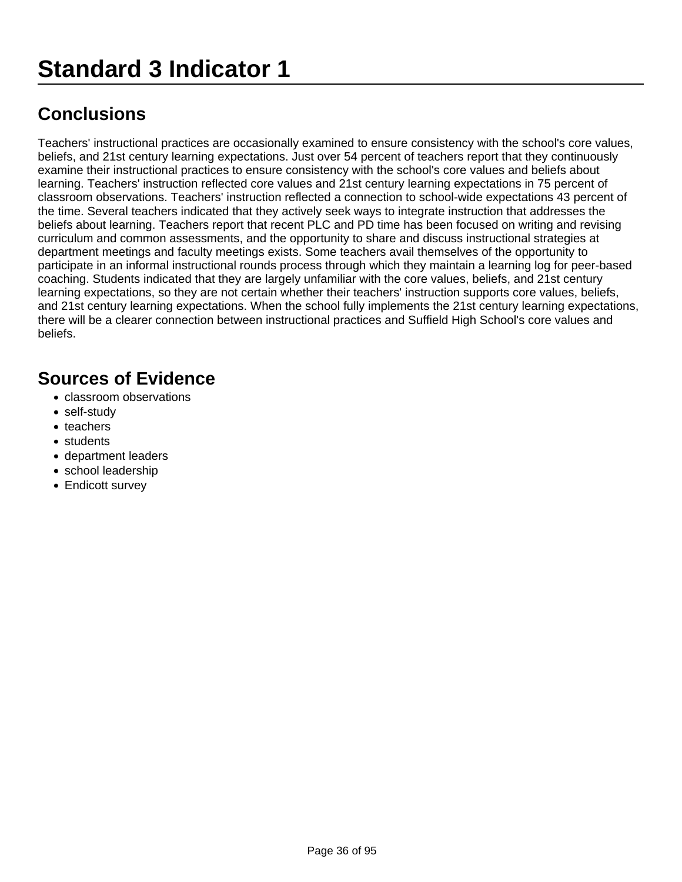# Standard 3 Indicator 1

## Conclusions

Teachers' instructional practices are occasionally examined to ensure consistency with the school's core values, beliefs, and 21st century learning expectations. Just over 54 percent of teachers report that they continuously examine their instructional practices to ensure consistency with the school's core values and beliefs about learning. Teachers' instruction reflected core values and 21st century learning expectations in 75 percent of classroom observations. Teachers' instruction reflected a connection to school-wide expectations 43 percent of the time. Several teachers indicated that they actively seek ways to integrate instruction that addresses the beliefs about learning. Teachers report that recent PLC and PD time has been focused on writing and revising curriculum and common assessments, and the opportunity to share and discuss instructional strategies at department meetings and faculty meetings exists. Some teachers avail themselves of the opportunity to participate in an informal instructional rounds process through which they maintain a learning log for peer-based coaching. Students indicated that they are largely unfamiliar with the core values, beliefs, and 21st century learning expectations, so they are not certain whether their teachers' instruction supports core values, beliefs, and 21st century learning expectations. When the school fully implements the 21st century learning expectations, there will be a clearer connection between instructional practices and Suffield High School's core values and beliefs.

## Sources of Evidence

- classroom observations
- self-study
- teachers
- students
- department leaders
- school leadership
- Endicott survey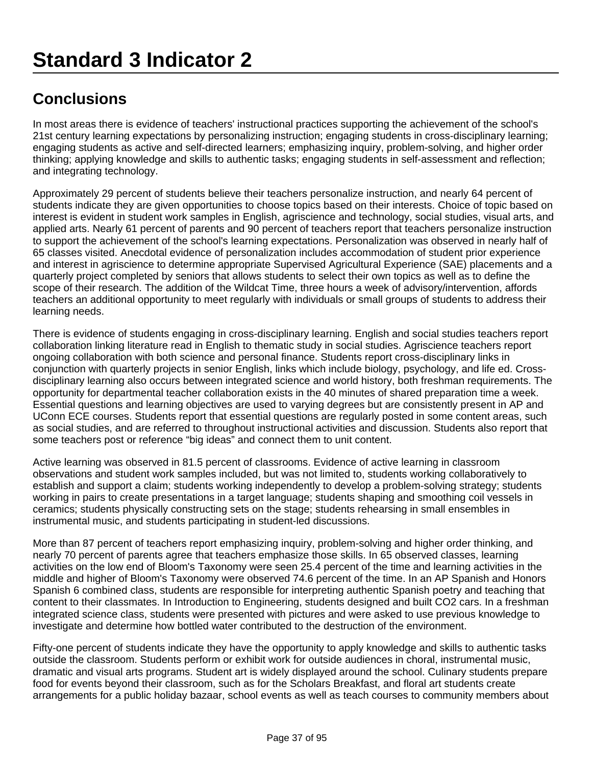# Standard 3 Indicator 2

## Conclusions

In most areas there is evidence of teachers' instructional practices supporting the achievement of the school's 21st century learning expectations by personalizing instruction; engaging students in cross-disciplinary learning; engaging students as active and self-directed learners; emphasizing inquiry, problem-solving, and higher order thinking; applying knowledge and skills to authentic tasks; engaging students in self-assessment and reflection; and integrating technology.

Approximately 29 percent of students believe their teachers personalize instruction, and nearly 64 percent of students indicate they are given opportunities to choose topics based on their interests. Choice of topic based on interest is evident in student work samples in English, agriscience and technology, social studies, visual arts, and applied arts. Nearly 61 percent of parents and 90 percent of teachers report that teachers personalize instruction to support the achievement of the school's learning expectations. Personalization was observed in nearly half of 65 classes visited. Anecdotal evidence of personalization includes accommodation of student prior experience and interest in agriscience to determine appropriate Supervised Agricultural Experience (SAE) placements and a quarterly project completed by seniors that allows students to select their own topics as well as to define the scope of their research. The addition of the Wildcat Time, three hours a week of advisory/intervention, affords teachers an additional opportunity to meet regularly with individuals or small groups of students to address their learning needs.

There is evidence of students engaging in cross-disciplinary learning. English and social studies teachers report collaboration linking literature read in English to thematic study in social studies. Agriscience teachers report ongoing collaboration with both science and personal finance. Students report cross-disciplinary links in conjunction with quarterly projects in senior English, links which include biology, psychology, and life ed. Cross-disciplinary learning also occurs between integrated science and world history, both freshman requirements. The opportunity for departmental teacher collaboration exists in the 40 minutes of shared preparation time a week. Essential questions and learning objectives are used to varying degrees but are consistently present in AP and UConn ECE courses. Students report that essential questions are regularly posted in some content areas, such as social studies, and are referred to throughout instructional activities and discussion. Students also report that some teachers post or reference “big ideas” and connect them to unit content.

Active learning was observed in 81.5 percent of classrooms. Evidence of active learning in classroom observations and student work samples included, but was not limited to, students working collaboratively to establish and support a claim; students working independently to develop a problem-solving strategy; students working in pairs to create presentations in a target language; students shaping and smoothing coil vessels in ceramics; students physically constructing sets on the stage; students rehearsing in small ensembles in instrumental music, and students participating in student-led discussions.

More than 87 percent of teachers report emphasizing inquiry, problem-solving and higher order thinking, and nearly 70 percent of parents agree that teachers emphasize those skills. In 65 observed classes, learning activities on the low end of Bloom's Taxonomy were seen 25.4 percent of the time and learning activities in the middle and higher of Bloom's Taxonomy were observed 74.6 percent of the time. In an AP Spanish and Honors Spanish 6 combined class, students are responsible for interpreting authentic Spanish poetry and teaching that content to their classmates. In Introduction to Engineering, students designed and built CO2 cars. In a freshman integrated science class, students were presented with pictures and were asked to use previous knowledge to investigate and determine how bottled water contributed to the destruction of the environment.

Fifty-one percent of students indicate they have the opportunity to apply knowledge and skills to authentic tasks outside the classroom. Students perform or exhibit work for outside audiences in choral, instrumental music, dramatic and visual arts programs. Student art is widely displayed around the school. Culinary students prepare food for events beyond their classroom, such as for the Scholars Breakfast, and floral art students create arrangements for a public holiday bazaar, school events as well as teach courses to community members about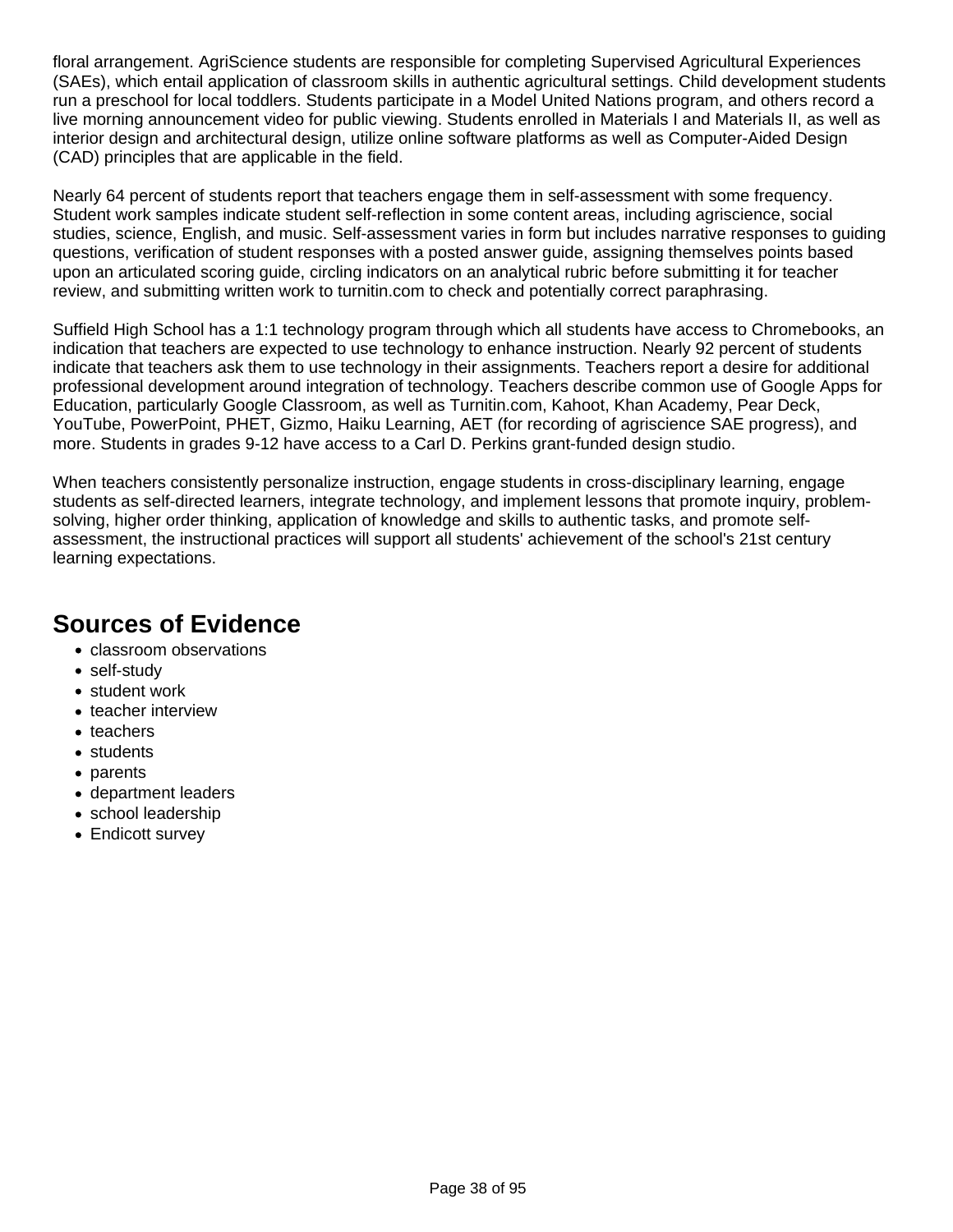floral arrangement. AgriScience students are responsible for completing Supervised Agricultural Experiences (SAEs), which entail application of classroom skills in authentic agricultural settings. Child development students run a preschool for local toddlers. Students participate in a Model United Nations program, and others record a live morning announcement video for public viewing. Students enrolled in Materials I and Materials II, as well as interior design and architectural design, utilize online software platforms as well as Computer-Aided Design (CAD) principles that are applicable in the field.

Nearly 64 percent of students report that teachers engage them in self-assessment with some frequency. Student work samples indicate student self-reflection in some content areas, including agriscience, social studies, science, English, and music. Self-assessment varies in form but includes narrative responses to guiding questions, verification of student responses with a posted answer guide, assigning themselves points based upon an articulated scoring guide, circling indicators on an analytical rubric before submitting it for teacher review, and submitting written work to turnitin.com to check and potentially correct paraphrasing.

Suffield High School has a 1:1 technology program through which all students have access to Chromebooks, an indication that teachers are expected to use technology to enhance instruction. Nearly 92 percent of students indicate that teachers ask them to use technology in their assignments. Teachers report a desire for additional professional development around integration of technology. Teachers describe common use of Google Apps for Education, particularly Google Classroom, as well as Turnitin.com, Kahoot, Khan Academy, Pear Deck, YouTube, PowerPoint, PHET, Gizmo, Haiku Learning, AET (for recording of agriscience SAE progress), and more. Students in grades 9-12 have access to a Carl D. Perkins grant-funded design studio.

When teachers consistently personalize instruction, engage students in cross-disciplinary learning, engage students as self-directed learners, integrate technology, and implement lessons that promote inquiry, problem-solving, higher order thinking, application of knowledge and skills to authentic tasks, and promote self-assessment, the instructional practices will support all students' achievement of the school's 21st century learning expectations.

## Sources of Evidence

- classroom observations
- self-study
- student work
- teacher interview
- teachers
- students
- parents
- department leaders
- school leadership
- Endicott survey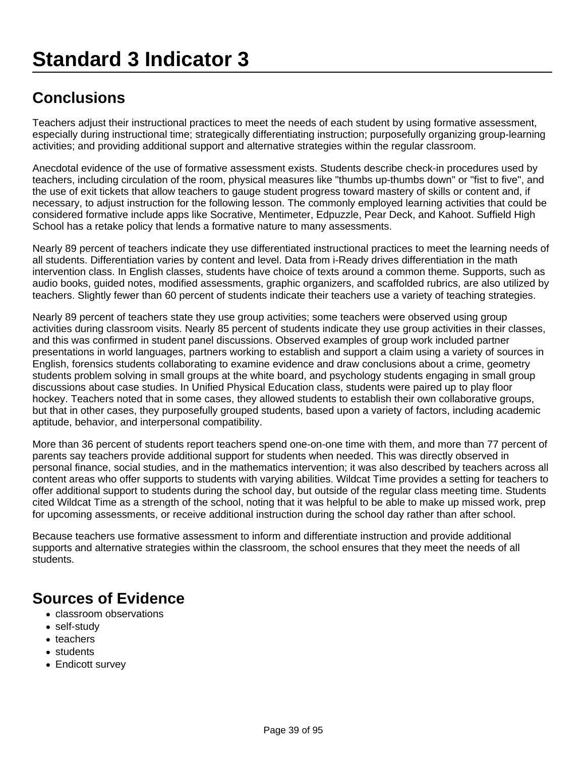# Standard 3 Indicator 3

## Conclusions

Teachers adjust their instructional practices to meet the needs of each student by using formative assessment, especially during instructional time; strategically differentiating instruction; purposefully organizing group-learning activities; and providing additional support and alternative strategies within the regular classroom.

Anecdotal evidence of the use of formative assessment exists. Students describe check-in procedures used by teachers, including circulation of the room, physical measures like "thumbs up-thumbs down" or "fist to five", and the use of exit tickets that allow teachers to gauge student progress toward mastery of skills or content and, if necessary, to adjust instruction for the following lesson. The commonly employed learning activities that could be considered formative include apps like Socrative, Mentimeter, Edpuzzle, Pear Deck, and Kahoot. Suffield High School has a retake policy that lends a formative nature to many assessments.

Nearly 89 percent of teachers indicate they use differentiated instructional practices to meet the learning needs of all students. Differentiation varies by content and level. Data from i-Ready drives differentiation in the math intervention class. In English classes, students have choice of texts around a common theme. Supports, such as audio books, guided notes, modified assessments, graphic organizers, and scaffolded rubrics, are also utilized by teachers. Slightly fewer than 60 percent of students indicate their teachers use a variety of teaching strategies.

Nearly 89 percent of teachers state they use group activities; some teachers were observed using group activities during classroom visits. Nearly 85 percent of students indicate they use group activities in their classes, and this was confirmed in student panel discussions. Observed examples of group work included partner presentations in world languages, partners working to establish and support a claim using a variety of sources in English, forensics students collaborating to examine evidence and draw conclusions about a crime, geometry students problem solving in small groups at the white board, and psychology students engaging in small group discussions about case studies. In Unified Physical Education class, students were paired up to play floor hockey. Teachers noted that in some cases, they allowed students to establish their own collaborative groups, but that in other cases, they purposefully grouped students, based upon a variety of factors, including academic aptitude, behavior, and interpersonal compatibility.

More than 36 percent of students report teachers spend one-on-one time with them, and more than 77 percent of parents say teachers provide additional support for students when needed. This was directly observed in personal finance, social studies, and in the mathematics intervention; it was also described by teachers across all content areas who offer supports to students with varying abilities. Wildcat Time provides a setting for teachers to offer additional support to students during the school day, but outside of the regular class meeting time. Students cited Wildcat Time as a strength of the school, noting that it was helpful to be able to make up missed work, prep for upcoming assessments, or receive additional instruction during the school day rather than after school.

Because teachers use formative assessment to inform and differentiate instruction and provide additional supports and alternative strategies within the classroom, the school ensures that they meet the needs of all students.

## Sources of Evidence

- classroom observations
- self-study
- teachers
- students
- Endicott survey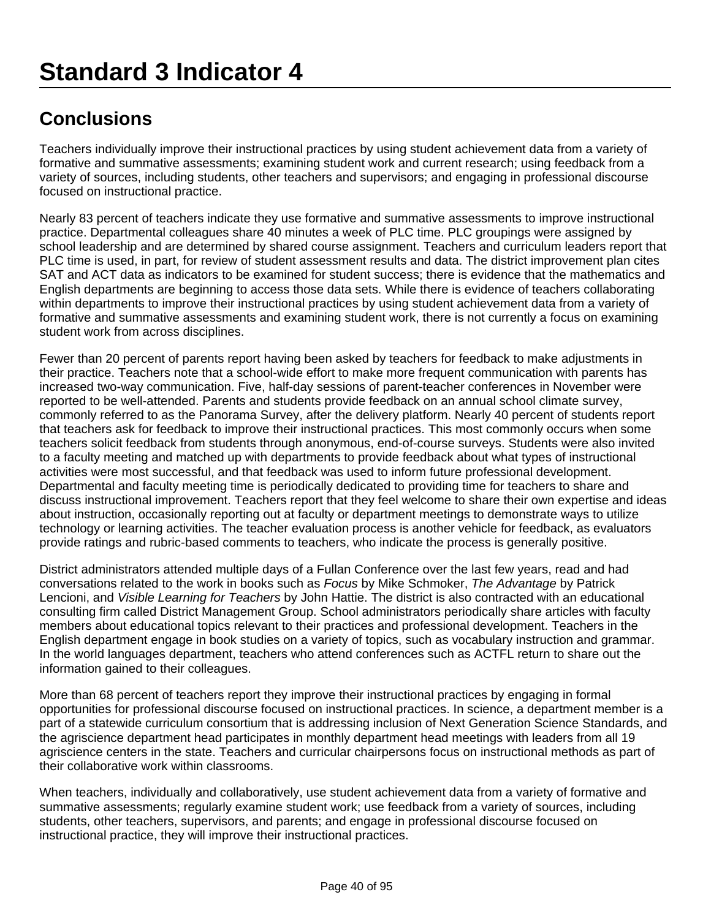# Standard 3 Indicator 4

## Conclusions

Teachers individually improve their instructional practices by using student achievement data from a variety of formative and summative assessments; examining student work and current research; using feedback from a variety of sources, including students, other teachers and supervisors; and engaging in professional discourse focused on instructional practice.

Nearly 83 percent of teachers indicate they use formative and summative assessments to improve instructional practice. Departmental colleagues share 40 minutes a week of PLC time. PLC groupings were assigned by school leadership and are determined by shared course assignment. Teachers and curriculum leaders report that PLC time is used, in part, for review of student assessment results and data. The district improvement plan cites SAT and ACT data as indicators to be examined for student success; there is evidence that the mathematics and English departments are beginning to access those data sets. While there is evidence of teachers collaborating within departments to improve their instructional practices by using student achievement data from a variety of formative and summative assessments and examining student work, there is not currently a focus on examining student work from across disciplines.

Fewer than 20 percent of parents report having been asked by teachers for feedback to make adjustments in their practice. Teachers note that a school-wide effort to make more frequent communication with parents has increased two-way communication. Five, half-day sessions of parent-teacher conferences in November were reported to be well-attended. Parents and students provide feedback on an annual school climate survey, commonly referred to as the Panorama Survey, after the delivery platform. Nearly 40 percent of students report that teachers ask for feedback to improve their instructional practices. This most commonly occurs when some teachers solicit feedback from students through anonymous, end-of-course surveys. Students were also invited to a faculty meeting and matched up with departments to provide feedback about what types of instructional activities were most successful, and that feedback was used to inform future professional development. Departmental and faculty meeting time is periodically dedicated to providing time for teachers to share and discuss instructional improvement. Teachers report that they feel welcome to share their own expertise and ideas about instruction, occasionally reporting out at faculty or department meetings to demonstrate ways to utilize technology or learning activities. The teacher evaluation process is another vehicle for feedback, as evaluators provide ratings and rubric-based comments to teachers, who indicate the process is generally positive.

District administrators attended multiple days of a Fullan Conference over the last few years, read and had conversations related to the work in books such as *Focus* by Mike Schmoker, *The Advantage* by Patrick Lencioni, and *Visible Learning for Teachers* by John Hattie. The district is also contracted with an educational consulting firm called District Management Group. School administrators periodically share articles with faculty members about educational topics relevant to their practices and professional development. Teachers in the English department engage in book studies on a variety of topics, such as vocabulary instruction and grammar. In the world languages department, teachers who attend conferences such as ACTFL return to share out the information gained to their colleagues.

More than 68 percent of teachers report they improve their instructional practices by engaging in formal opportunities for professional discourse focused on instructional practices. In science, a department member is a part of a statewide curriculum consortium that is addressing inclusion of Next Generation Science Standards, and the agriscience department head participates in monthly department head meetings with leaders from all 19 agriscience centers in the state. Teachers and curricular chairpersons focus on instructional methods as part of their collaborative work within classrooms.

When teachers, individually and collaboratively, use student achievement data from a variety of formative and summative assessments; regularly examine student work; use feedback from a variety of sources, including students, other teachers, supervisors, and parents; and engage in professional discourse focused on instructional practice, they will improve their instructional practices.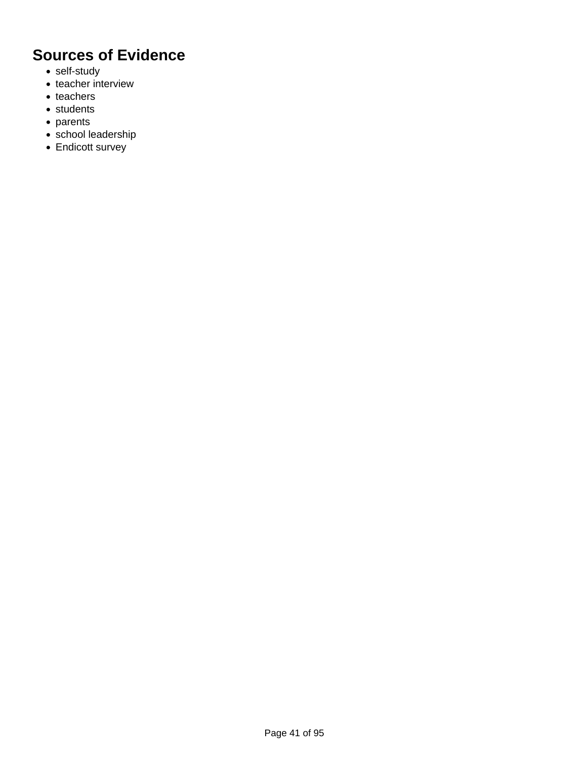## Sources of Evidence

- self-study
- teacher interview
- teachers
- students
- parents
- school leadership
- Endicott survey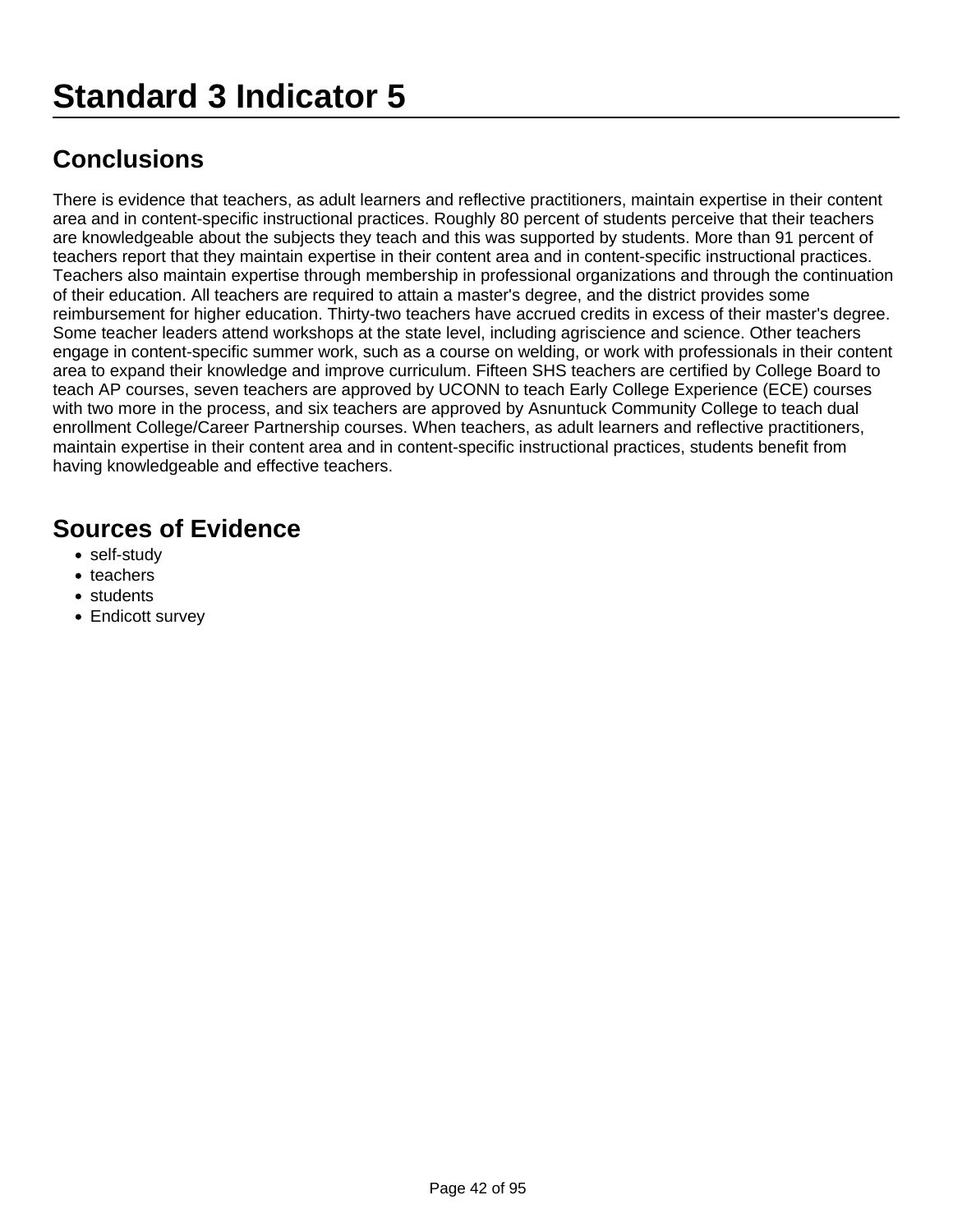# Standard 3 Indicator 5

## Conclusions

There is evidence that teachers, as adult learners and reflective practitioners, maintain expertise in their content area and in content-specific instructional practices. Roughly 80 percent of students perceive that their teachers are knowledgeable about the subjects they teach and this was supported by students. More than 91 percent of teachers report that they maintain expertise in their content area and in content-specific instructional practices. Teachers also maintain expertise through membership in professional organizations and through the continuation of their education. All teachers are required to attain a master's degree, and the district provides some reimbursement for higher education. Thirty-two teachers have accrued credits in excess of their master's degree. Some teacher leaders attend workshops at the state level, including agriscience and science. Other teachers engage in content-specific summer work, such as a course on welding, or work with professionals in their content area to expand their knowledge and improve curriculum. Fifteen SHS teachers are certified by College Board to teach AP courses, seven teachers are approved by UCONN to teach Early College Experience (ECE) courses with two more in the process, and six teachers are approved by Asnuntuck Community College to teach dual enrollment College/Career Partnership courses. When teachers, as adult learners and reflective practitioners, maintain expertise in their content area and in content-specific instructional practices, students benefit from having knowledgeable and effective teachers.

## Sources of Evidence

- self-study
- teachers
- students
- Endicott survey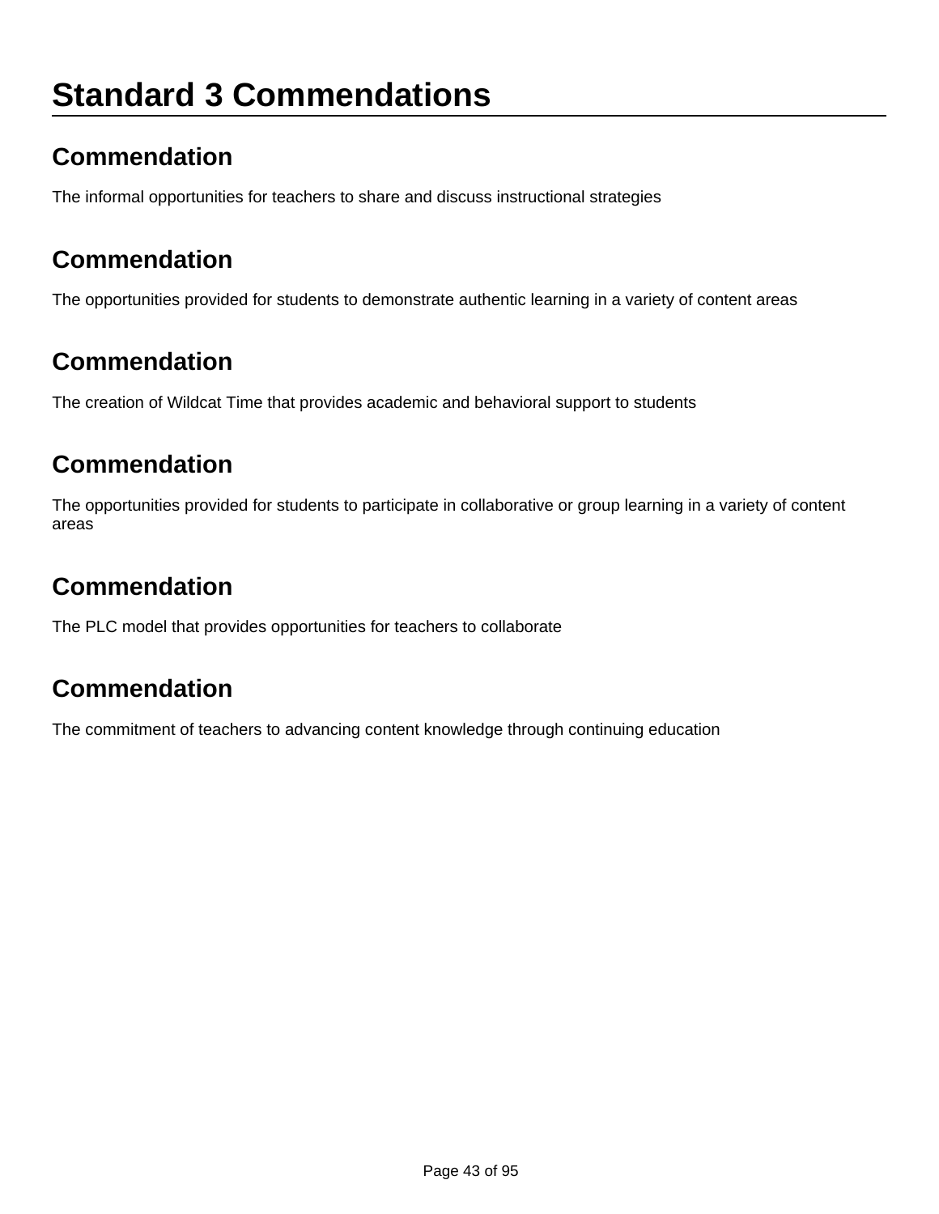# Standard 3 Commendations

## Commendation

The informal opportunities for teachers to share and discuss instructional strategies

## Commendation

The opportunities provided for students to demonstrate authentic learning in a variety of content areas

## Commendation

The creation of Wildcat Time that provides academic and behavioral support to students

## Commendation

The opportunities provided for students to participate in collaborative or group learning in a variety of content areas

## Commendation

The PLC model that provides opportunities for teachers to collaborate

## Commendation

The commitment of teachers to advancing content knowledge through continuing education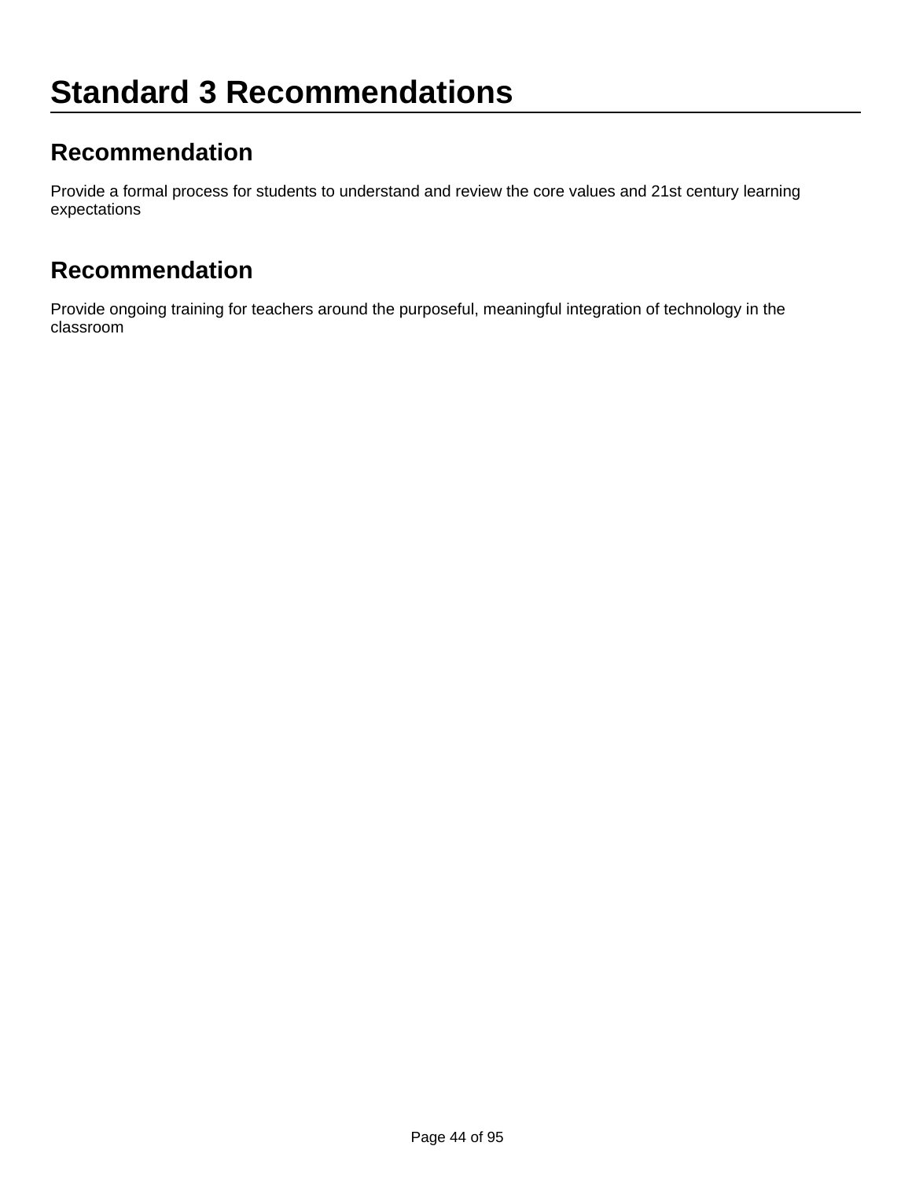# Standard 3 Recommendations

## Recommendation

Provide a formal process for students to understand and review the core values and 21st century learning expectations

## Recommendation

Provide ongoing training for teachers around the purposeful, meaningful integration of technology in the classroom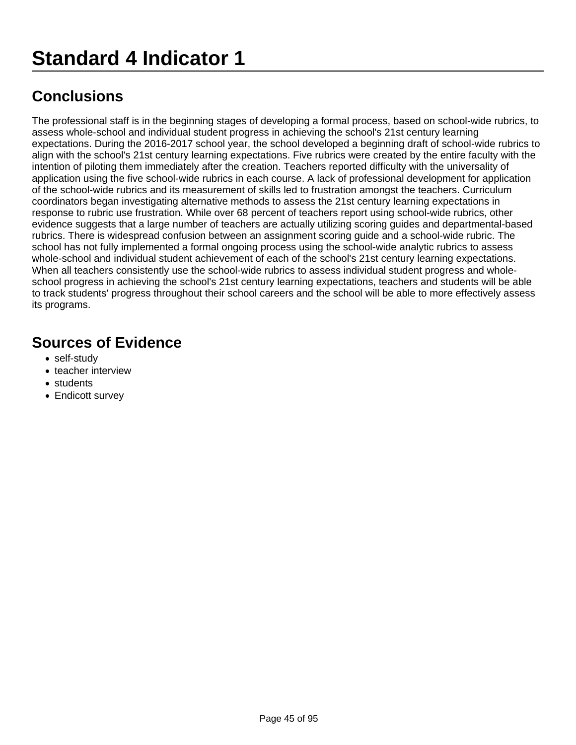# Standard 4 Indicator 1

## Conclusions

The professional staff is in the beginning stages of developing a formal process, based on school-wide rubrics, to assess whole-school and individual student progress in achieving the school's 21st century learning expectations. During the 2016-2017 school year, the school developed a beginning draft of school-wide rubrics to align with the school's 21st century learning expectations. Five rubrics were created by the entire faculty with the intention of piloting them immediately after the creation. Teachers reported difficulty with the universality of application using the five school-wide rubrics in each course. A lack of professional development for application of the school-wide rubrics and its measurement of skills led to frustration amongst the teachers. Curriculum coordinators began investigating alternative methods to assess the 21st century learning expectations in response to rubric use frustration. While over 68 percent of teachers report using school-wide rubrics, other evidence suggests that a large number of teachers are actually utilizing scoring guides and departmental-based rubrics. There is widespread confusion between an assignment scoring guide and a school-wide rubric. The school has not fully implemented a formal ongoing process using the school-wide analytic rubrics to assess whole-school and individual student achievement of each of the school's 21st century learning expectations. When all teachers consistently use the school-wide rubrics to assess individual student progress and whole-school progress in achieving the school's 21st century learning expectations, teachers and students will be able to track students' progress throughout their school careers and the school will be able to more effectively assess its programs.

## Sources of Evidence

- self-study
- teacher interview
- students
- Endicott survey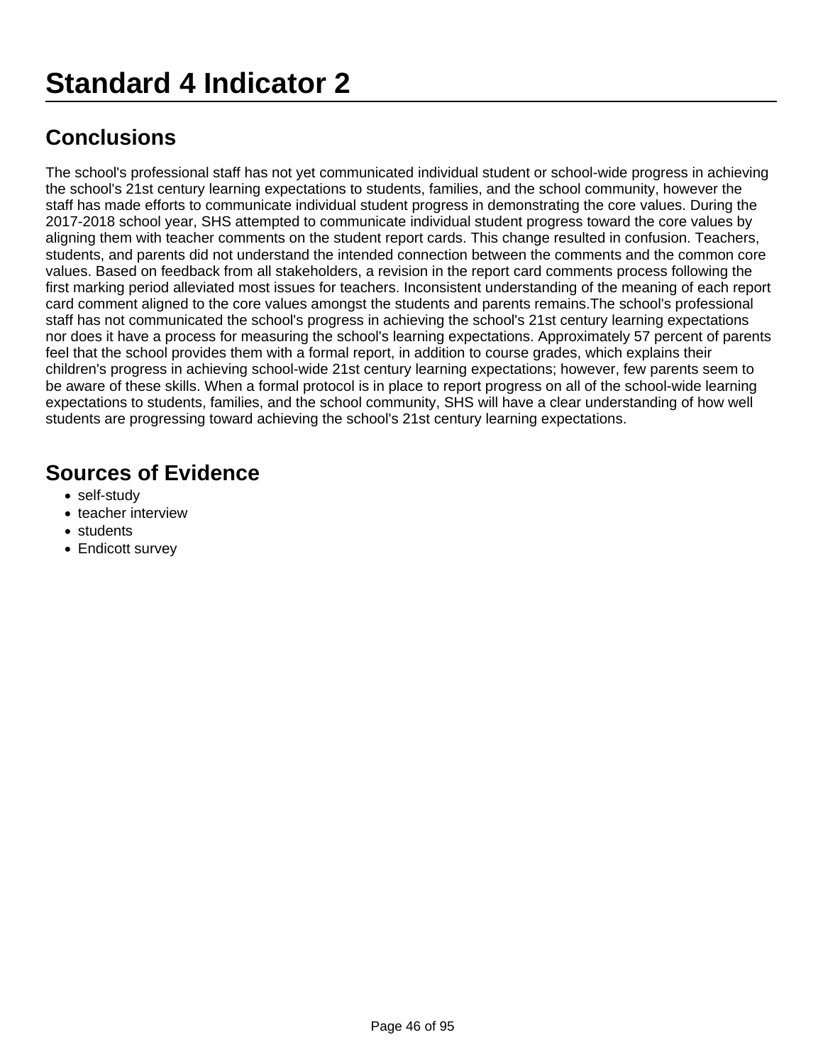# Standard 4 Indicator 2

## Conclusions

The school's professional staff has not yet communicated individual student or school-wide progress in achieving the school's 21st century learning expectations to students, families, and the school community, however the staff has made efforts to communicate individual student progress in demonstrating the core values. During the 2017-2018 school year, SHS attempted to communicate individual student progress toward the core values by aligning them with teacher comments on the student report cards. This change resulted in confusion. Teachers, students, and parents did not understand the intended connection between the comments and the common core values. Based on feedback from all stakeholders, a revision in the report card comments process following the first marking period alleviated most issues for teachers. Inconsistent understanding of the meaning of each report card comment aligned to the core values amongst the students and parents remains.The school's professional staff has not communicated the school's progress in achieving the school's 21st century learning expectations nor does it have a process for measuring the school's learning expectations. Approximately 57 percent of parents feel that the school provides them with a formal report, in addition to course grades, which explains their children's progress in achieving school-wide 21st century learning expectations; however, few parents seem to be aware of these skills. When a formal protocol is in place to report progress on all of the school-wide learning expectations to students, families, and the school community, SHS will have a clear understanding of how well students are progressing toward achieving the school's 21st century learning expectations.

## Sources of Evidence

- self-study
- teacher interview
- students
- Endicott survey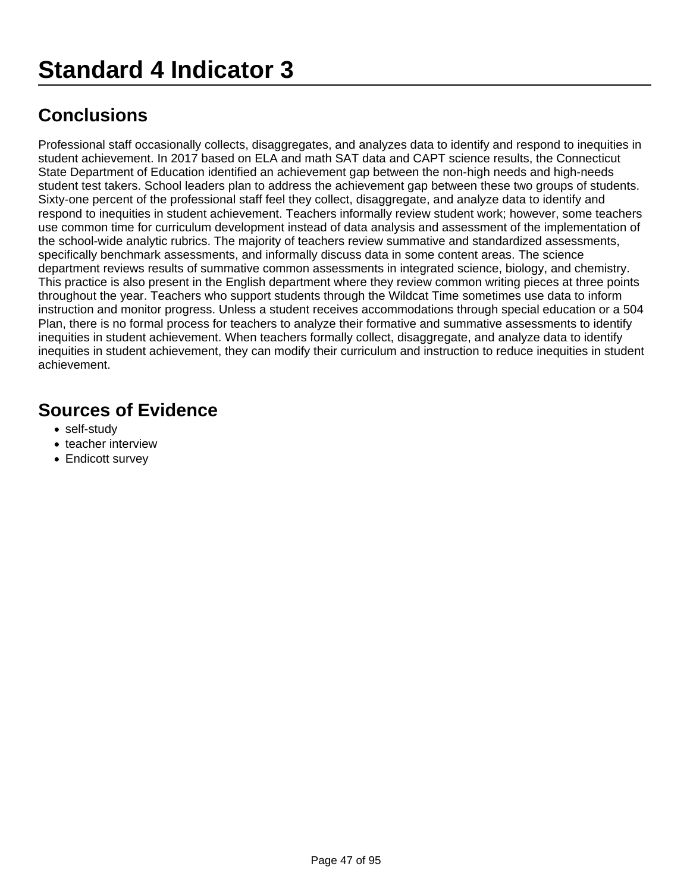# Standard 4 Indicator 3

## Conclusions

Professional staff occasionally collects, disaggregates, and analyzes data to identify and respond to inequities in student achievement. In 2017 based on ELA and math SAT data and CAPT science results, the Connecticut State Department of Education identified an achievement gap between the non-high needs and high-needs student test takers. School leaders plan to address the achievement gap between these two groups of students. Sixty-one percent of the professional staff feel they collect, disaggregate, and analyze data to identify and respond to inequities in student achievement. Teachers informally review student work; however, some teachers use common time for curriculum development instead of data analysis and assessment of the implementation of the school-wide analytic rubrics. The majority of teachers review summative and standardized assessments, specifically benchmark assessments, and informally discuss data in some content areas. The science department reviews results of summative common assessments in integrated science, biology, and chemistry. This practice is also present in the English department where they review common writing pieces at three points throughout the year. Teachers who support students through the Wildcat Time sometimes use data to inform instruction and monitor progress. Unless a student receives accommodations through special education or a 504 Plan, there is no formal process for teachers to analyze their formative and summative assessments to identify inequities in student achievement. When teachers formally collect, disaggregate, and analyze data to identify inequities in student achievement, they can modify their curriculum and instruction to reduce inequities in student achievement.

## Sources of Evidence

- self-study
- teacher interview
- Endicott survey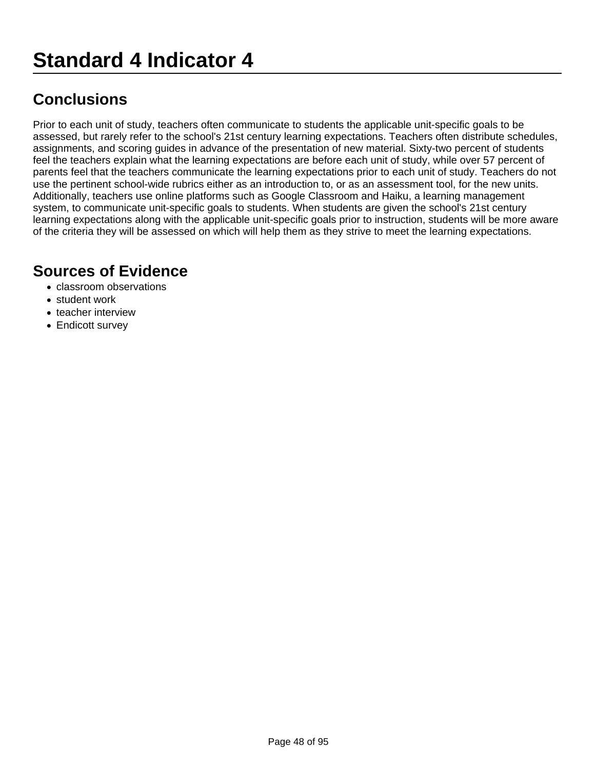# Standard 4 Indicator 4

## Conclusions

Prior to each unit of study, teachers often communicate to students the applicable unit-specific goals to be assessed, but rarely refer to the school's 21st century learning expectations. Teachers often distribute schedules, assignments, and scoring guides in advance of the presentation of new material. Sixty-two percent of students feel the teachers explain what the learning expectations are before each unit of study, while over 57 percent of parents feel that the teachers communicate the learning expectations prior to each unit of study. Teachers do not use the pertinent school-wide rubrics either as an introduction to, or as an assessment tool, for the new units. Additionally, teachers use online platforms such as Google Classroom and Haiku, a learning management system, to communicate unit-specific goals to students. When students are given the school's 21st century learning expectations along with the applicable unit-specific goals prior to instruction, students will be more aware of the criteria they will be assessed on which will help them as they strive to meet the learning expectations.

## Sources of Evidence

- classroom observations
- student work
- teacher interview
- Endicott survey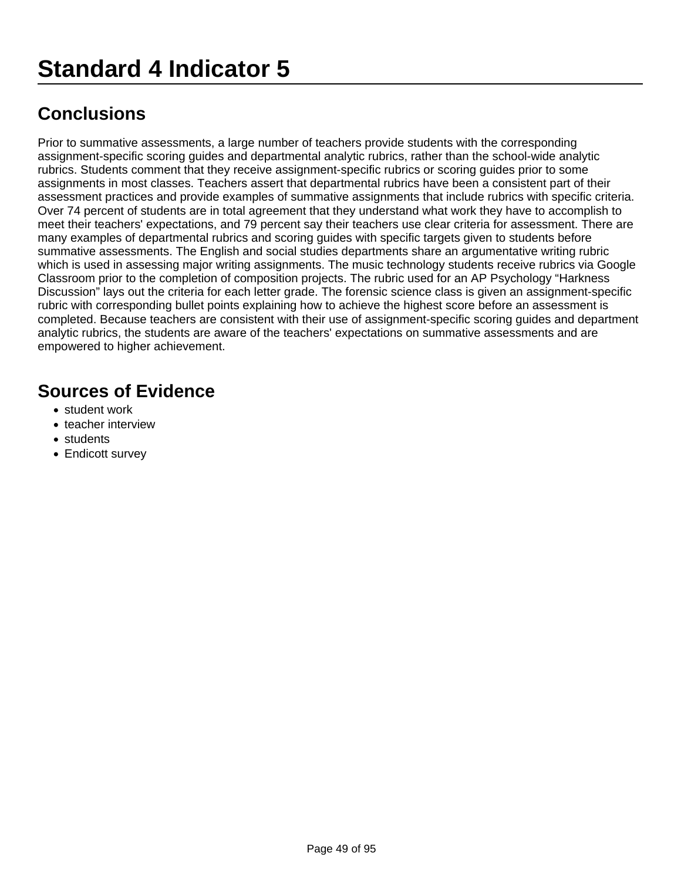# Standard 4 Indicator 5

## Conclusions

Prior to summative assessments, a large number of teachers provide students with the corresponding assignment-specific scoring guides and departmental analytic rubrics, rather than the school-wide analytic rubrics. Students comment that they receive assignment-specific rubrics or scoring guides prior to some assignments in most classes. Teachers assert that departmental rubrics have been a consistent part of their assessment practices and provide examples of summative assignments that include rubrics with specific criteria. Over 74 percent of students are in total agreement that they understand what work they have to accomplish to meet their teachers' expectations, and 79 percent say their teachers use clear criteria for assessment. There are many examples of departmental rubrics and scoring guides with specific targets given to students before summative assessments. The English and social studies departments share an argumentative writing rubric which is used in assessing major writing assignments. The music technology students receive rubrics via Google Classroom prior to the completion of composition projects. The rubric used for an AP Psychology "Harkness Discussion" lays out the criteria for each letter grade. The forensic science class is given an assignment-specific rubric with corresponding bullet points explaining how to achieve the highest score before an assessment is completed. Because teachers are consistent with their use of assignment-specific scoring guides and department analytic rubrics, the students are aware of the teachers' expectations on summative assessments and are empowered to higher achievement.

## Sources of Evidence

- student work
- teacher interview
- students
- Endicott survey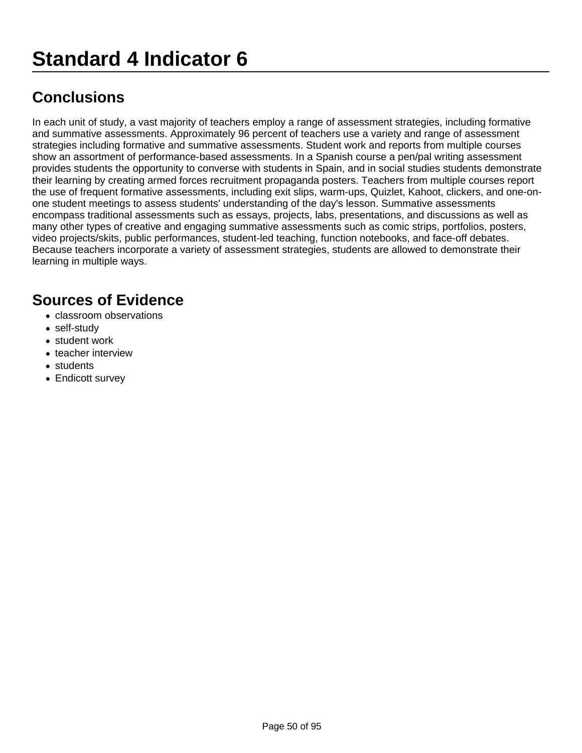# Standard 4 Indicator 6

## Conclusions

In each unit of study, a vast majority of teachers employ a range of assessment strategies, including formative and summative assessments. Approximately 96 percent of teachers use a variety and range of assessment strategies including formative and summative assessments. Student work and reports from multiple courses show an assortment of performance-based assessments. In a Spanish course a pen/pal writing assessment provides students the opportunity to converse with students in Spain, and in social studies students demonstrate their learning by creating armed forces recruitment propaganda posters. Teachers from multiple courses report the use of frequent formative assessments, including exit slips, warm-ups, Quizlet, Kahoot, clickers, and one-on-one student meetings to assess students' understanding of the day's lesson. Summative assessments encompass traditional assessments such as essays, projects, labs, presentations, and discussions as well as many other types of creative and engaging summative assessments such as comic strips, portfolios, posters, video projects/skits, public performances, student-led teaching, function notebooks, and face-off debates. Because teachers incorporate a variety of assessment strategies, students are allowed to demonstrate their learning in multiple ways.

## Sources of Evidence

- classroom observations
- self-study
- student work
- teacher interview
- students
- Endicott survey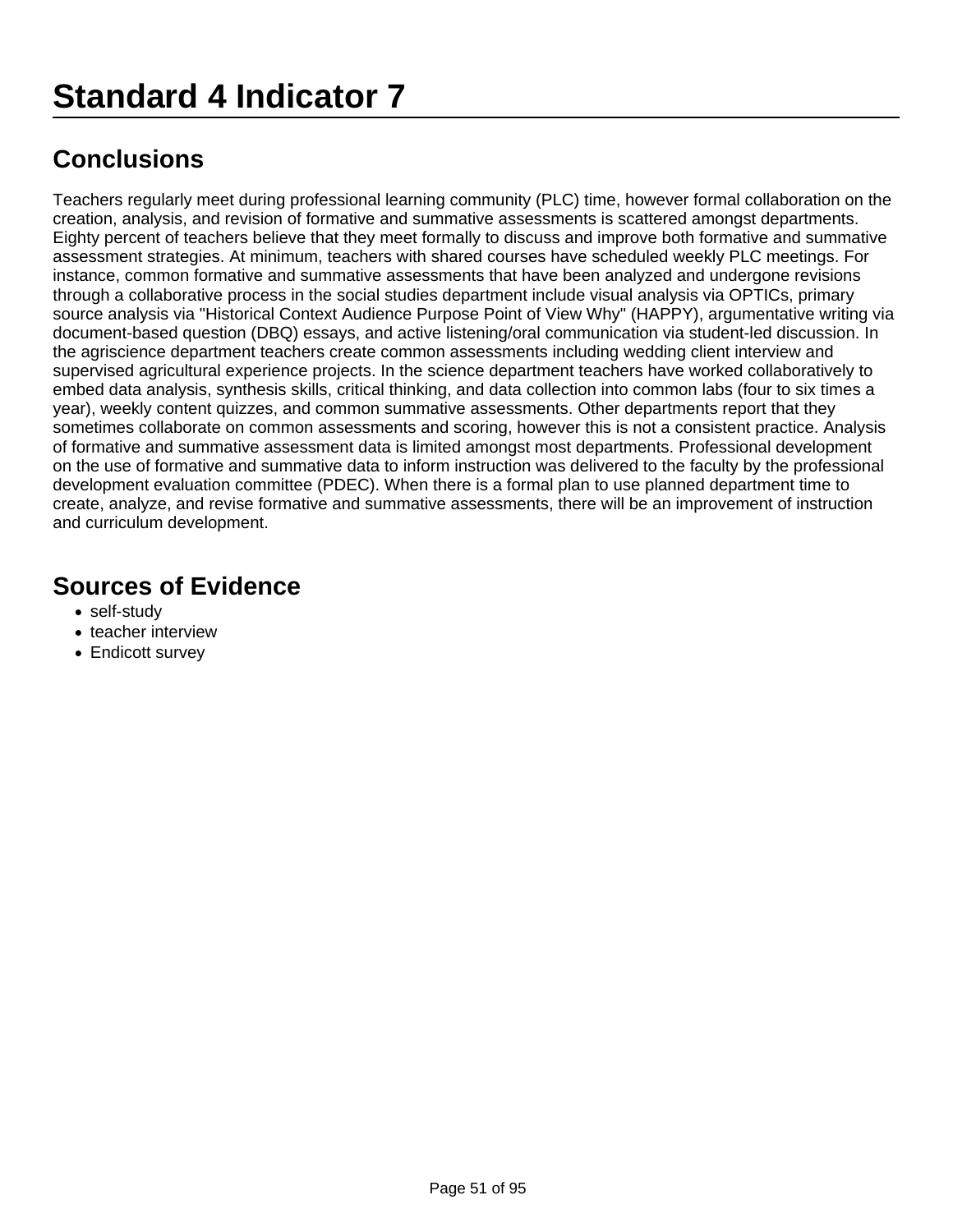# Standard 4 Indicator 7

## Conclusions

Teachers regularly meet during professional learning community (PLC) time, however formal collaboration on the creation, analysis, and revision of formative and summative assessments is scattered amongst departments. Eighty percent of teachers believe that they meet formally to discuss and improve both formative and summative assessment strategies. At minimum, teachers with shared courses have scheduled weekly PLC meetings. For instance, common formative and summative assessments that have been analyzed and undergone revisions through a collaborative process in the social studies department include visual analysis via OPTICs, primary source analysis via "Historical Context Audience Purpose Point of View Why" (HAPPY), argumentative writing via document-based question (DBQ) essays, and active listening/oral communication via student-led discussion. In the agriscience department teachers create common assessments including wedding client interview and supervised agricultural experience projects. In the science department teachers have worked collaboratively to embed data analysis, synthesis skills, critical thinking, and data collection into common labs (four to six times a year), weekly content quizzes, and common summative assessments. Other departments report that they sometimes collaborate on common assessments and scoring, however this is not a consistent practice. Analysis of formative and summative assessment data is limited amongst most departments. Professional development on the use of formative and summative data to inform instruction was delivered to the faculty by the professional development evaluation committee (PDEC). When there is a formal plan to use planned department time to create, analyze, and revise formative and summative assessments, there will be an improvement of instruction and curriculum development.

## Sources of Evidence

- self-study
- teacher interview
- Endicott survey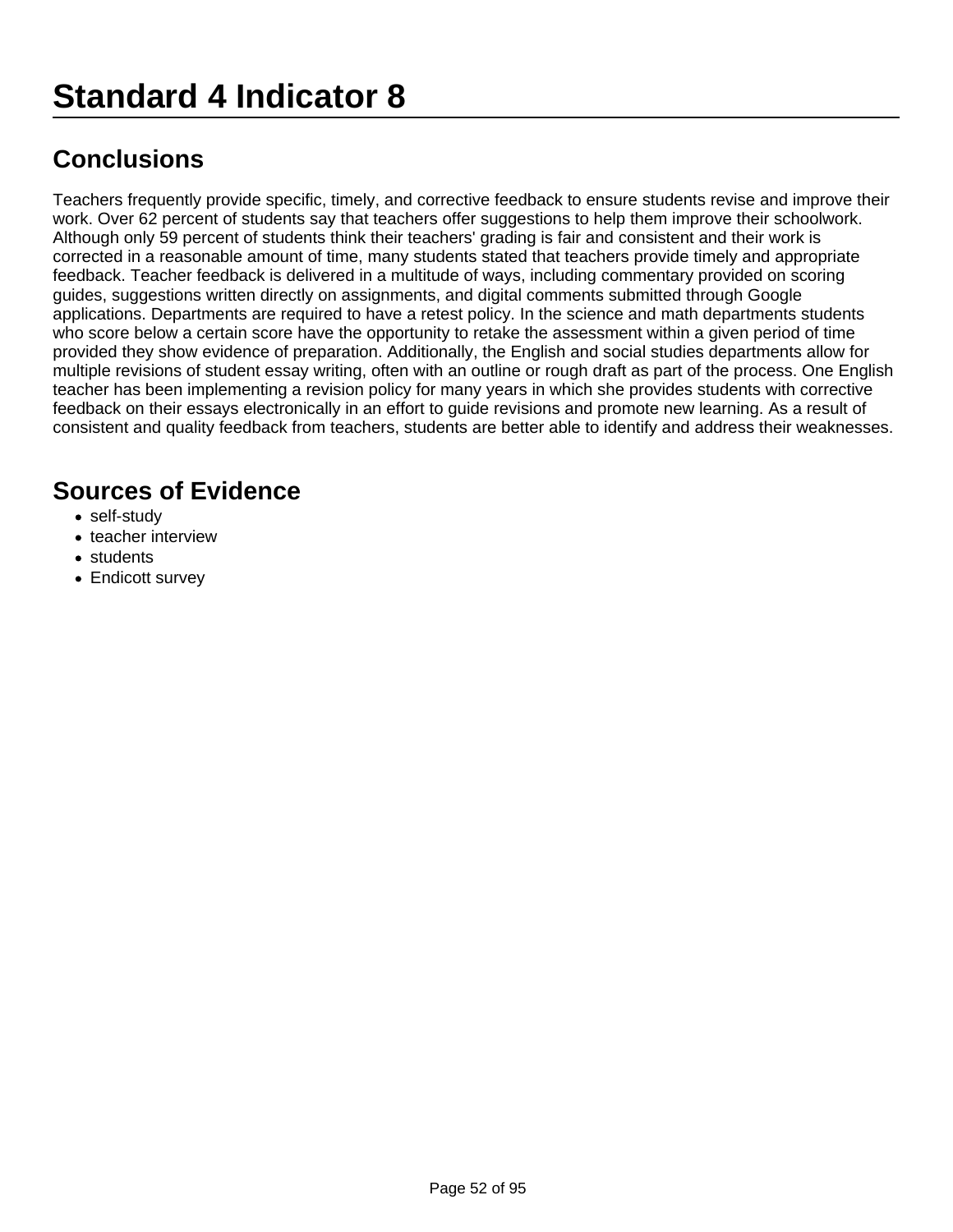# Standard 4 Indicator 8

## Conclusions

Teachers frequently provide specific, timely, and corrective feedback to ensure students revise and improve their work. Over 62 percent of students say that teachers offer suggestions to help them improve their schoolwork. Although only 59 percent of students think their teachers' grading is fair and consistent and their work is corrected in a reasonable amount of time, many students stated that teachers provide timely and appropriate feedback. Teacher feedback is delivered in a multitude of ways, including commentary provided on scoring guides, suggestions written directly on assignments, and digital comments submitted through Google applications. Departments are required to have a retest policy. In the science and math departments students who score below a certain score have the opportunity to retake the assessment within a given period of time provided they show evidence of preparation. Additionally, the English and social studies departments allow for multiple revisions of student essay writing, often with an outline or rough draft as part of the process. One English teacher has been implementing a revision policy for many years in which she provides students with corrective feedback on their essays electronically in an effort to guide revisions and promote new learning. As a result of consistent and quality feedback from teachers, students are better able to identify and address their weaknesses.

## Sources of Evidence

- self-study
- teacher interview
- students
- Endicott survey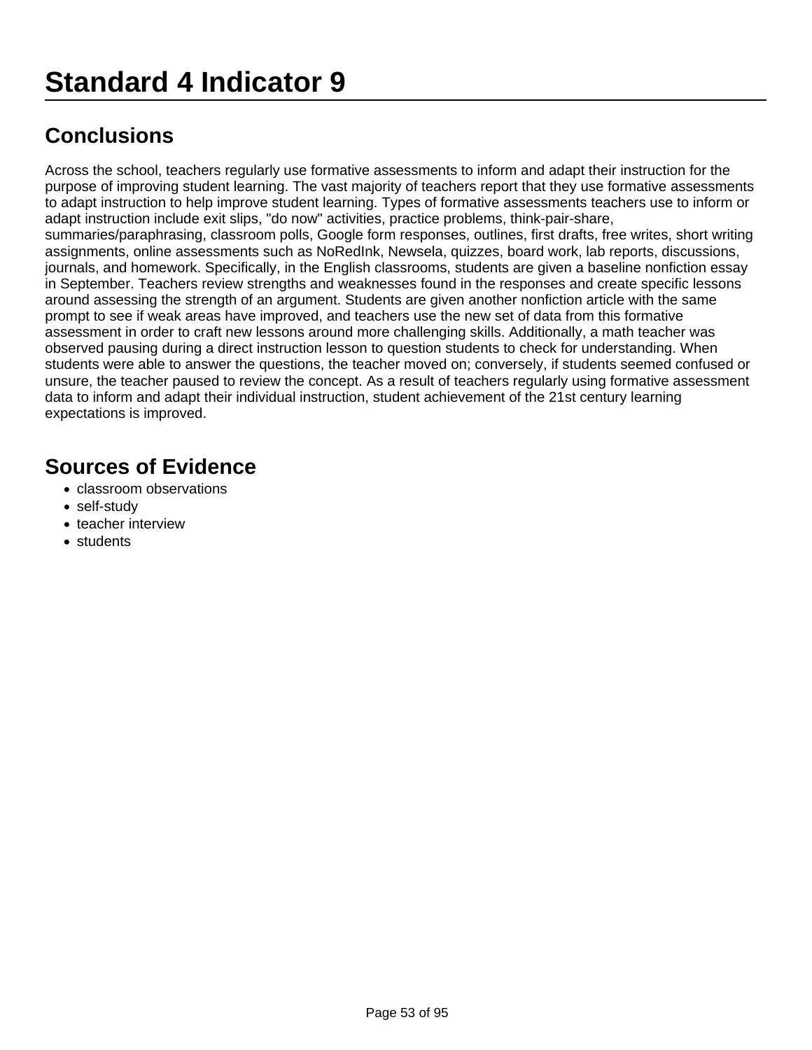# Standard 4 Indicator 9

## Conclusions

Across the school, teachers regularly use formative assessments to inform and adapt their instruction for the purpose of improving student learning. The vast majority of teachers report that they use formative assessments to adapt instruction to help improve student learning. Types of formative assessments teachers use to inform or adapt instruction include exit slips, "do now" activities, practice problems, think-pair-share, summaries/paraphrasing, classroom polls, Google form responses, outlines, first drafts, free writes, short writing assignments, online assessments such as NoRedInk, Newsela, quizzes, board work, lab reports, discussions, journals, and homework. Specifically, in the English classrooms, students are given a baseline nonfiction essay in September. Teachers review strengths and weaknesses found in the responses and create specific lessons around assessing the strength of an argument. Students are given another nonfiction article with the same prompt to see if weak areas have improved, and teachers use the new set of data from this formative assessment in order to craft new lessons around more challenging skills. Additionally, a math teacher was observed pausing during a direct instruction lesson to question students to check for understanding. When students were able to answer the questions, the teacher moved on; conversely, if students seemed confused or unsure, the teacher paused to review the concept. As a result of teachers regularly using formative assessment data to inform and adapt their individual instruction, student achievement of the 21st century learning expectations is improved.

## Sources of Evidence

- classroom observations
- self-study
- teacher interview
- students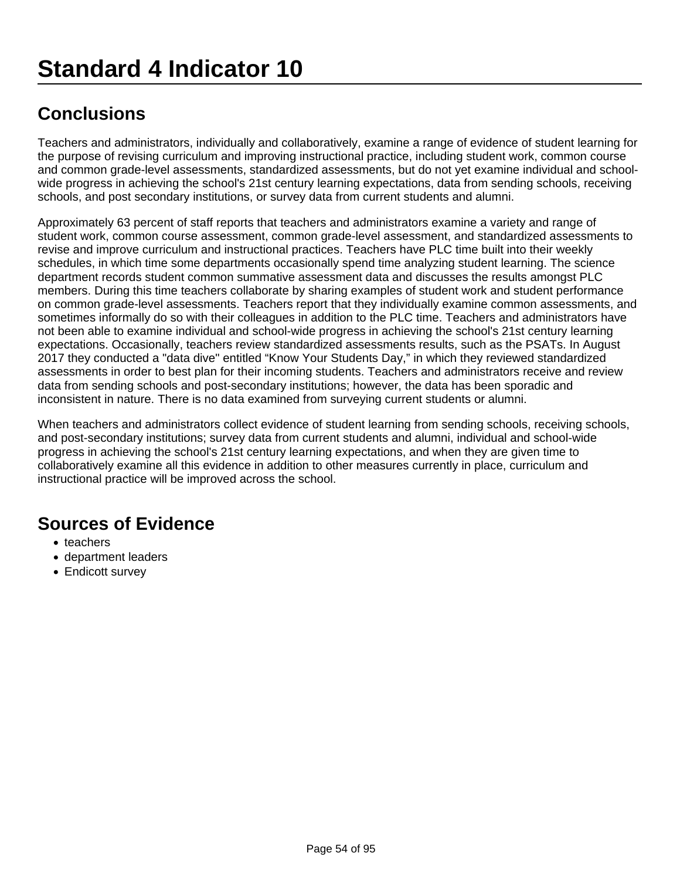# Standard 4 Indicator 10

## Conclusions

Teachers and administrators, individually and collaboratively, examine a range of evidence of student learning for the purpose of revising curriculum and improving instructional practice, including student work, common course and common grade-level assessments, standardized assessments, but do not yet examine individual and school-wide progress in achieving the school's 21st century learning expectations, data from sending schools, receiving schools, and post secondary institutions, or survey data from current students and alumni.

Approximately 63 percent of staff reports that teachers and administrators examine a variety and range of student work, common course assessment, common grade-level assessment, and standardized assessments to revise and improve curriculum and instructional practices. Teachers have PLC time built into their weekly schedules, in which time some departments occasionally spend time analyzing student learning. The science department records student common summative assessment data and discusses the results amongst PLC members. During this time teachers collaborate by sharing examples of student work and student performance on common grade-level assessments. Teachers report that they individually examine common assessments, and sometimes informally do so with their colleagues in addition to the PLC time. Teachers and administrators have not been able to examine individual and school-wide progress in achieving the school's 21st century learning expectations. Occasionally, teachers review standardized assessments results, such as the PSATs. In August 2017 they conducted a "data dive" entitled “Know Your Students Day,” in which they reviewed standardized assessments in order to best plan for their incoming students. Teachers and administrators receive and review data from sending schools and post-secondary institutions; however, the data has been sporadic and inconsistent in nature. There is no data examined from surveying current students or alumni.

When teachers and administrators collect evidence of student learning from sending schools, receiving schools, and post-secondary institutions; survey data from current students and alumni, individual and school-wide progress in achieving the school's 21st century learning expectations, and when they are given time to collaboratively examine all this evidence in addition to other measures currently in place, curriculum and instructional practice will be improved across the school.

## Sources of Evidence

- teachers
- department leaders
- Endicott survey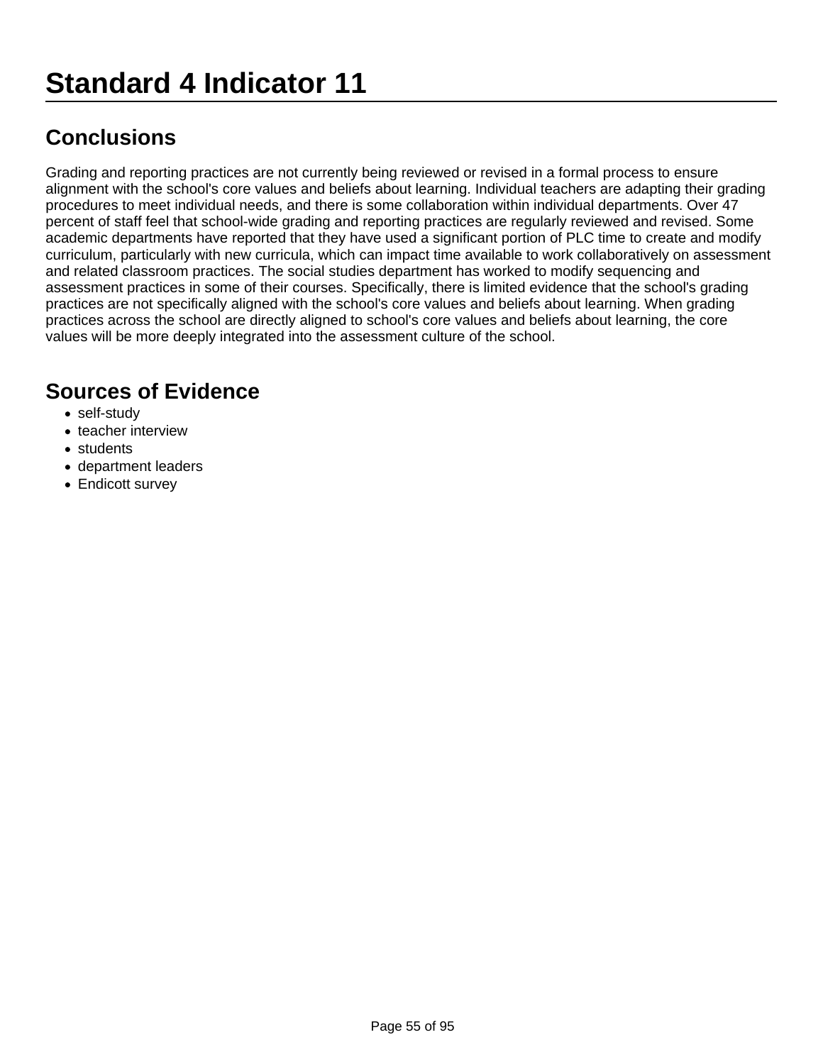# Standard 4 Indicator 11

## Conclusions

Grading and reporting practices are not currently being reviewed or revised in a formal process to ensure alignment with the school's core values and beliefs about learning. Individual teachers are adapting their grading procedures to meet individual needs, and there is some collaboration within individual departments. Over 47 percent of staff feel that school-wide grading and reporting practices are regularly reviewed and revised. Some academic departments have reported that they have used a significant portion of PLC time to create and modify curriculum, particularly with new curricula, which can impact time available to work collaboratively on assessment and related classroom practices. The social studies department has worked to modify sequencing and assessment practices in some of their courses. Specifically, there is limited evidence that the school's grading practices are not specifically aligned with the school's core values and beliefs about learning. When grading practices across the school are directly aligned to school's core values and beliefs about learning, the core values will be more deeply integrated into the assessment culture of the school.

## Sources of Evidence

- self-study
- teacher interview
- students
- department leaders
- Endicott survey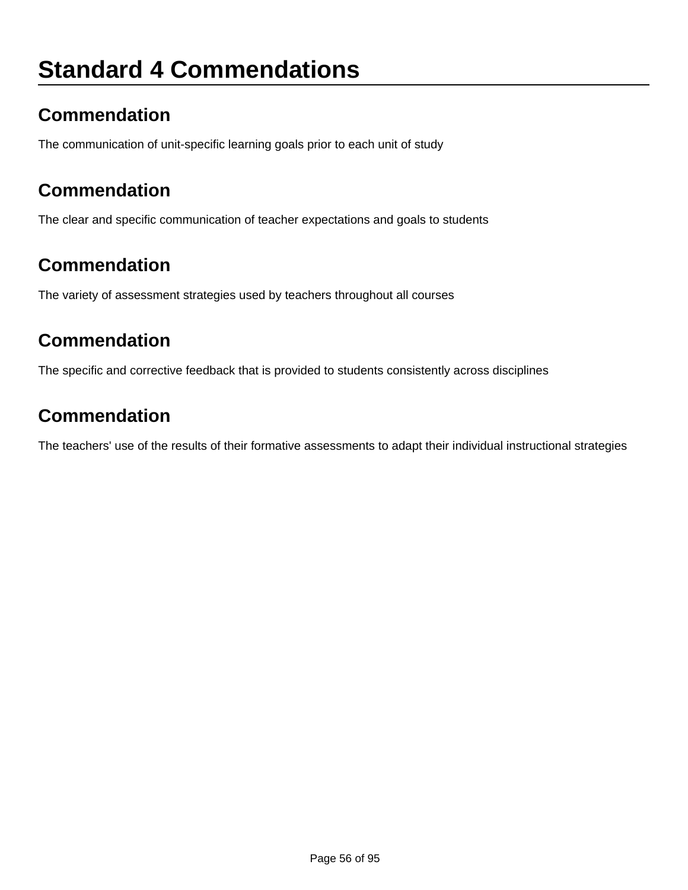# Standard 4 Commendations

## Commendation

The communication of unit-specific learning goals prior to each unit of study

## Commendation

The clear and specific communication of teacher expectations and goals to students

## Commendation

The variety of assessment strategies used by teachers throughout all courses

## Commendation

The specific and corrective feedback that is provided to students consistently across disciplines

## Commendation

The teachers' use of the results of their formative assessments to adapt their individual instructional strategies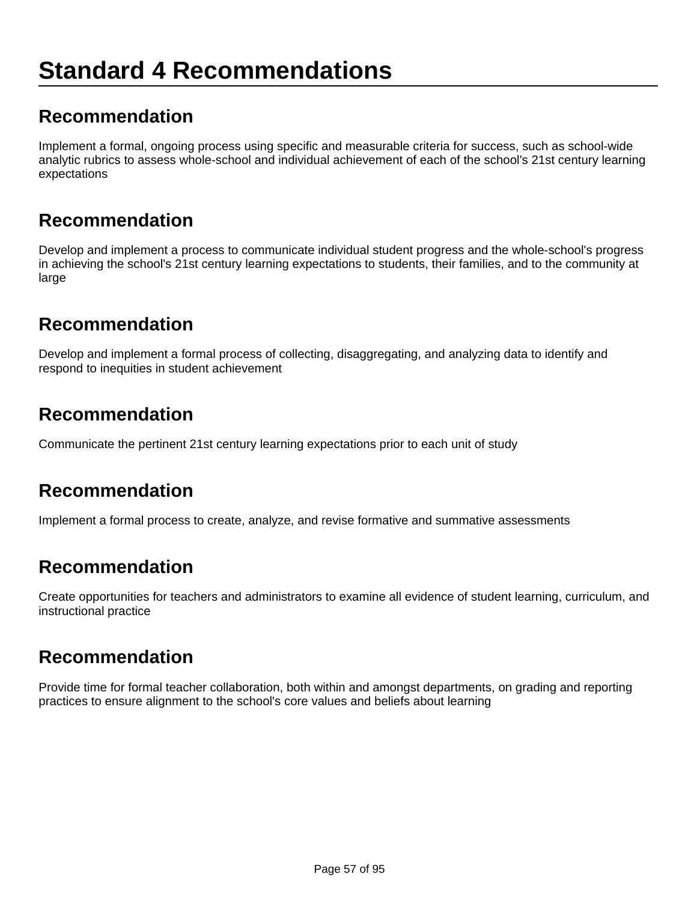# Standard 4 Recommendations

## Recommendation

Implement a formal, ongoing process using specific and measurable criteria for success, such as school-wide analytic rubrics to assess whole-school and individual achievement of each of the school's 21st century learning expectations

## Recommendation

Develop and implement a process to communicate individual student progress and the whole-school's progress in achieving the school's 21st century learning expectations to students, their families, and to the community at large

## Recommendation

Develop and implement a formal process of collecting, disaggregating, and analyzing data to identify and respond to inequities in student achievement

## Recommendation

Communicate the pertinent 21st century learning expectations prior to each unit of study

## Recommendation

Implement a formal process to create, analyze, and revise formative and summative assessments

## Recommendation

Create opportunities for teachers and administrators to examine all evidence of student learning, curriculum, and instructional practice

## Recommendation

Provide time for formal teacher collaboration, both within and amongst departments, on grading and reporting practices to ensure alignment to the school's core values and beliefs about learning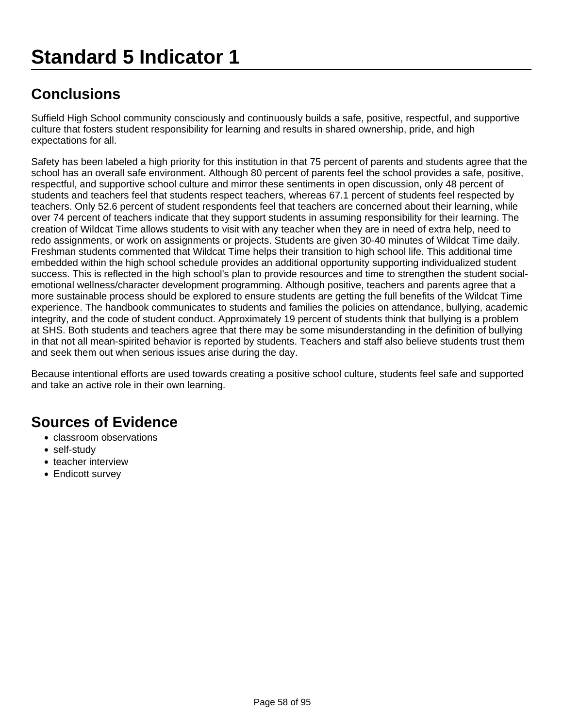# Standard 5 Indicator 1

## Conclusions

Suffield High School community consciously and continuously builds a safe, positive, respectful, and supportive culture that fosters student responsibility for learning and results in shared ownership, pride, and high expectations for all.

Safety has been labeled a high priority for this institution in that 75 percent of parents and students agree that the school has an overall safe environment. Although 80 percent of parents feel the school provides a safe, positive, respectful, and supportive school culture and mirror these sentiments in open discussion, only 48 percent of students and teachers feel that students respect teachers, whereas 67.1 percent of students feel respected by teachers. Only 52.6 percent of student respondents feel that teachers are concerned about their learning, while over 74 percent of teachers indicate that they support students in assuming responsibility for their learning. The creation of Wildcat Time allows students to visit with any teacher when they are in need of extra help, need to redo assignments, or work on assignments or projects. Students are given 30-40 minutes of Wildcat Time daily. Freshman students commented that Wildcat Time helps their transition to high school life. This additional time embedded within the high school schedule provides an additional opportunity supporting individualized student success. This is reflected in the high school's plan to provide resources and time to strengthen the student social-emotional wellness/character development programming. Although positive, teachers and parents agree that a more sustainable process should be explored to ensure students are getting the full benefits of the Wildcat Time experience. The handbook communicates to students and families the policies on attendance, bullying, academic integrity, and the code of student conduct. Approximately 19 percent of students think that bullying is a problem at SHS. Both students and teachers agree that there may be some misunderstanding in the definition of bullying in that not all mean-spirited behavior is reported by students. Teachers and staff also believe students trust them and seek them out when serious issues arise during the day.

Because intentional efforts are used towards creating a positive school culture, students feel safe and supported and take an active role in their own learning.

## Sources of Evidence

- classroom observations
- self-study
- teacher interview
- Endicott survey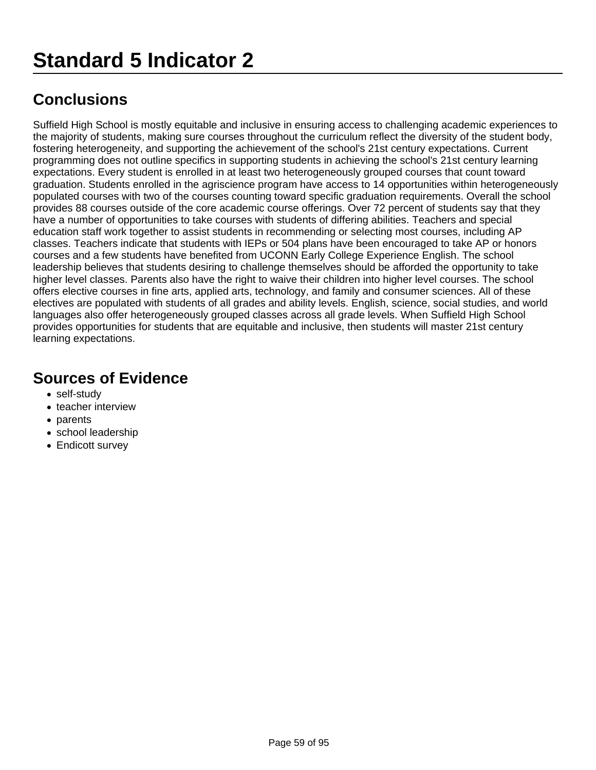# Standard 5 Indicator 2

## Conclusions

Suffield High School is mostly equitable and inclusive in ensuring access to challenging academic experiences to the majority of students, making sure courses throughout the curriculum reflect the diversity of the student body, fostering heterogeneity, and supporting the achievement of the school's 21st century expectations. Current programming does not outline specifics in supporting students in achieving the school's 21st century learning expectations. Every student is enrolled in at least two heterogeneously grouped courses that count toward graduation. Students enrolled in the agriscience program have access to 14 opportunities within heterogeneously populated courses with two of the courses counting toward specific graduation requirements. Overall the school provides 88 courses outside of the core academic course offerings. Over 72 percent of students say that they have a number of opportunities to take courses with students of differing abilities. Teachers and special education staff work together to assist students in recommending or selecting most courses, including AP classes. Teachers indicate that students with IEPs or 504 plans have been encouraged to take AP or honors courses and a few students have benefited from UCONN Early College Experience English. The school leadership believes that students desiring to challenge themselves should be afforded the opportunity to take higher level classes. Parents also have the right to waive their children into higher level courses. The school offers elective courses in fine arts, applied arts, technology, and family and consumer sciences. All of these electives are populated with students of all grades and ability levels. English, science, social studies, and world languages also offer heterogeneously grouped classes across all grade levels. When Suffield High School provides opportunities for students that are equitable and inclusive, then students will master 21st century learning expectations.

## Sources of Evidence

- self-study
- teacher interview
- parents
- school leadership
- Endicott survey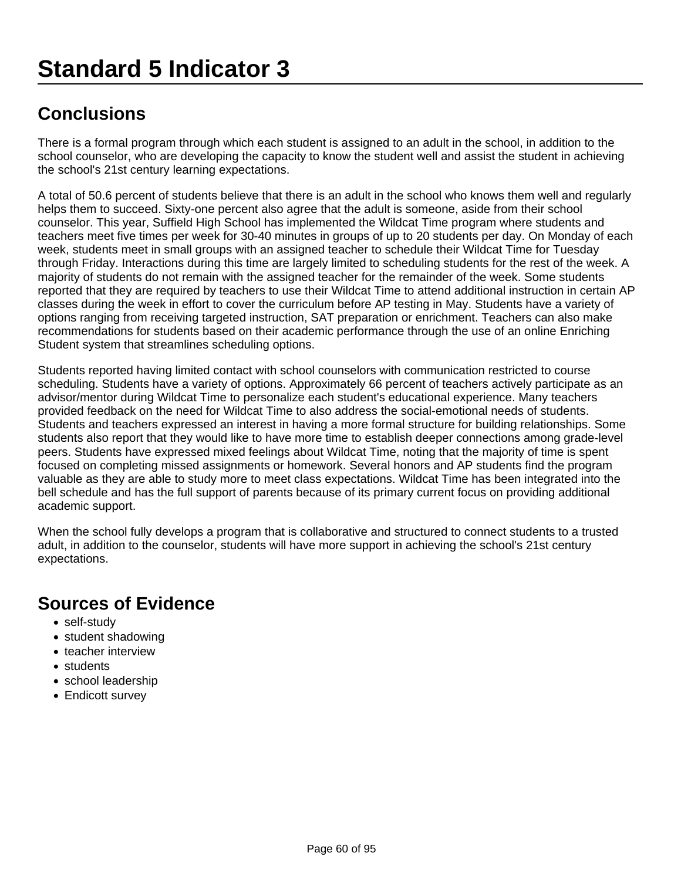# Standard 5 Indicator 3

## Conclusions

There is a formal program through which each student is assigned to an adult in the school, in addition to the school counselor, who are developing the capacity to know the student well and assist the student in achieving the school's 21st century learning expectations.

A total of 50.6 percent of students believe that there is an adult in the school who knows them well and regularly helps them to succeed. Sixty-one percent also agree that the adult is someone, aside from their school counselor. This year, Suffield High School has implemented the Wildcat Time program where students and teachers meet five times per week for 30-40 minutes in groups of up to 20 students per day. On Monday of each week, students meet in small groups with an assigned teacher to schedule their Wildcat Time for Tuesday through Friday. Interactions during this time are largely limited to scheduling students for the rest of the week. A majority of students do not remain with the assigned teacher for the remainder of the week. Some students reported that they are required by teachers to use their Wildcat Time to attend additional instruction in certain AP classes during the week in effort to cover the curriculum before AP testing in May. Students have a variety of options ranging from receiving targeted instruction, SAT preparation or enrichment. Teachers can also make recommendations for students based on their academic performance through the use of an online Enriching Student system that streamlines scheduling options.

Students reported having limited contact with school counselors with communication restricted to course scheduling. Students have a variety of options. Approximately 66 percent of teachers actively participate as an advisor/mentor during Wildcat Time to personalize each student's educational experience. Many teachers provided feedback on the need for Wildcat Time to also address the social-emotional needs of students. Students and teachers expressed an interest in having a more formal structure for building relationships. Some students also report that they would like to have more time to establish deeper connections among grade-level peers. Students have expressed mixed feelings about Wildcat Time, noting that the majority of time is spent focused on completing missed assignments or homework. Several honors and AP students find the program valuable as they are able to study more to meet class expectations. Wildcat Time has been integrated into the bell schedule and has the full support of parents because of its primary current focus on providing additional academic support.

When the school fully develops a program that is collaborative and structured to connect students to a trusted adult, in addition to the counselor, students will have more support in achieving the school's 21st century expectations.

## Sources of Evidence

- self-study
- student shadowing
- teacher interview
- students
- school leadership
- Endicott survey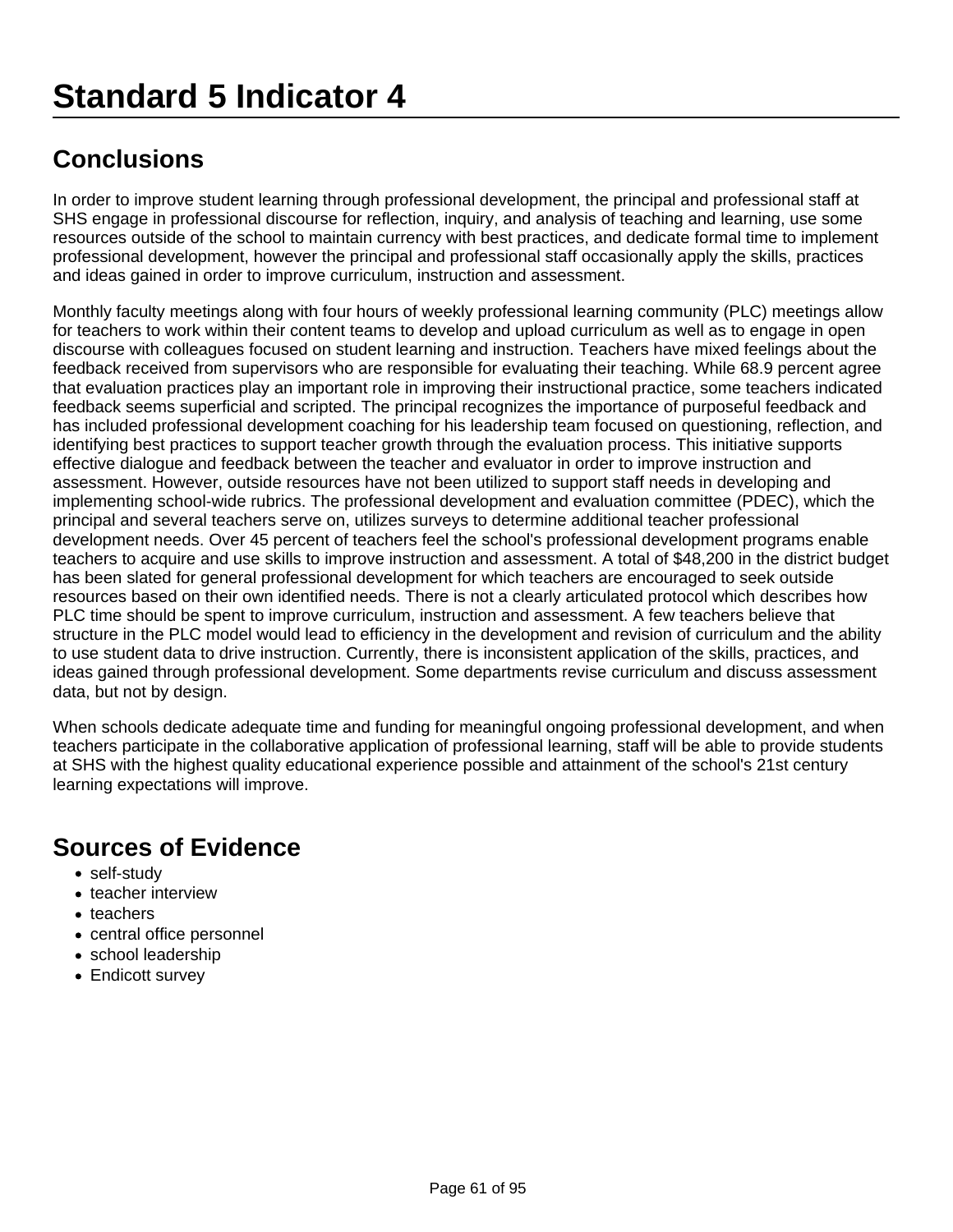# Standard 5 Indicator 4

## Conclusions

In order to improve student learning through professional development, the principal and professional staff at SHS engage in professional discourse for reflection, inquiry, and analysis of teaching and learning, use some resources outside of the school to maintain currency with best practices, and dedicate formal time to implement professional development, however the principal and professional staff occasionally apply the skills, practices and ideas gained in order to improve curriculum, instruction and assessment.

Monthly faculty meetings along with four hours of weekly professional learning community (PLC) meetings allow for teachers to work within their content teams to develop and upload curriculum as well as to engage in open discourse with colleagues focused on student learning and instruction. Teachers have mixed feelings about the feedback received from supervisors who are responsible for evaluating their teaching. While 68.9 percent agree that evaluation practices play an important role in improving their instructional practice, some teachers indicated feedback seems superficial and scripted. The principal recognizes the importance of purposeful feedback and has included professional development coaching for his leadership team focused on questioning, reflection, and identifying best practices to support teacher growth through the evaluation process. This initiative supports effective dialogue and feedback between the teacher and evaluator in order to improve instruction and assessment. However, outside resources have not been utilized to support staff needs in developing and implementing school-wide rubrics. The professional development and evaluation committee (PDEC), which the principal and several teachers serve on, utilizes surveys to determine additional teacher professional development needs. Over 45 percent of teachers feel the school's professional development programs enable teachers to acquire and use skills to improve instruction and assessment. A total of $48,200 in the district budget has been slated for general professional development for which teachers are encouraged to seek outside resources based on their own identified needs. There is not a clearly articulated protocol which describes how PLC time should be spent to improve curriculum, instruction and assessment. A few teachers believe that structure in the PLC model would lead to efficiency in the development and revision of curriculum and the ability to use student data to drive instruction. Currently, there is inconsistent application of the skills, practices, and ideas gained through professional development. Some departments revise curriculum and discuss assessment data, but not by design.

When schools dedicate adequate time and funding for meaningful ongoing professional development, and when teachers participate in the collaborative application of professional learning, staff will be able to provide students at SHS with the highest quality educational experience possible and attainment of the school's 21st century learning expectations will improve.

## Sources of Evidence

- self-study
- teacher interview
- teachers
- central office personnel
- school leadership
- Endicott survey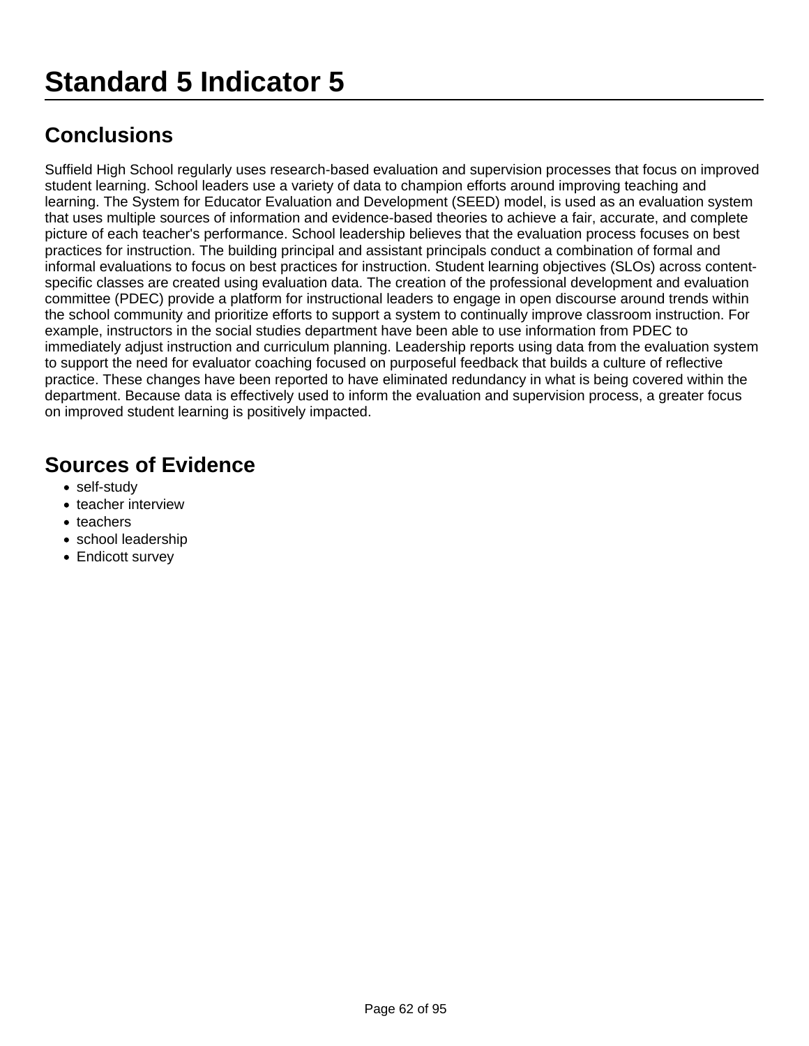# Standard 5 Indicator 5

## Conclusions

Suffield High School regularly uses research-based evaluation and supervision processes that focus on improved student learning. School leaders use a variety of data to champion efforts around improving teaching and learning. The System for Educator Evaluation and Development (SEED) model, is used as an evaluation system that uses multiple sources of information and evidence-based theories to achieve a fair, accurate, and complete picture of each teacher's performance. School leadership believes that the evaluation process focuses on best practices for instruction. The building principal and assistant principals conduct a combination of formal and informal evaluations to focus on best practices for instruction. Student learning objectives (SLOs) across content-specific classes are created using evaluation data. The creation of the professional development and evaluation committee (PDEC) provide a platform for instructional leaders to engage in open discourse around trends within the school community and prioritize efforts to support a system to continually improve classroom instruction. For example, instructors in the social studies department have been able to use information from PDEC to immediately adjust instruction and curriculum planning. Leadership reports using data from the evaluation system to support the need for evaluator coaching focused on purposeful feedback that builds a culture of reflective practice. These changes have been reported to have eliminated redundancy in what is being covered within the department. Because data is effectively used to inform the evaluation and supervision process, a greater focus on improved student learning is positively impacted.

## Sources of Evidence

- self-study
- teacher interview
- teachers
- school leadership
- Endicott survey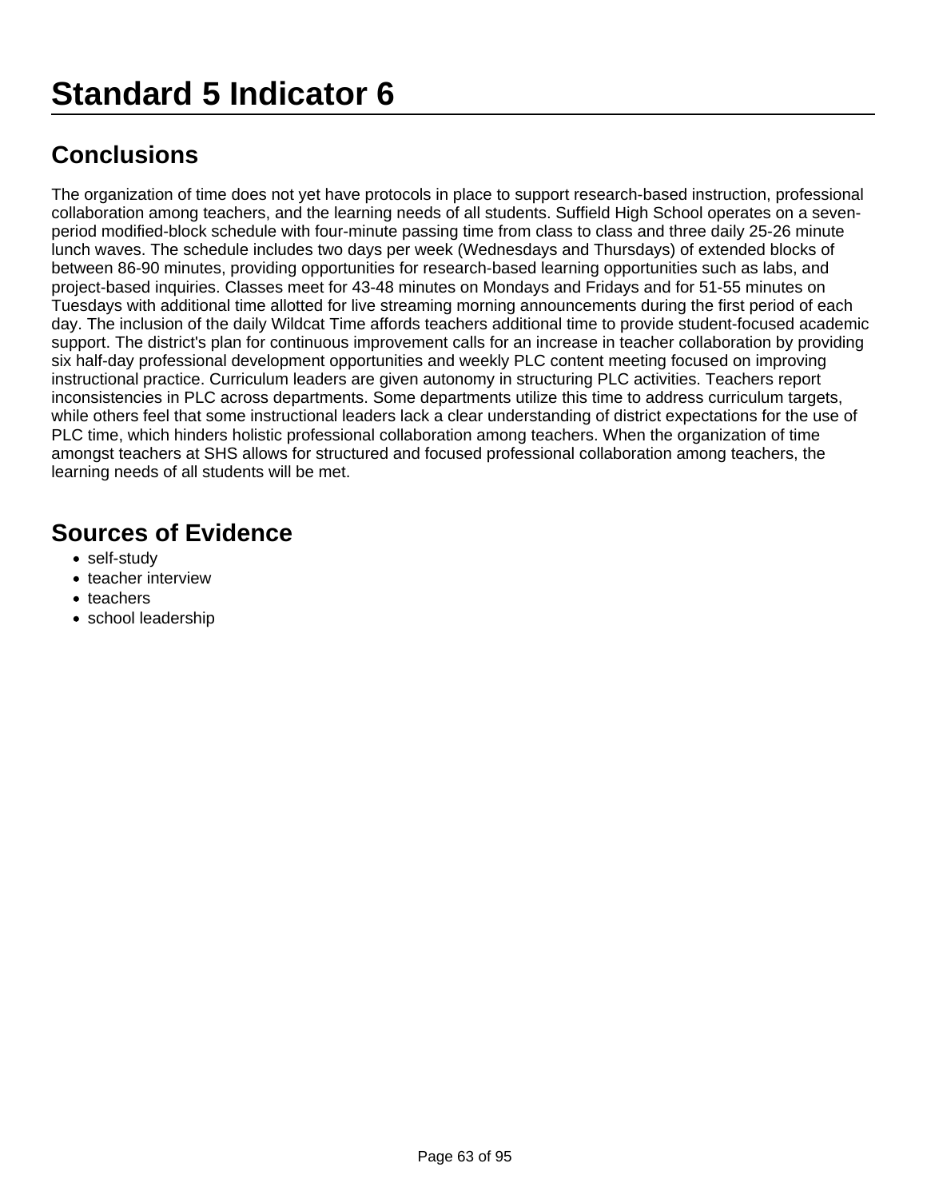# Standard 5 Indicator 6

## Conclusions

The organization of time does not yet have protocols in place to support research-based instruction, professional collaboration among teachers, and the learning needs of all students. Suffield High School operates on a seven-period modified-block schedule with four-minute passing time from class to class and three daily 25-26 minute lunch waves. The schedule includes two days per week (Wednesdays and Thursdays) of extended blocks of between 86-90 minutes, providing opportunities for research-based learning opportunities such as labs, and project-based inquiries. Classes meet for 43-48 minutes on Mondays and Fridays and for 51-55 minutes on Tuesdays with additional time allotted for live streaming morning announcements during the first period of each day. The inclusion of the daily Wildcat Time affords teachers additional time to provide student-focused academic support. The district's plan for continuous improvement calls for an increase in teacher collaboration by providing six half-day professional development opportunities and weekly PLC content meeting focused on improving instructional practice. Curriculum leaders are given autonomy in structuring PLC activities. Teachers report inconsistencies in PLC across departments. Some departments utilize this time to address curriculum targets, while others feel that some instructional leaders lack a clear understanding of district expectations for the use of PLC time, which hinders holistic professional collaboration among teachers. When the organization of time amongst teachers at SHS allows for structured and focused professional collaboration among teachers, the learning needs of all students will be met.

## Sources of Evidence

- self-study
- teacher interview
- teachers
- school leadership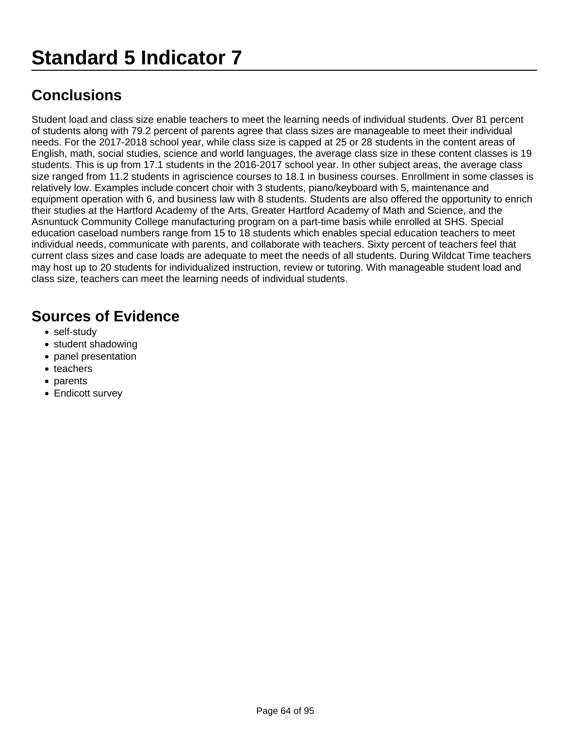# Standard 5 Indicator 7

## Conclusions

Student load and class size enable teachers to meet the learning needs of individual students. Over 81 percent of students along with 79.2 percent of parents agree that class sizes are manageable to meet their individual needs. For the 2017-2018 school year, while class size is capped at 25 or 28 students in the content areas of English, math, social studies, science and world languages, the average class size in these content classes is 19 students. This is up from 17.1 students in the 2016-2017 school year. In other subject areas, the average class size ranged from 11.2 students in agriscience courses to 18.1 in business courses. Enrollment in some classes is relatively low. Examples include concert choir with 3 students, piano/keyboard with 5, maintenance and equipment operation with 6, and business law with 8 students. Students are also offered the opportunity to enrich their studies at the Hartford Academy of the Arts, Greater Hartford Academy of Math and Science, and the Asnuntuck Community College manufacturing program on a part-time basis while enrolled at SHS. Special education caseload numbers range from 15 to 18 students which enables special education teachers to meet individual needs, communicate with parents, and collaborate with teachers. Sixty percent of teachers feel that current class sizes and case loads are adequate to meet the needs of all students. During Wildcat Time teachers may host up to 20 students for individualized instruction, review or tutoring. With manageable student load and class size, teachers can meet the learning needs of individual students.

## Sources of Evidence

- self-study
- student shadowing
- panel presentation
- teachers
- parents
- Endicott survey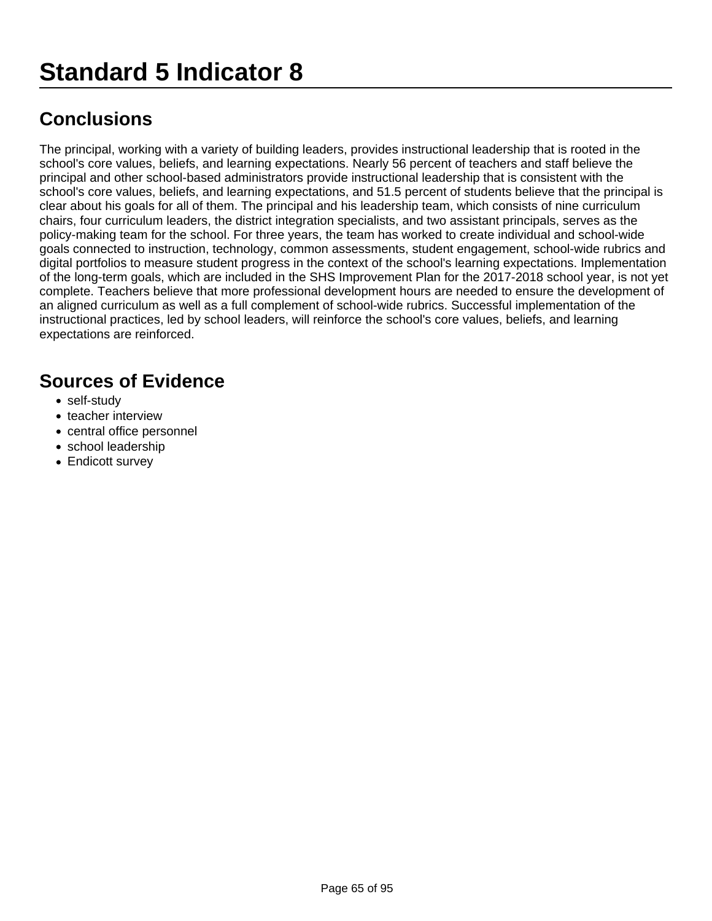# Standard 5 Indicator 8

## Conclusions

The principal, working with a variety of building leaders, provides instructional leadership that is rooted in the school's core values, beliefs, and learning expectations. Nearly 56 percent of teachers and staff believe the principal and other school-based administrators provide instructional leadership that is consistent with the school's core values, beliefs, and learning expectations, and 51.5 percent of students believe that the principal is clear about his goals for all of them. The principal and his leadership team, which consists of nine curriculum chairs, four curriculum leaders, the district integration specialists, and two assistant principals, serves as the policy-making team for the school. For three years, the team has worked to create individual and school-wide goals connected to instruction, technology, common assessments, student engagement, school-wide rubrics and digital portfolios to measure student progress in the context of the school's learning expectations. Implementation of the long-term goals, which are included in the SHS Improvement Plan for the 2017-2018 school year, is not yet complete. Teachers believe that more professional development hours are needed to ensure the development of an aligned curriculum as well as a full complement of school-wide rubrics. Successful implementation of the instructional practices, led by school leaders, will reinforce the school's core values, beliefs, and learning expectations are reinforced.

## Sources of Evidence

- self-study
- teacher interview
- central office personnel
- school leadership
- Endicott survey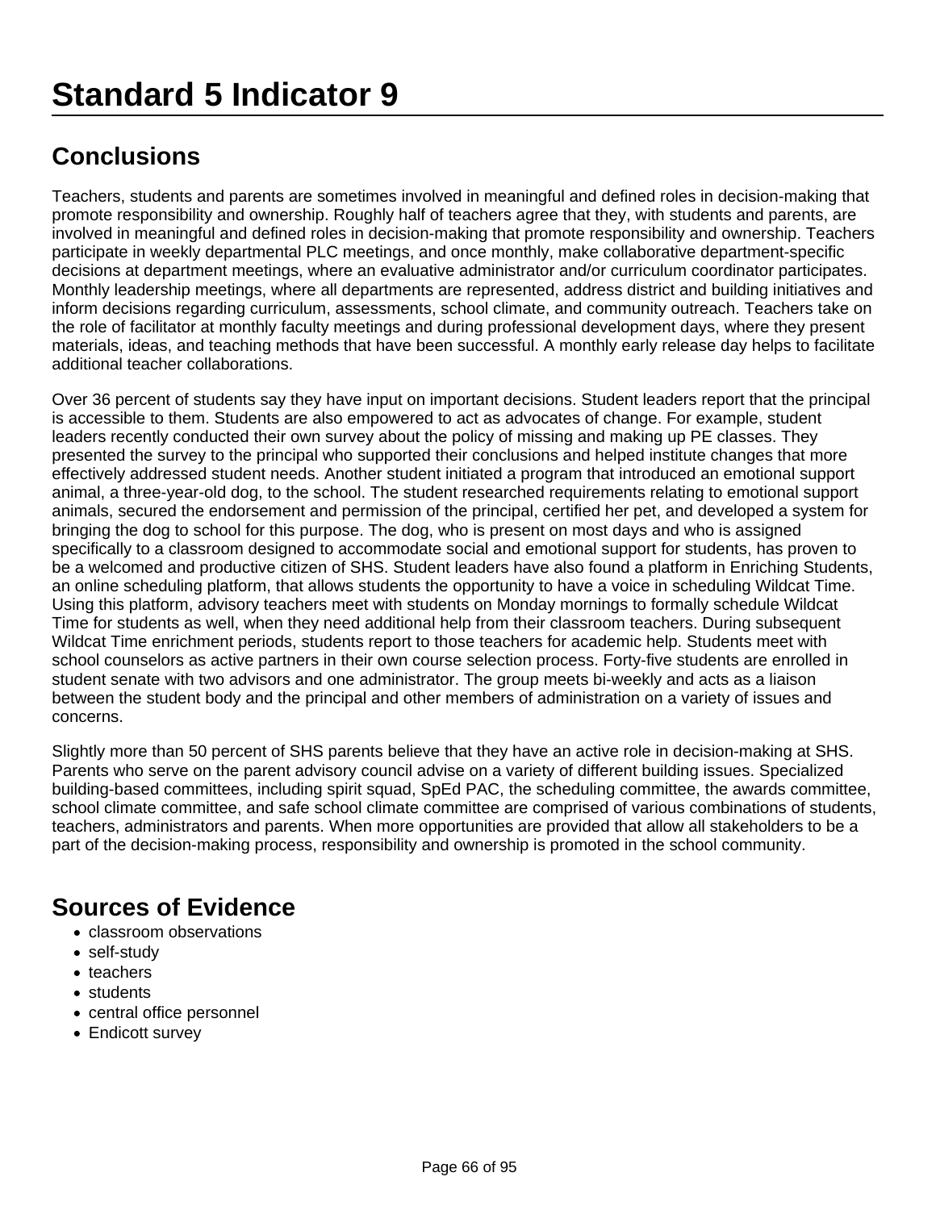# Standard 5 Indicator 9

## Conclusions

Teachers, students and parents are sometimes involved in meaningful and defined roles in decision-making that promote responsibility and ownership. Roughly half of teachers agree that they, with students and parents, are involved in meaningful and defined roles in decision-making that promote responsibility and ownership. Teachers participate in weekly departmental PLC meetings, and once monthly, make collaborative department-specific decisions at department meetings, where an evaluative administrator and/or curriculum coordinator participates. Monthly leadership meetings, where all departments are represented, address district and building initiatives and inform decisions regarding curriculum, assessments, school climate, and community outreach. Teachers take on the role of facilitator at monthly faculty meetings and during professional development days, where they present materials, ideas, and teaching methods that have been successful. A monthly early release day helps to facilitate additional teacher collaborations.

Over 36 percent of students say they have input on important decisions. Student leaders report that the principal is accessible to them. Students are also empowered to act as advocates of change. For example, student leaders recently conducted their own survey about the policy of missing and making up PE classes. They presented the survey to the principal who supported their conclusions and helped institute changes that more effectively addressed student needs. Another student initiated a program that introduced an emotional support animal, a three-year-old dog, to the school. The student researched requirements relating to emotional support animals, secured the endorsement and permission of the principal, certified her pet, and developed a system for bringing the dog to school for this purpose. The dog, who is present on most days and who is assigned specifically to a classroom designed to accommodate social and emotional support for students, has proven to be a welcomed and productive citizen of SHS. Student leaders have also found a platform in Enriching Students, an online scheduling platform, that allows students the opportunity to have a voice in scheduling Wildcat Time. Using this platform, advisory teachers meet with students on Monday mornings to formally schedule Wildcat Time for students as well, when they need additional help from their classroom teachers. During subsequent Wildcat Time enrichment periods, students report to those teachers for academic help. Students meet with school counselors as active partners in their own course selection process. Forty-five students are enrolled in student senate with two advisors and one administrator. The group meets bi-weekly and acts as a liaison between the student body and the principal and other members of administration on a variety of issues and concerns.

Slightly more than 50 percent of SHS parents believe that they have an active role in decision-making at SHS. Parents who serve on the parent advisory council advise on a variety of different building issues. Specialized building-based committees, including spirit squad, SpEd PAC, the scheduling committee, the awards committee, school climate committee, and safe school climate committee are comprised of various combinations of students, teachers, administrators and parents. When more opportunities are provided that allow all stakeholders to be a part of the decision-making process, responsibility and ownership is promoted in the school community.

## Sources of Evidence

- classroom observations
- self-study
- teachers
- students
- central office personnel
- Endicott survey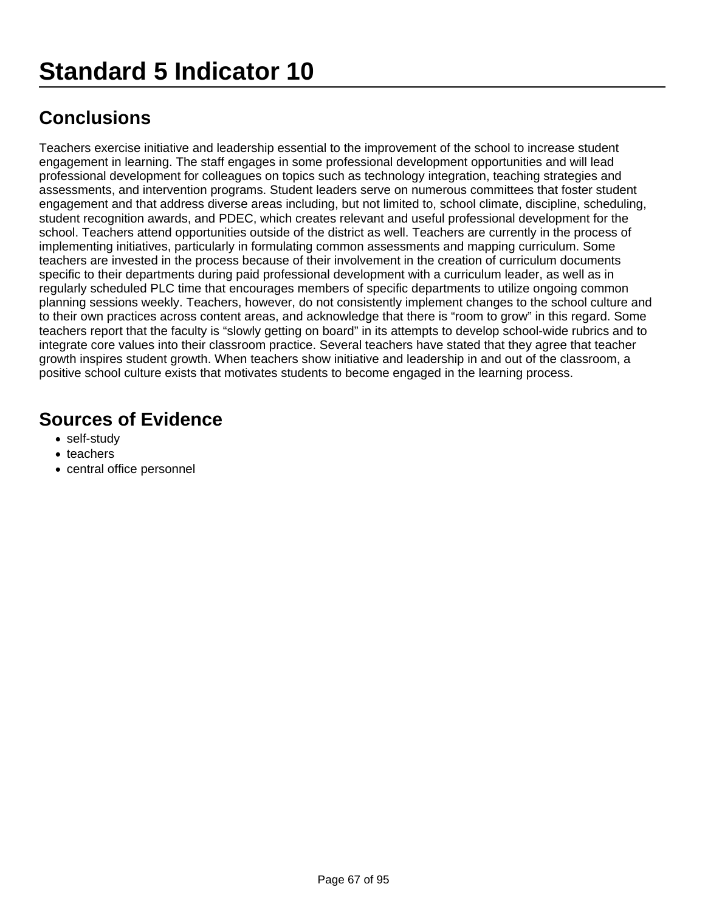# Standard 5 Indicator 10

## Conclusions

Teachers exercise initiative and leadership essential to the improvement of the school to increase student engagement in learning. The staff engages in some professional development opportunities and will lead professional development for colleagues on topics such as technology integration, teaching strategies and assessments, and intervention programs. Student leaders serve on numerous committees that foster student engagement and that address diverse areas including, but not limited to, school climate, discipline, scheduling, student recognition awards, and PDEC, which creates relevant and useful professional development for the school. Teachers attend opportunities outside of the district as well. Teachers are currently in the process of implementing initiatives, particularly in formulating common assessments and mapping curriculum. Some teachers are invested in the process because of their involvement in the creation of curriculum documents specific to their departments during paid professional development with a curriculum leader, as well as in regularly scheduled PLC time that encourages members of specific departments to utilize ongoing common planning sessions weekly. Teachers, however, do not consistently implement changes to the school culture and to their own practices across content areas, and acknowledge that there is “room to grow” in this regard. Some teachers report that the faculty is “slowly getting on board” in its attempts to develop school-wide rubrics and to integrate core values into their classroom practice. Several teachers have stated that they agree that teacher growth inspires student growth. When teachers show initiative and leadership in and out of the classroom, a positive school culture exists that motivates students to become engaged in the learning process.

## Sources of Evidence

- self-study
- teachers
- central office personnel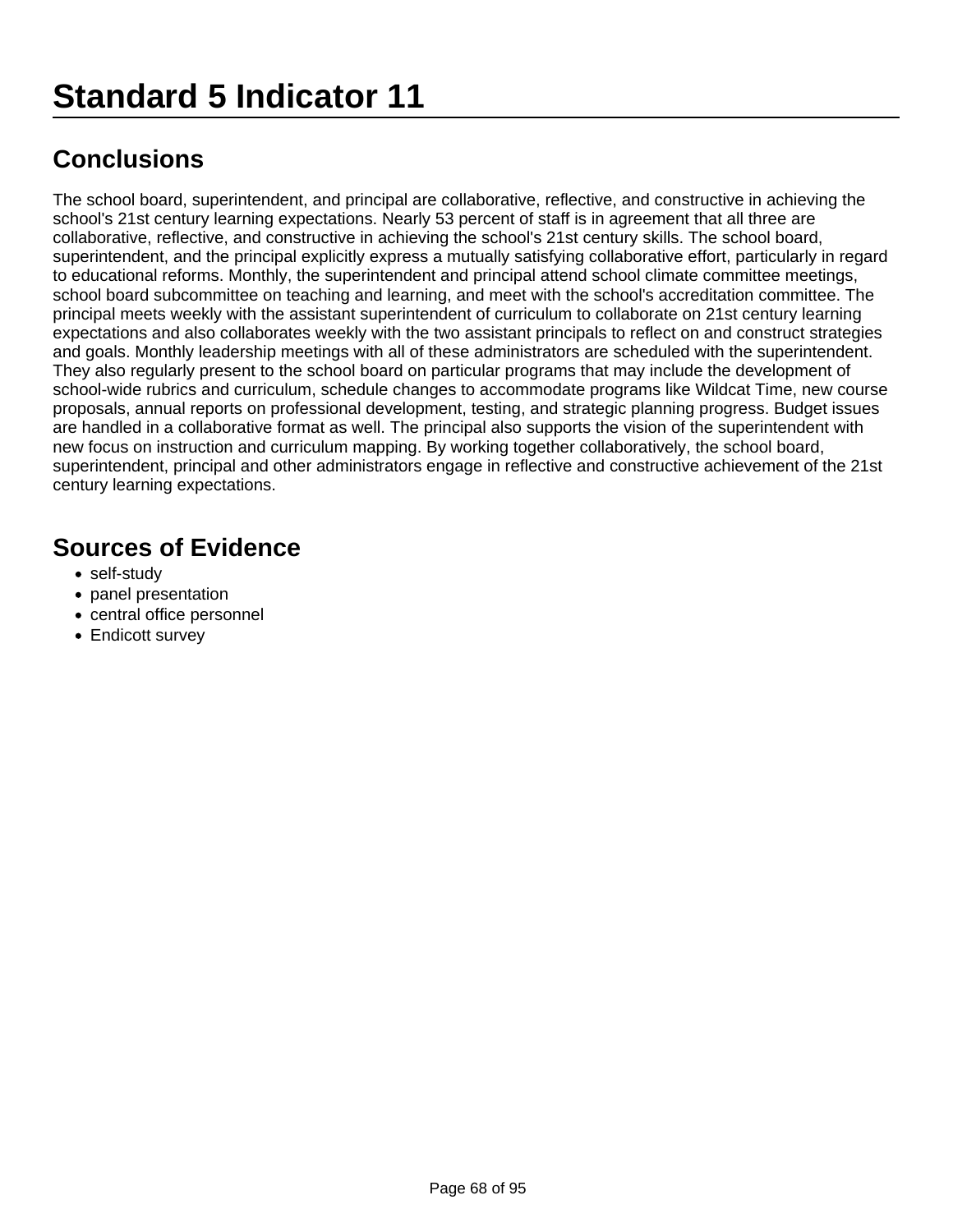# Standard 5 Indicator 11

## Conclusions

The school board, superintendent, and principal are collaborative, reflective, and constructive in achieving the school's 21st century learning expectations. Nearly 53 percent of staff is in agreement that all three are collaborative, reflective, and constructive in achieving the school's 21st century skills. The school board, superintendent, and the principal explicitly express a mutually satisfying collaborative effort, particularly in regard to educational reforms. Monthly, the superintendent and principal attend school climate committee meetings, school board subcommittee on teaching and learning, and meet with the school's accreditation committee. The principal meets weekly with the assistant superintendent of curriculum to collaborate on 21st century learning expectations and also collaborates weekly with the two assistant principals to reflect on and construct strategies and goals. Monthly leadership meetings with all of these administrators are scheduled with the superintendent. They also regularly present to the school board on particular programs that may include the development of school-wide rubrics and curriculum, schedule changes to accommodate programs like Wildcat Time, new course proposals, annual reports on professional development, testing, and strategic planning progress. Budget issues are handled in a collaborative format as well. The principal also supports the vision of the superintendent with new focus on instruction and curriculum mapping. By working together collaboratively, the school board, superintendent, principal and other administrators engage in reflective and constructive achievement of the 21st century learning expectations.

## Sources of Evidence

- self-study
- panel presentation
- central office personnel
- Endicott survey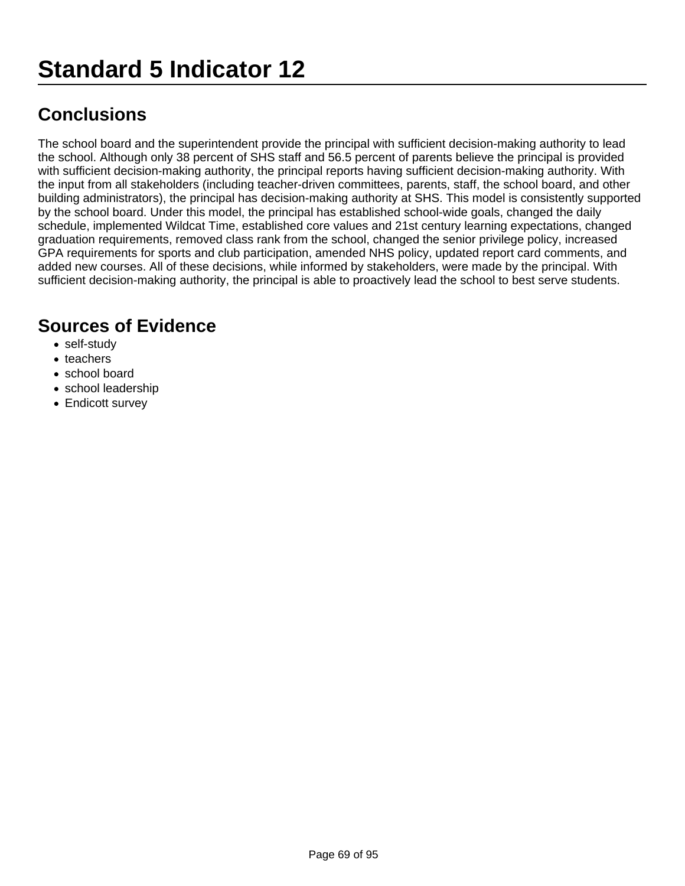# Standard 5 Indicator 12

## Conclusions

The school board and the superintendent provide the principal with sufficient decision-making authority to lead the school. Although only 38 percent of SHS staff and 56.5 percent of parents believe the principal is provided with sufficient decision-making authority, the principal reports having sufficient decision-making authority. With the input from all stakeholders (including teacher-driven committees, parents, staff, the school board, and other building administrators), the principal has decision-making authority at SHS. This model is consistently supported by the school board. Under this model, the principal has established school-wide goals, changed the daily schedule, implemented Wildcat Time, established core values and 21st century learning expectations, changed graduation requirements, removed class rank from the school, changed the senior privilege policy, increased GPA requirements for sports and club participation, amended NHS policy, updated report card comments, and added new courses. All of these decisions, while informed by stakeholders, were made by the principal. With sufficient decision-making authority, the principal is able to proactively lead the school to best serve students.

## Sources of Evidence

- self-study
- teachers
- school board
- school leadership
- Endicott survey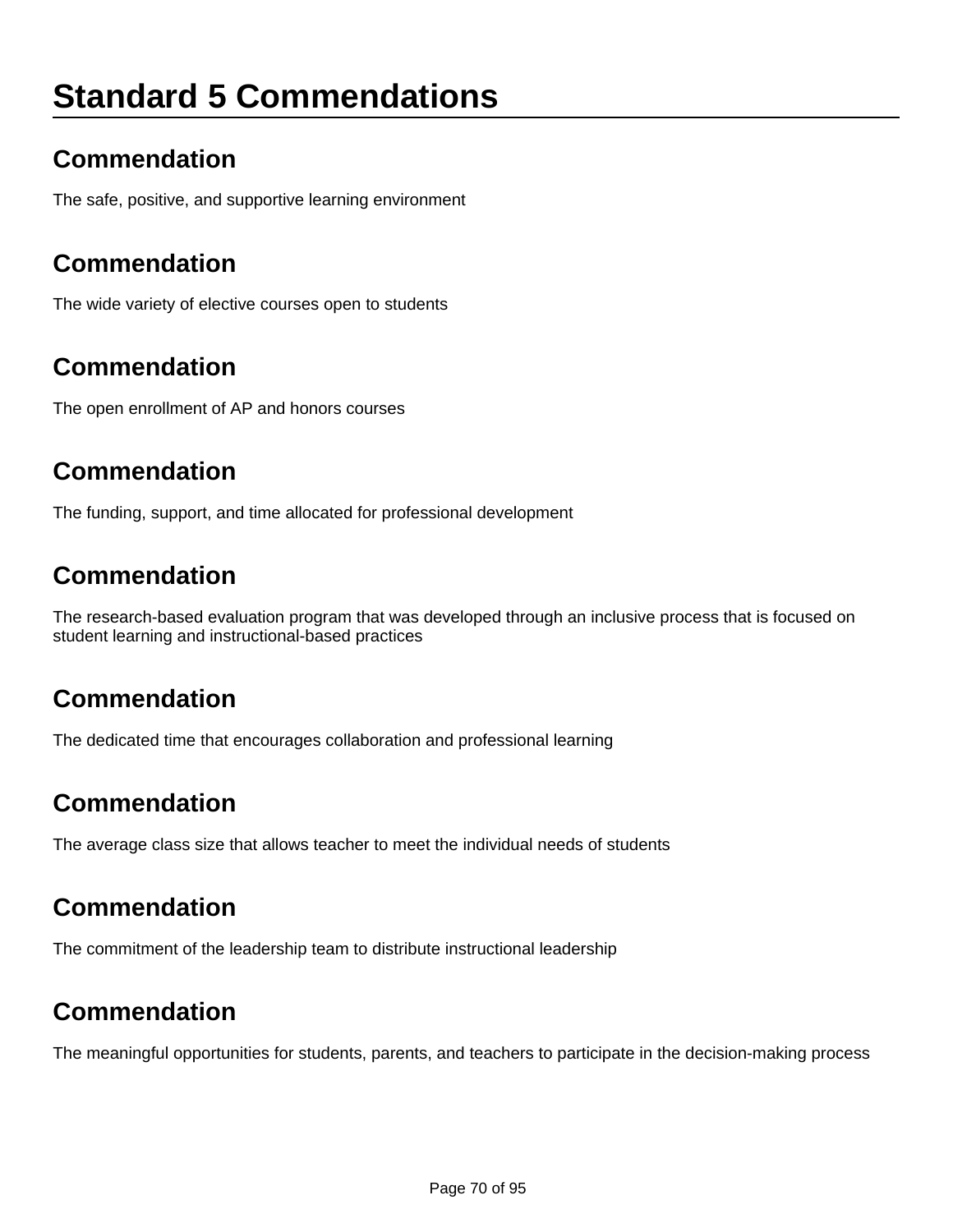# Standard 5 Commendations

## Commendation

The safe, positive, and supportive learning environment

## Commendation

The wide variety of elective courses open to students

## Commendation

The open enrollment of AP and honors courses

## Commendation

The funding, support, and time allocated for professional development

## Commendation

The research-based evaluation program that was developed through an inclusive process that is focused on student learning and instructional-based practices

## Commendation

The dedicated time that encourages collaboration and professional learning

## Commendation

The average class size that allows teacher to meet the individual needs of students

## Commendation

The commitment of the leadership team to distribute instructional leadership

## Commendation

The meaningful opportunities for students, parents, and teachers to participate in the decision-making process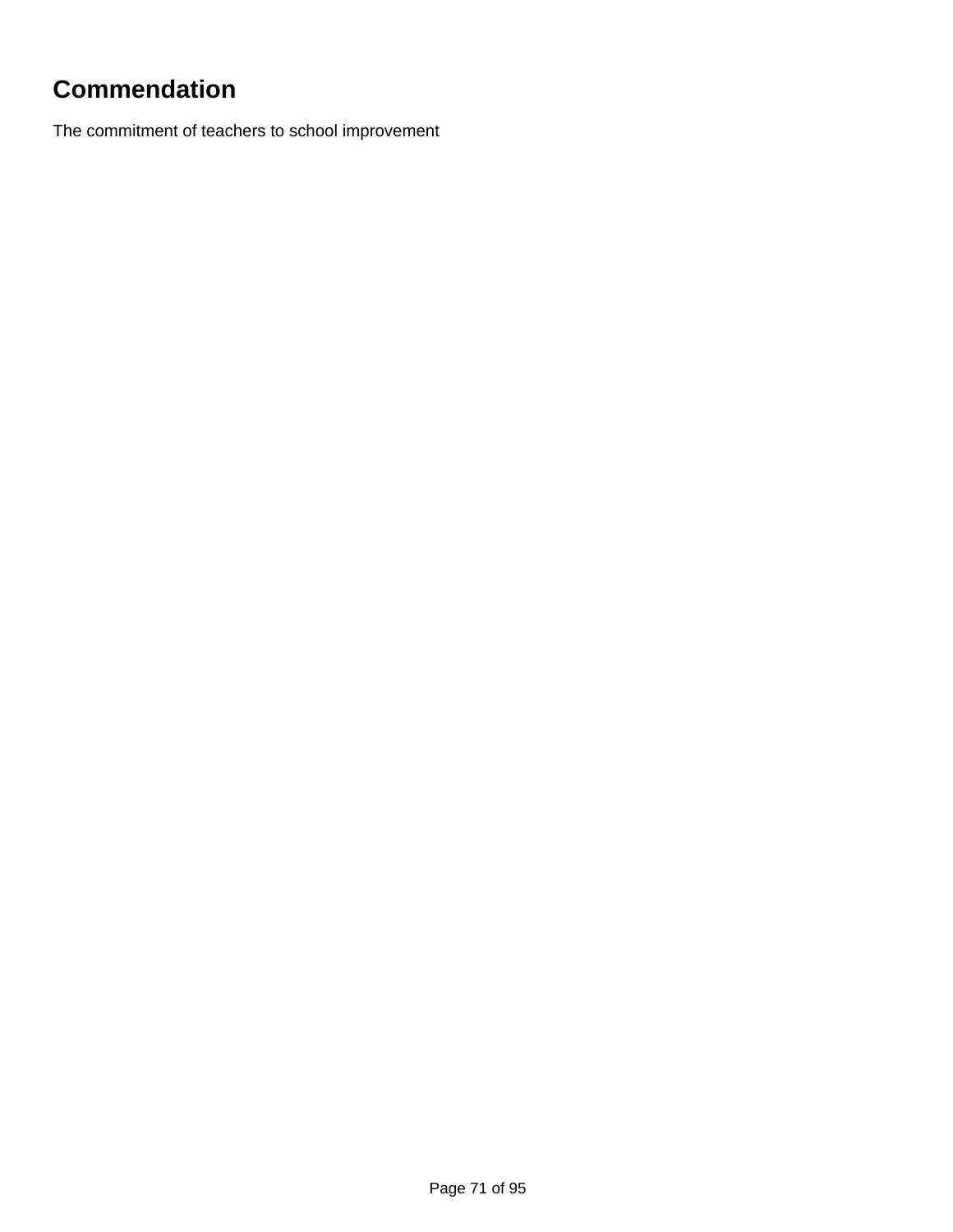## Commendation

The commitment of teachers to school improvement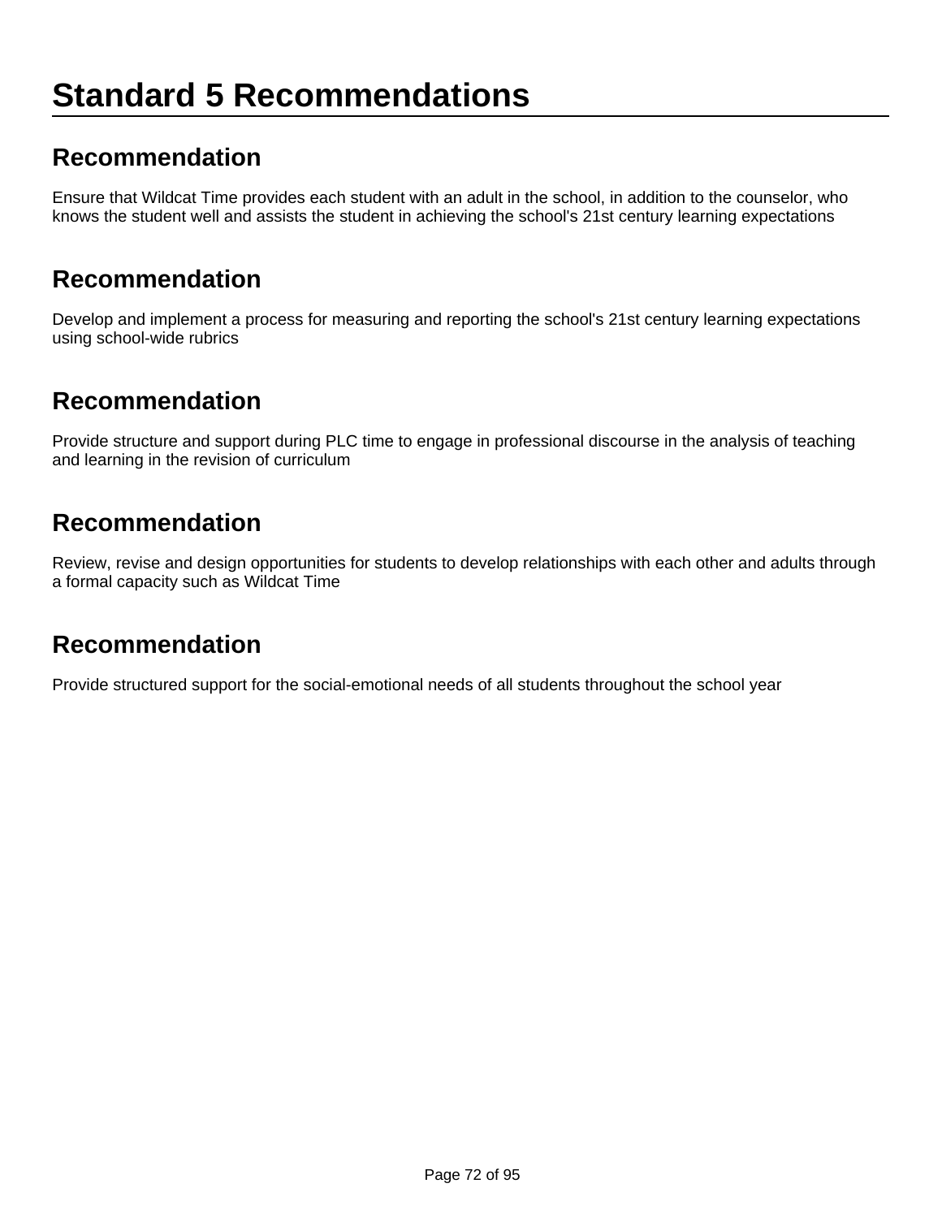# Standard 5 Recommendations

## Recommendation

Ensure that Wildcat Time provides each student with an adult in the school, in addition to the counselor, who knows the student well and assists the student in achieving the school's 21st century learning expectations

## Recommendation

Develop and implement a process for measuring and reporting the school's 21st century learning expectations using school-wide rubrics

## Recommendation

Provide structure and support during PLC time to engage in professional discourse in the analysis of teaching and learning in the revision of curriculum

## Recommendation

Review, revise and design opportunities for students to develop relationships with each other and adults through a formal capacity such as Wildcat Time

## Recommendation

Provide structured support for the social-emotional needs of all students throughout the school year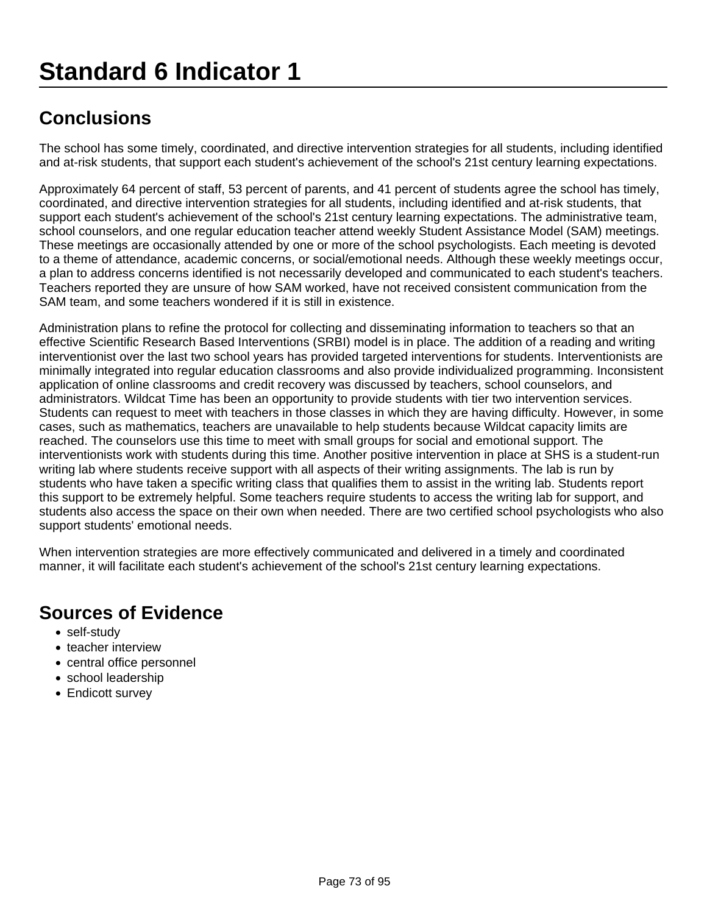# Standard 6 Indicator 1

## Conclusions

The school has some timely, coordinated, and directive intervention strategies for all students, including identified and at-risk students, that support each student's achievement of the school's 21st century learning expectations.

Approximately 64 percent of staff, 53 percent of parents, and 41 percent of students agree the school has timely, coordinated, and directive intervention strategies for all students, including identified and at-risk students, that support each student's achievement of the school's 21st century learning expectations. The administrative team, school counselors, and one regular education teacher attend weekly Student Assistance Model (SAM) meetings. These meetings are occasionally attended by one or more of the school psychologists. Each meeting is devoted to a theme of attendance, academic concerns, or social/emotional needs. Although these weekly meetings occur, a plan to address concerns identified is not necessarily developed and communicated to each student's teachers. Teachers reported they are unsure of how SAM worked, have not received consistent communication from the SAM team, and some teachers wondered if it is still in existence.

Administration plans to refine the protocol for collecting and disseminating information to teachers so that an effective Scientific Research Based Interventions (SRBI) model is in place. The addition of a reading and writing interventionist over the last two school years has provided targeted interventions for students. Interventionists are minimally integrated into regular education classrooms and also provide individualized programming. Inconsistent application of online classrooms and credit recovery was discussed by teachers, school counselors, and administrators. Wildcat Time has been an opportunity to provide students with tier two intervention services. Students can request to meet with teachers in those classes in which they are having difficulty. However, in some cases, such as mathematics, teachers are unavailable to help students because Wildcat capacity limits are reached. The counselors use this time to meet with small groups for social and emotional support. The interventionists work with students during this time. Another positive intervention in place at SHS is a student-run writing lab where students receive support with all aspects of their writing assignments. The lab is run by students who have taken a specific writing class that qualifies them to assist in the writing lab. Students report this support to be extremely helpful. Some teachers require students to access the writing lab for support, and students also access the space on their own when needed. There are two certified school psychologists who also support students' emotional needs.

When intervention strategies are more effectively communicated and delivered in a timely and coordinated manner, it will facilitate each student's achievement of the school's 21st century learning expectations.

## Sources of Evidence

- self-study
- teacher interview
- central office personnel
- school leadership
- Endicott survey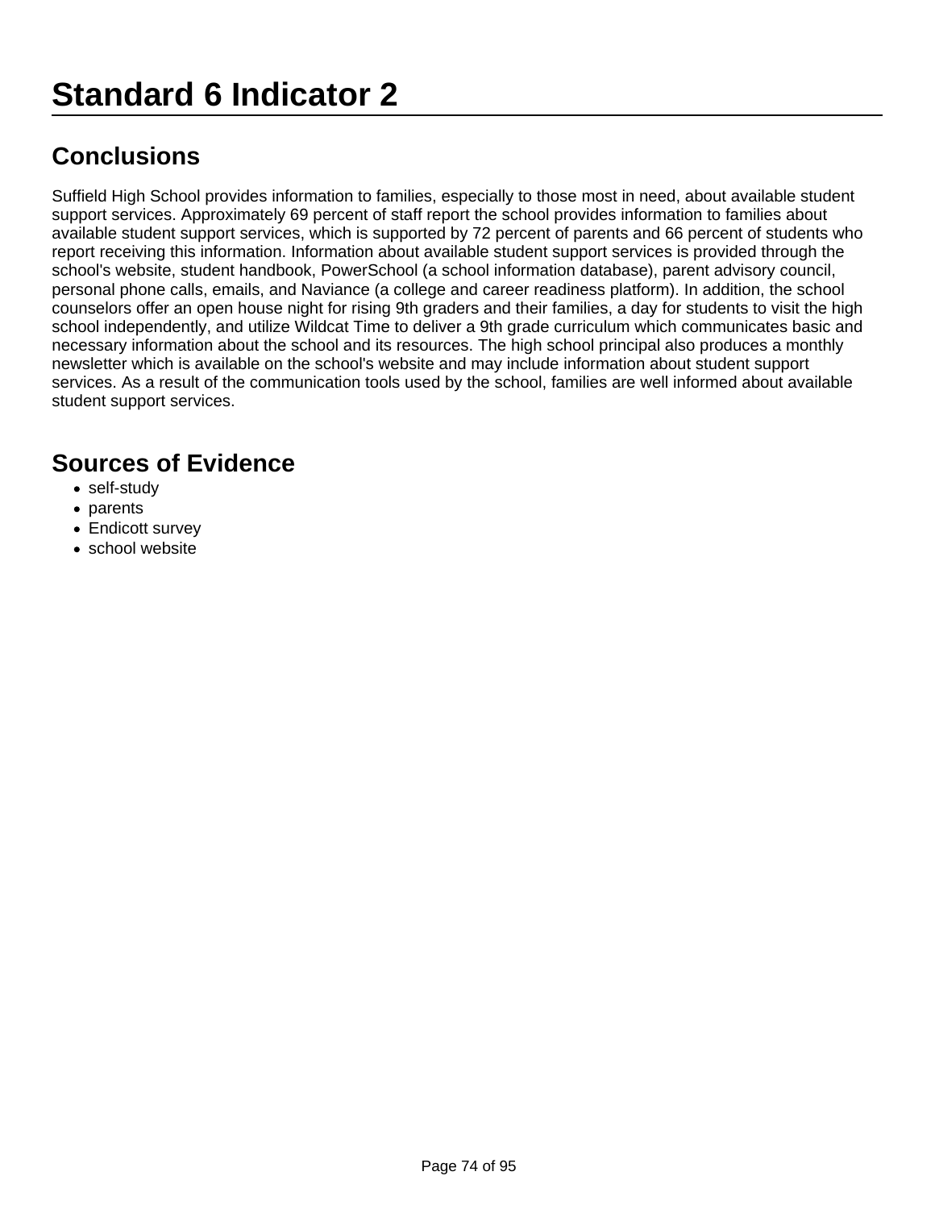# Standard 6 Indicator 2

## Conclusions

Suffield High School provides information to families, especially to those most in need, about available student support services. Approximately 69 percent of staff report the school provides information to families about available student support services, which is supported by 72 percent of parents and 66 percent of students who report receiving this information. Information about available student support services is provided through the school's website, student handbook, PowerSchool (a school information database), parent advisory council, personal phone calls, emails, and Naviance (a college and career readiness platform). In addition, the school counselors offer an open house night for rising 9th graders and their families, a day for students to visit the high school independently, and utilize Wildcat Time to deliver a 9th grade curriculum which communicates basic and necessary information about the school and its resources. The high school principal also produces a monthly newsletter which is available on the school's website and may include information about student support services. As a result of the communication tools used by the school, families are well informed about available student support services.

## Sources of Evidence

- self-study
- parents
- Endicott survey
- school website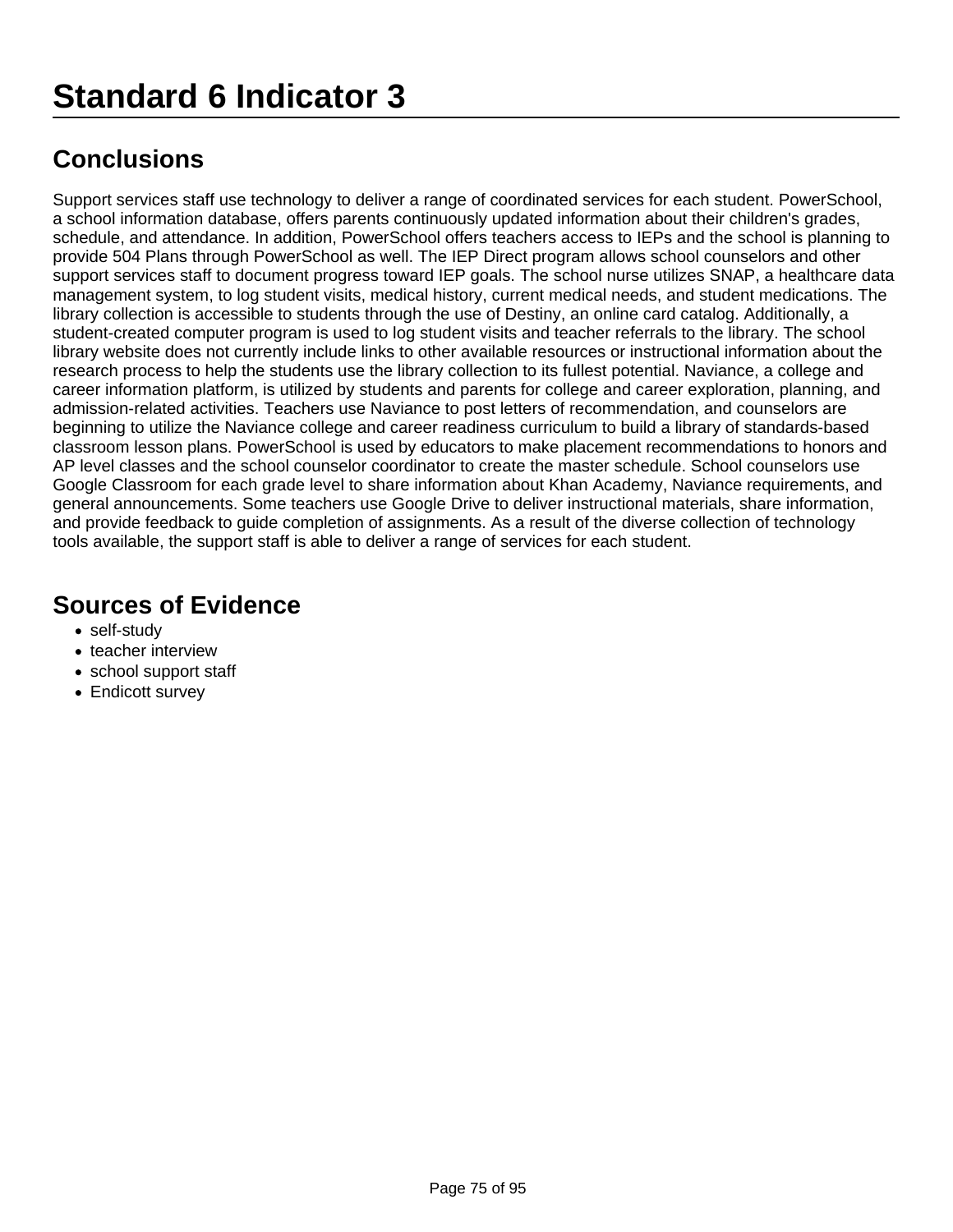# Standard 6 Indicator 3

## Conclusions

Support services staff use technology to deliver a range of coordinated services for each student. PowerSchool, a school information database, offers parents continuously updated information about their children's grades, schedule, and attendance. In addition, PowerSchool offers teachers access to IEPs and the school is planning to provide 504 Plans through PowerSchool as well. The IEP Direct program allows school counselors and other support services staff to document progress toward IEP goals. The school nurse utilizes SNAP, a healthcare data management system, to log student visits, medical history, current medical needs, and student medications. The library collection is accessible to students through the use of Destiny, an online card catalog. Additionally, a student-created computer program is used to log student visits and teacher referrals to the library. The school library website does not currently include links to other available resources or instructional information about the research process to help the students use the library collection to its fullest potential. Naviance, a college and career information platform, is utilized by students and parents for college and career exploration, planning, and admission-related activities. Teachers use Naviance to post letters of recommendation, and counselors are beginning to utilize the Naviance college and career readiness curriculum to build a library of standards-based classroom lesson plans. PowerSchool is used by educators to make placement recommendations to honors and AP level classes and the school counselor coordinator to create the master schedule. School counselors use Google Classroom for each grade level to share information about Khan Academy, Naviance requirements, and general announcements. Some teachers use Google Drive to deliver instructional materials, share information, and provide feedback to guide completion of assignments. As a result of the diverse collection of technology tools available, the support staff is able to deliver a range of services for each student.

## Sources of Evidence

- self-study
- teacher interview
- school support staff
- Endicott survey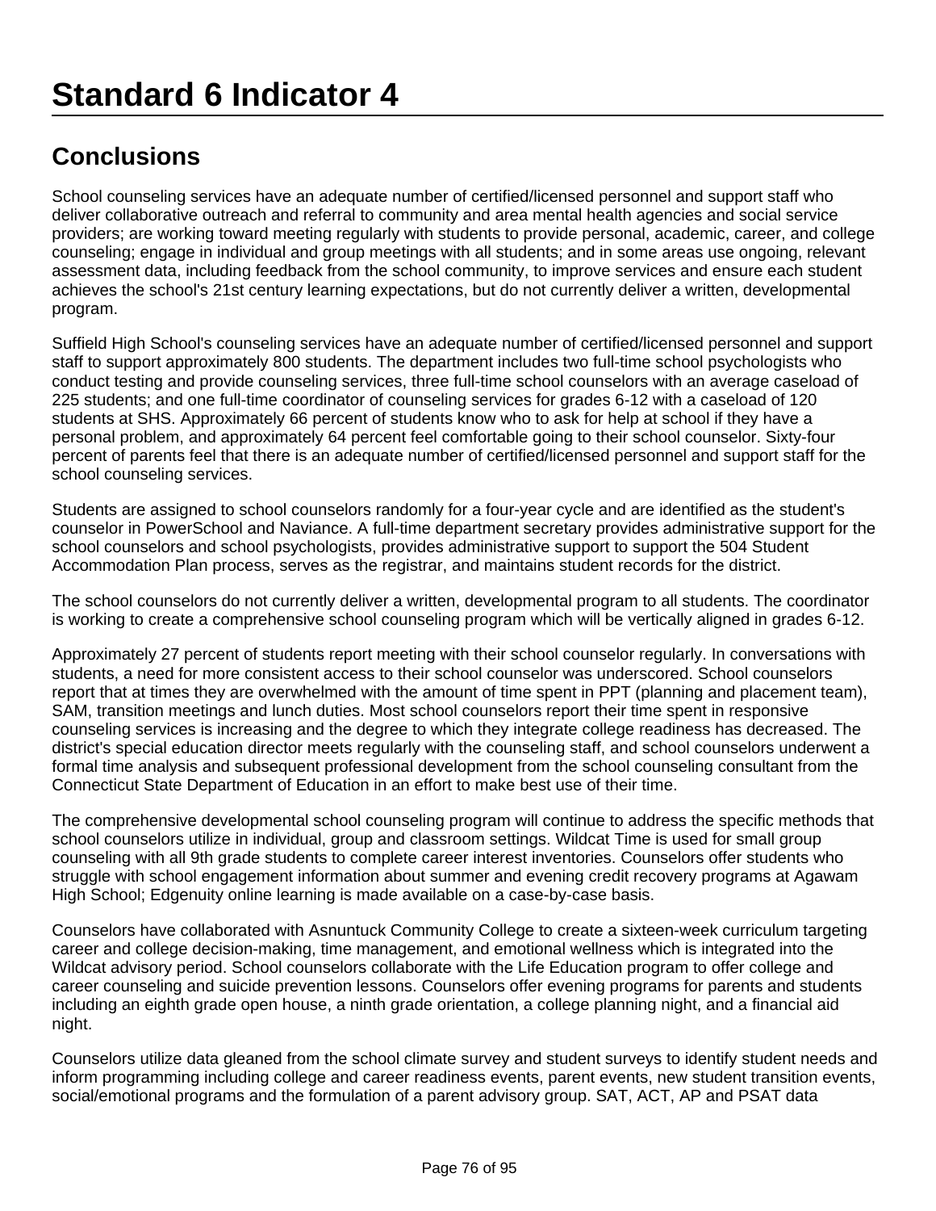# Standard 6 Indicator 4

## Conclusions

School counseling services have an adequate number of certified/licensed personnel and support staff who deliver collaborative outreach and referral to community and area mental health agencies and social service providers; are working toward meeting regularly with students to provide personal, academic, career, and college counseling; engage in individual and group meetings with all students; and in some areas use ongoing, relevant assessment data, including feedback from the school community, to improve services and ensure each student achieves the school's 21st century learning expectations, but do not currently deliver a written, developmental program.

Suffield High School's counseling services have an adequate number of certified/licensed personnel and support staff to support approximately 800 students. The department includes two full-time school psychologists who conduct testing and provide counseling services, three full-time school counselors with an average caseload of 225 students; and one full-time coordinator of counseling services for grades 6-12 with a caseload of 120 students at SHS. Approximately 66 percent of students know who to ask for help at school if they have a personal problem, and approximately 64 percent feel comfortable going to their school counselor. Sixty-four percent of parents feel that there is an adequate number of certified/licensed personnel and support staff for the school counseling services.

Students are assigned to school counselors randomly for a four-year cycle and are identified as the student's counselor in PowerSchool and Naviance. A full-time department secretary provides administrative support for the school counselors and school psychologists, provides administrative support to support the 504 Student Accommodation Plan process, serves as the registrar, and maintains student records for the district.

The school counselors do not currently deliver a written, developmental program to all students. The coordinator is working to create a comprehensive school counseling program which will be vertically aligned in grades 6-12.

Approximately 27 percent of students report meeting with their school counselor regularly. In conversations with students, a need for more consistent access to their school counselor was underscored. School counselors report that at times they are overwhelmed with the amount of time spent in PPT (planning and placement team), SAM, transition meetings and lunch duties. Most school counselors report their time spent in responsive counseling services is increasing and the degree to which they integrate college readiness has decreased. The district's special education director meets regularly with the counseling staff, and school counselors underwent a formal time analysis and subsequent professional development from the school counseling consultant from the Connecticut State Department of Education in an effort to make best use of their time.

The comprehensive developmental school counseling program will continue to address the specific methods that school counselors utilize in individual, group and classroom settings. Wildcat Time is used for small group counseling with all 9th grade students to complete career interest inventories. Counselors offer students who struggle with school engagement information about summer and evening credit recovery programs at Agawam High School; Edgenuity online learning is made available on a case-by-case basis.

Counselors have collaborated with Asnuntuck Community College to create a sixteen-week curriculum targeting career and college decision-making, time management, and emotional wellness which is integrated into the Wildcat advisory period. School counselors collaborate with the Life Education program to offer college and career counseling and suicide prevention lessons. Counselors offer evening programs for parents and students including an eighth grade open house, a ninth grade orientation, a college planning night, and a financial aid night.

Counselors utilize data gleaned from the school climate survey and student surveys to identify student needs and inform programming including college and career readiness events, parent events, new student transition events, social/emotional programs and the formulation of a parent advisory group. SAT, ACT, AP and PSAT data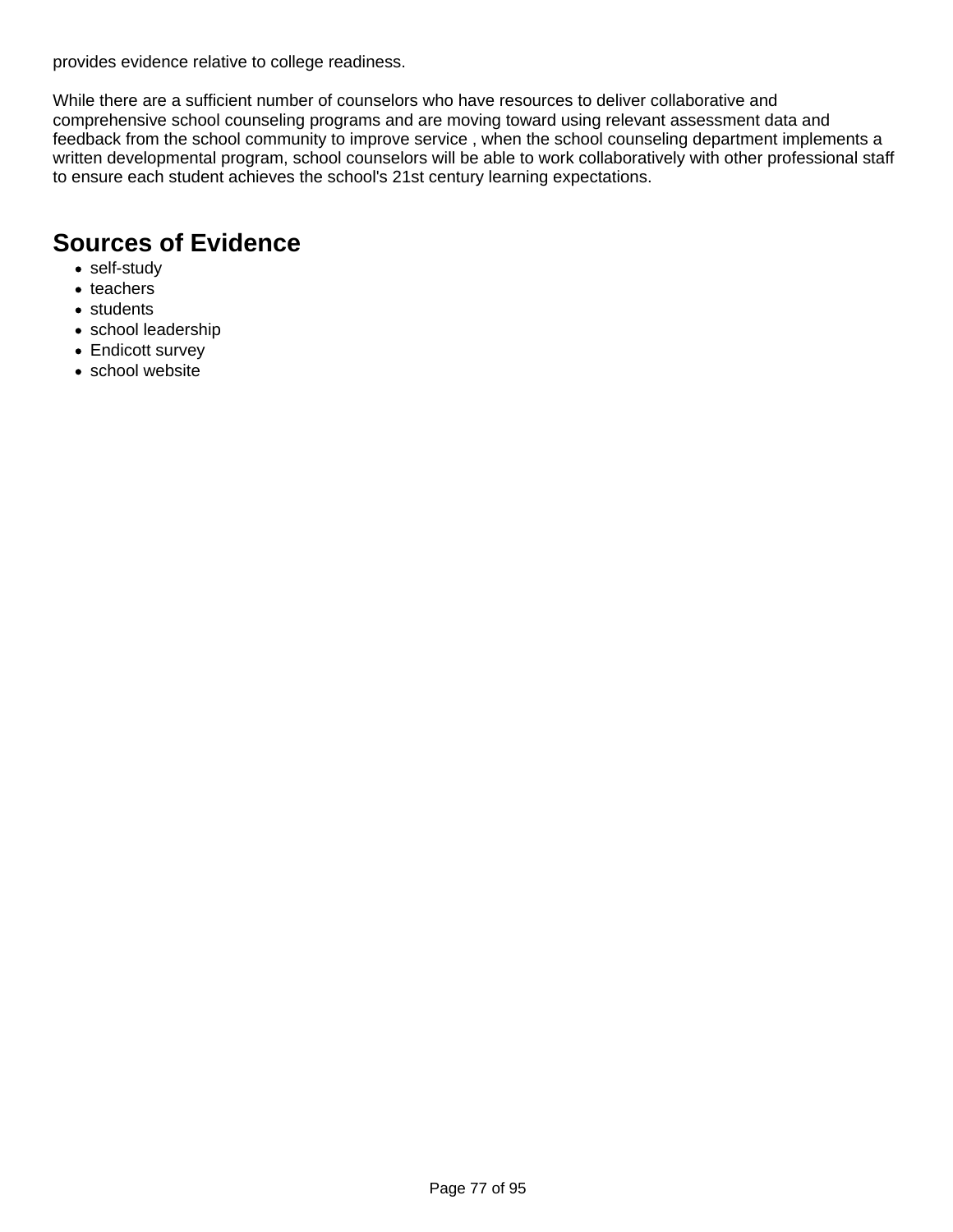provides evidence relative to college readiness.

While there are a sufficient number of counselors who have resources to deliver collaborative and comprehensive school counseling programs and are moving toward using relevant assessment data and feedback from the school community to improve service , when the school counseling department implements a written developmental program, school counselors will be able to work collaboratively with other professional staff to ensure each student achieves the school's 21st century learning expectations.

## Sources of Evidence

- self-study
- teachers
- students
- school leadership
- Endicott survey
- school website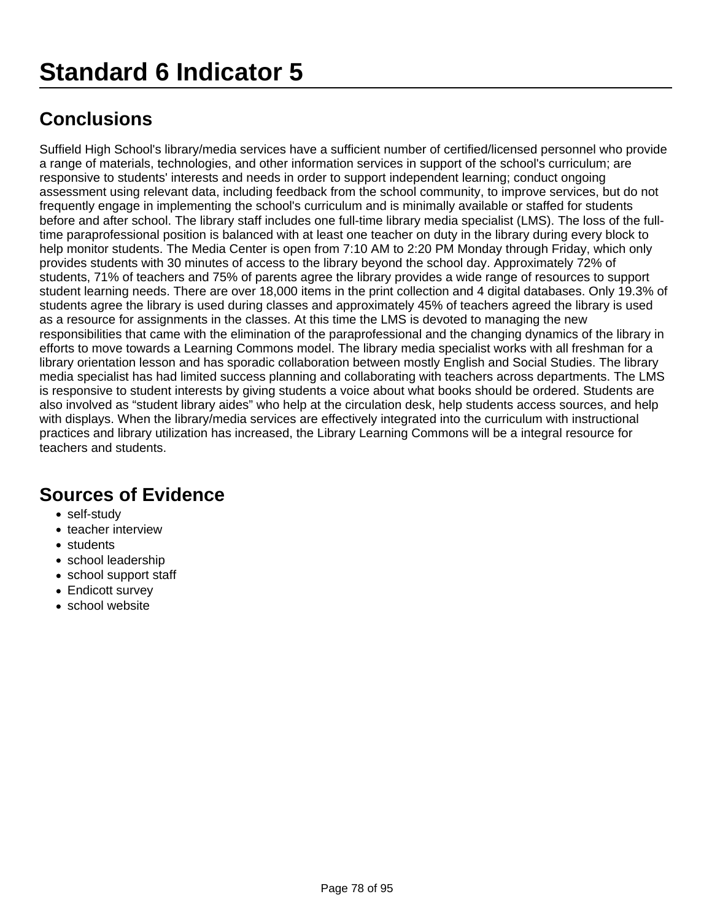# Standard 6 Indicator 5

## Conclusions

Suffield High School's library/media services have a sufficient number of certified/licensed personnel who provide a range of materials, technologies, and other information services in support of the school's curriculum; are responsive to students' interests and needs in order to support independent learning; conduct ongoing assessment using relevant data, including feedback from the school community, to improve services, but do not frequently engage in implementing the school's curriculum and is minimally available or staffed for students before and after school. The library staff includes one full-time library media specialist (LMS). The loss of the full-time paraprofessional position is balanced with at least one teacher on duty in the library during every block to help monitor students. The Media Center is open from 7:10 AM to 2:20 PM Monday through Friday, which only provides students with 30 minutes of access to the library beyond the school day. Approximately 72% of students, 71% of teachers and 75% of parents agree the library provides a wide range of resources to support student learning needs. There are over 18,000 items in the print collection and 4 digital databases. Only 19.3% of students agree the library is used during classes and approximately 45% of teachers agreed the library is used as a resource for assignments in the classes. At this time the LMS is devoted to managing the new responsibilities that came with the elimination of the paraprofessional and the changing dynamics of the library in efforts to move towards a Learning Commons model. The library media specialist works with all freshman for a library orientation lesson and has sporadic collaboration between mostly English and Social Studies. The library media specialist has had limited success planning and collaborating with teachers across departments. The LMS is responsive to student interests by giving students a voice about what books should be ordered. Students are also involved as “student library aides” who help at the circulation desk, help students access sources, and help with displays. When the library/media services are effectively integrated into the curriculum with instructional practices and library utilization has increased, the Library Learning Commons will be a integral resource for teachers and students.

## Sources of Evidence

- self-study
- teacher interview
- students
- school leadership
- school support staff
- Endicott survey
- school website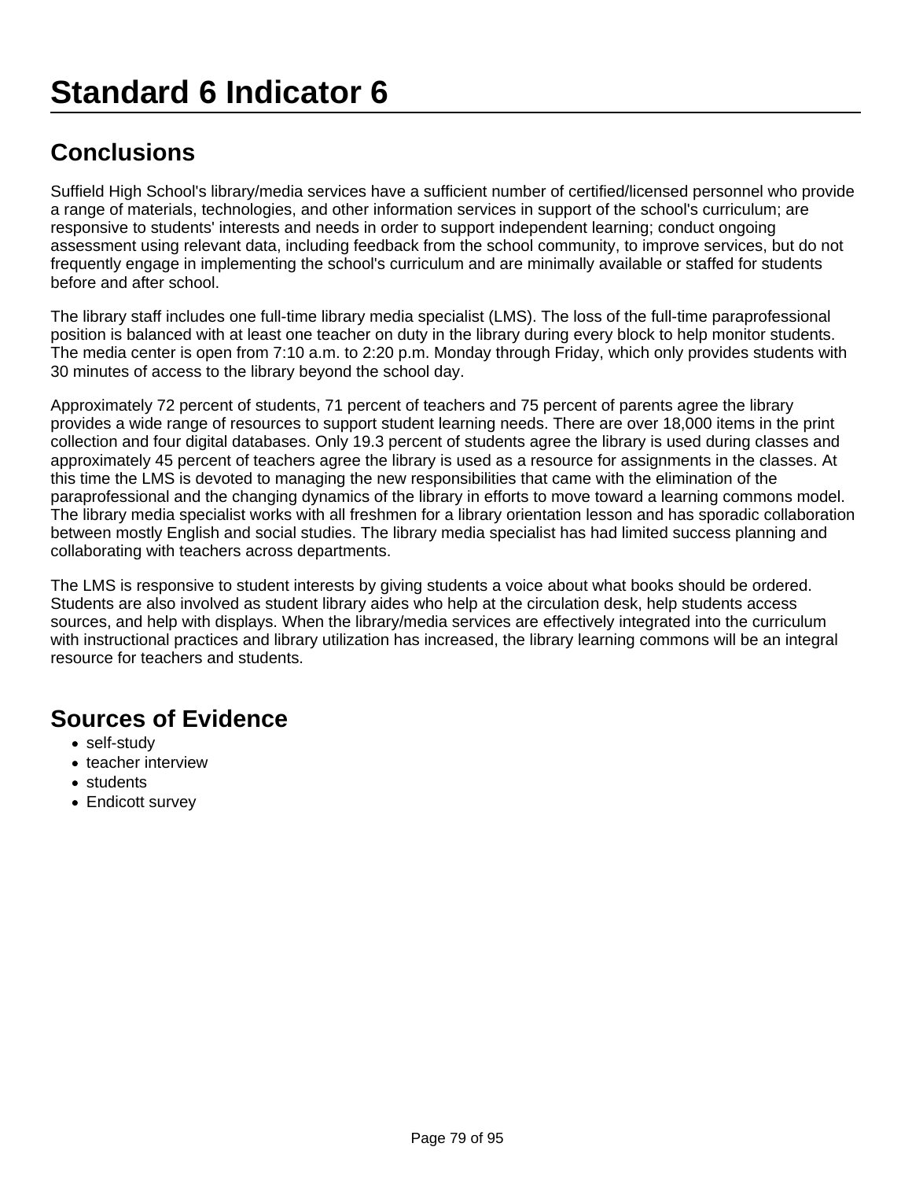# Standard 6 Indicator 6

## Conclusions

Suffield High School's library/media services have a sufficient number of certified/licensed personnel who provide a range of materials, technologies, and other information services in support of the school's curriculum; are responsive to students' interests and needs in order to support independent learning; conduct ongoing assessment using relevant data, including feedback from the school community, to improve services, but do not frequently engage in implementing the school's curriculum and are minimally available or staffed for students before and after school.

The library staff includes one full-time library media specialist (LMS). The loss of the full-time paraprofessional position is balanced with at least one teacher on duty in the library during every block to help monitor students. The media center is open from 7:10 a.m. to 2:20 p.m. Monday through Friday, which only provides students with 30 minutes of access to the library beyond the school day.

Approximately 72 percent of students, 71 percent of teachers and 75 percent of parents agree the library provides a wide range of resources to support student learning needs. There are over 18,000 items in the print collection and four digital databases. Only 19.3 percent of students agree the library is used during classes and approximately 45 percent of teachers agree the library is used as a resource for assignments in the classes. At this time the LMS is devoted to managing the new responsibilities that came with the elimination of the paraprofessional and the changing dynamics of the library in efforts to move toward a learning commons model. The library media specialist works with all freshmen for a library orientation lesson and has sporadic collaboration between mostly English and social studies. The library media specialist has had limited success planning and collaborating with teachers across departments.

The LMS is responsive to student interests by giving students a voice about what books should be ordered. Students are also involved as student library aides who help at the circulation desk, help students access sources, and help with displays. When the library/media services are effectively integrated into the curriculum with instructional practices and library utilization has increased, the library learning commons will be an integral resource for teachers and students.

## Sources of Evidence

- self-study
- teacher interview
- students
- Endicott survey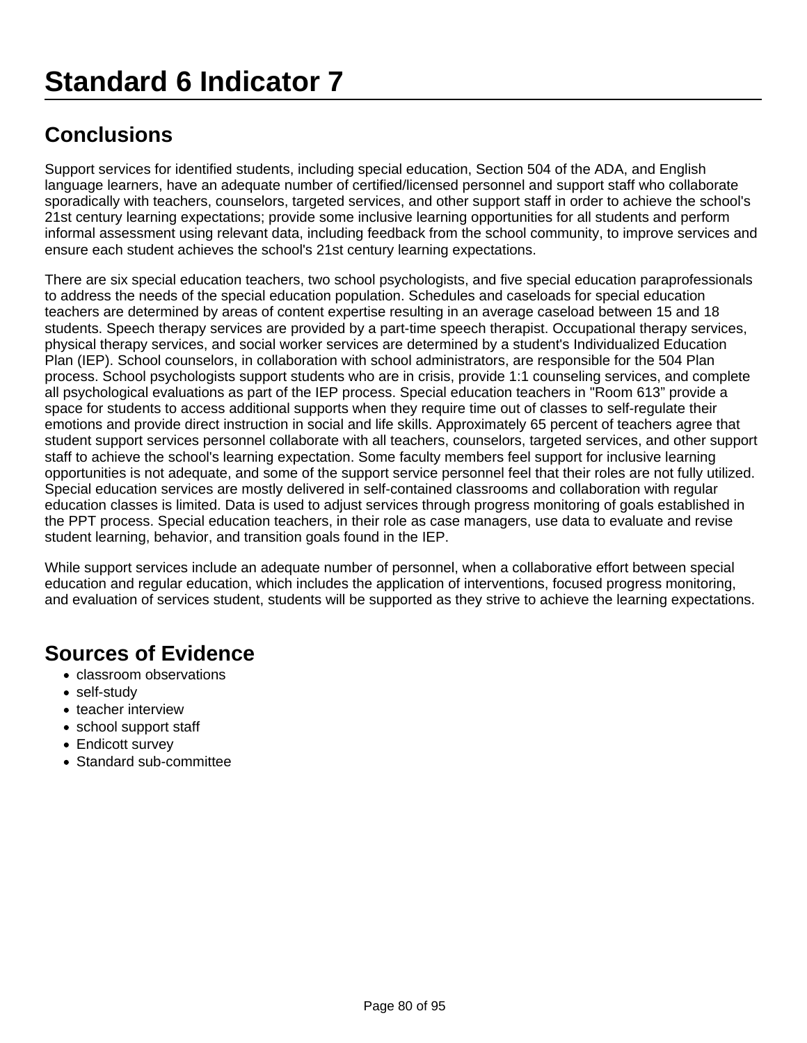# Standard 6 Indicator 7

## Conclusions

Support services for identified students, including special education, Section 504 of the ADA, and English language learners, have an adequate number of certified/licensed personnel and support staff who collaborate sporadically with teachers, counselors, targeted services, and other support staff in order to achieve the school's 21st century learning expectations; provide some inclusive learning opportunities for all students and perform informal assessment using relevant data, including feedback from the school community, to improve services and ensure each student achieves the school's 21st century learning expectations.

There are six special education teachers, two school psychologists, and five special education paraprofessionals to address the needs of the special education population. Schedules and caseloads for special education teachers are determined by areas of content expertise resulting in an average caseload between 15 and 18 students. Speech therapy services are provided by a part-time speech therapist. Occupational therapy services, physical therapy services, and social worker services are determined by a student's Individualized Education Plan (IEP). School counselors, in collaboration with school administrators, are responsible for the 504 Plan process. School psychologists support students who are in crisis, provide 1:1 counseling services, and complete all psychological evaluations as part of the IEP process. Special education teachers in "Room 613" provide a space for students to access additional supports when they require time out of classes to self-regulate their emotions and provide direct instruction in social and life skills. Approximately 65 percent of teachers agree that student support services personnel collaborate with all teachers, counselors, targeted services, and other support staff to achieve the school's learning expectation. Some faculty members feel support for inclusive learning opportunities is not adequate, and some of the support service personnel feel that their roles are not fully utilized. Special education services are mostly delivered in self-contained classrooms and collaboration with regular education classes is limited. Data is used to adjust services through progress monitoring of goals established in the PPT process. Special education teachers, in their role as case managers, use data to evaluate and revise student learning, behavior, and transition goals found in the IEP.

While support services include an adequate number of personnel, when a collaborative effort between special education and regular education, which includes the application of interventions, focused progress monitoring, and evaluation of services student, students will be supported as they strive to achieve the learning expectations.

## Sources of Evidence

- classroom observations
- self-study
- teacher interview
- school support staff
- Endicott survey
- Standard sub-committee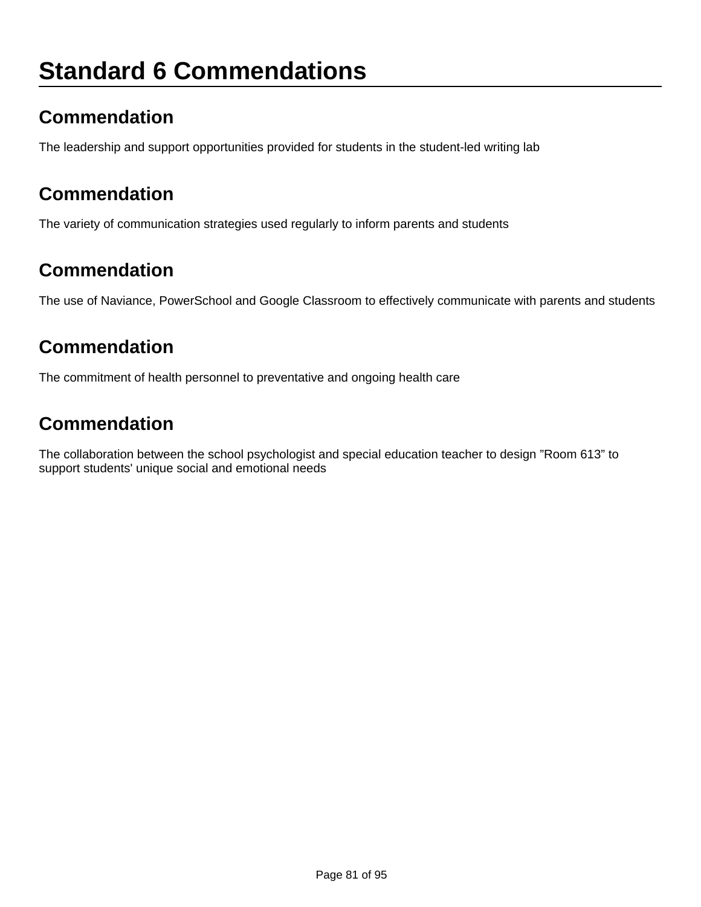# Standard 6 Commendations

## Commendation

The leadership and support opportunities provided for students in the student-led writing lab

## Commendation

The variety of communication strategies used regularly to inform parents and students

## Commendation

The use of Naviance, PowerSchool and Google Classroom to effectively communicate with parents and students

## Commendation

The commitment of health personnel to preventative and ongoing health care

## Commendation

The collaboration between the school psychologist and special education teacher to design ”Room 613” to support students' unique social and emotional needs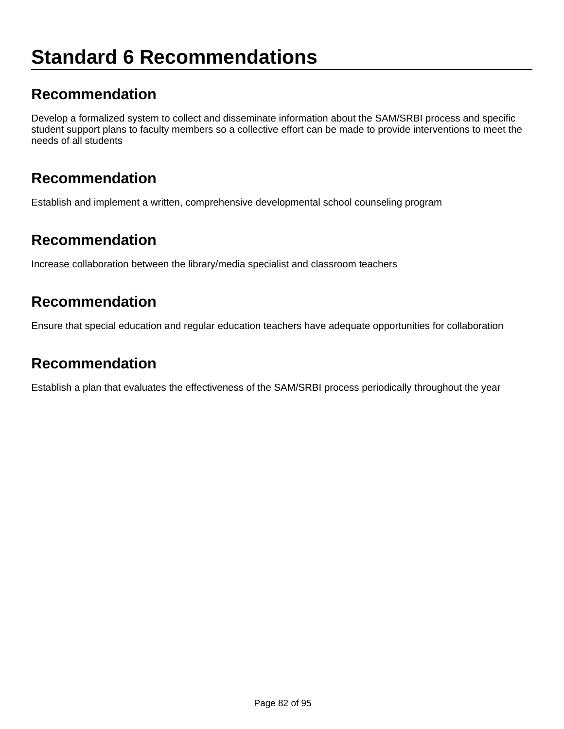# Standard 6 Recommendations

## Recommendation

Develop a formalized system to collect and disseminate information about the SAM/SRBI process and specific student support plans to faculty members so a collective effort can be made to provide interventions to meet the needs of all students

## Recommendation

Establish and implement a written, comprehensive developmental school counseling program

## Recommendation

Increase collaboration between the library/media specialist and classroom teachers

## Recommendation

Ensure that special education and regular education teachers have adequate opportunities for collaboration

## Recommendation

Establish a plan that evaluates the effectiveness of the SAM/SRBI process periodically throughout the year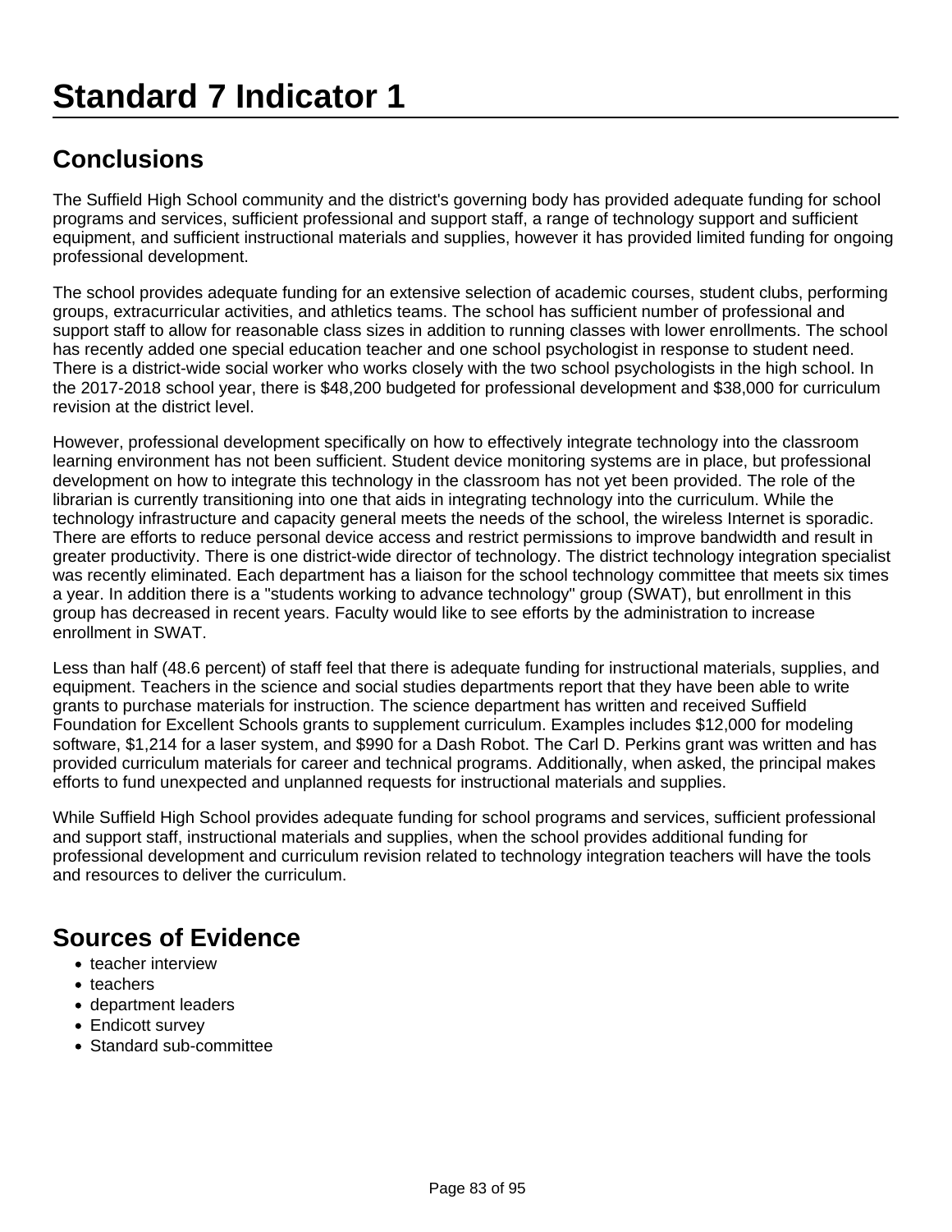# Standard 7 Indicator 1

## Conclusions

The Suffield High School community and the district's governing body has provided adequate funding for school programs and services, sufficient professional and support staff, a range of technology support and sufficient equipment, and sufficient instructional materials and supplies, however it has provided limited funding for ongoing professional development.

The school provides adequate funding for an extensive selection of academic courses, student clubs, performing groups, extracurricular activities, and athletics teams. The school has sufficient number of professional and support staff to allow for reasonable class sizes in addition to running classes with lower enrollments. The school has recently added one special education teacher and one school psychologist in response to student need. There is a district-wide social worker who works closely with the two school psychologists in the high school. In the 2017-2018 school year, there is $48,200 budgeted for professional development and $38,000 for curriculum revision at the district level.

However, professional development specifically on how to effectively integrate technology into the classroom learning environment has not been sufficient. Student device monitoring systems are in place, but professional development on how to integrate this technology in the classroom has not yet been provided. The role of the librarian is currently transitioning into one that aids in integrating technology into the curriculum. While the technology infrastructure and capacity general meets the needs of the school, the wireless Internet is sporadic. There are efforts to reduce personal device access and restrict permissions to improve bandwidth and result in greater productivity. There is one district-wide director of technology. The district technology integration specialist was recently eliminated. Each department has a liaison for the school technology committee that meets six times a year. In addition there is a "students working to advance technology" group (SWAT), but enrollment in this group has decreased in recent years. Faculty would like to see efforts by the administration to increase enrollment in SWAT.

Less than half (48.6 percent) of staff feel that there is adequate funding for instructional materials, supplies, and equipment. Teachers in the science and social studies departments report that they have been able to write grants to purchase materials for instruction. The science department has written and received Suffield Foundation for Excellent Schools grants to supplement curriculum. Examples includes $12,000 for modeling software, $1,214 for a laser system, and $990 for a Dash Robot. The Carl D. Perkins grant was written and has provided curriculum materials for career and technical programs. Additionally, when asked, the principal makes efforts to fund unexpected and unplanned requests for instructional materials and supplies.

While Suffield High School provides adequate funding for school programs and services, sufficient professional and support staff, instructional materials and supplies, when the school provides additional funding for professional development and curriculum revision related to technology integration teachers will have the tools and resources to deliver the curriculum.

## Sources of Evidence

- teacher interview
- teachers
- department leaders
- Endicott survey
- Standard sub-committee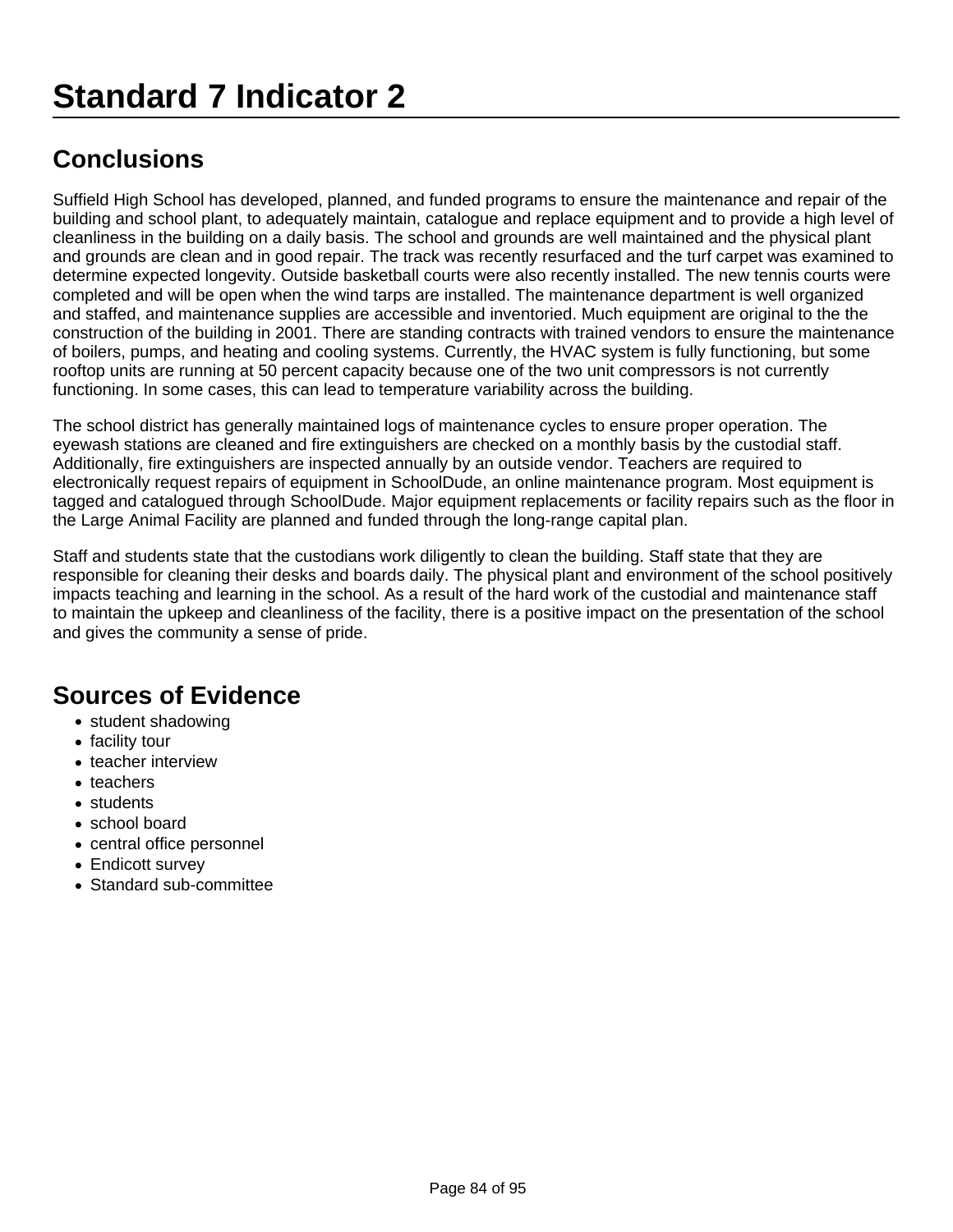# Standard 7 Indicator 2

## Conclusions

Suffield High School has developed, planned, and funded programs to ensure the maintenance and repair of the building and school plant, to adequately maintain, catalogue and replace equipment and to provide a high level of cleanliness in the building on a daily basis. The school and grounds are well maintained and the physical plant and grounds are clean and in good repair. The track was recently resurfaced and the turf carpet was examined to determine expected longevity. Outside basketball courts were also recently installed. The new tennis courts were completed and will be open when the wind tarps are installed. The maintenance department is well organized and staffed, and maintenance supplies are accessible and inventoried. Much equipment are original to the the construction of the building in 2001. There are standing contracts with trained vendors to ensure the maintenance of boilers, pumps, and heating and cooling systems. Currently, the HVAC system is fully functioning, but some rooftop units are running at 50 percent capacity because one of the two unit compressors is not currently functioning. In some cases, this can lead to temperature variability across the building.

The school district has generally maintained logs of maintenance cycles to ensure proper operation. The eyewash stations are cleaned and fire extinguishers are checked on a monthly basis by the custodial staff. Additionally, fire extinguishers are inspected annually by an outside vendor. Teachers are required to electronically request repairs of equipment in SchoolDude, an online maintenance program. Most equipment is tagged and catalogued through SchoolDude. Major equipment replacements or facility repairs such as the floor in the Large Animal Facility are planned and funded through the long-range capital plan.

Staff and students state that the custodians work diligently to clean the building. Staff state that they are responsible for cleaning their desks and boards daily. The physical plant and environment of the school positively impacts teaching and learning in the school. As a result of the hard work of the custodial and maintenance staff to maintain the upkeep and cleanliness of the facility, there is a positive impact on the presentation of the school and gives the community a sense of pride.

## Sources of Evidence

- student shadowing
- facility tour
- teacher interview
- teachers
- students
- school board
- central office personnel
- Endicott survey
- Standard sub-committee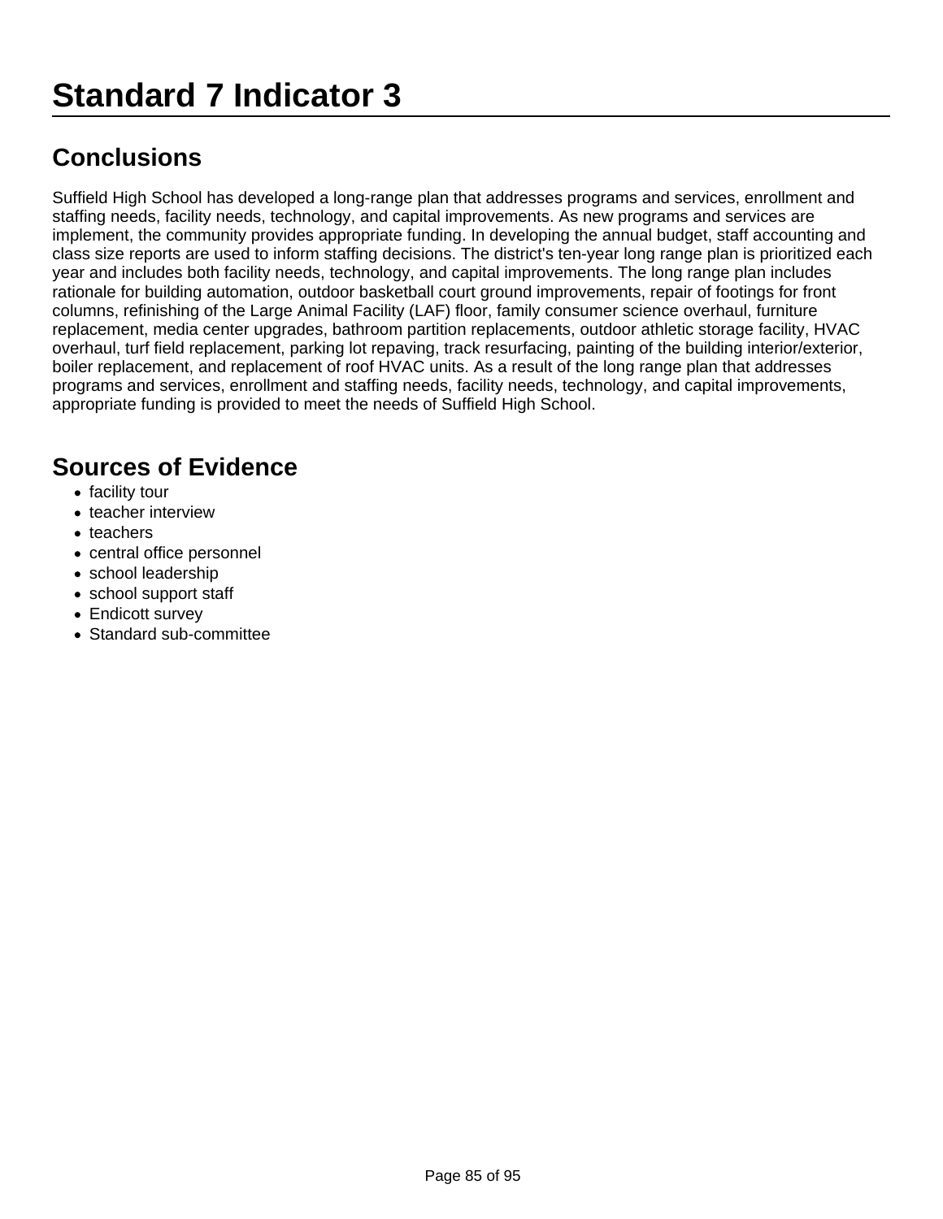# Standard 7 Indicator 3

## Conclusions

Suffield High School has developed a long-range plan that addresses programs and services, enrollment and staffing needs, facility needs, technology, and capital improvements. As new programs and services are implement, the community provides appropriate funding. In developing the annual budget, staff accounting and class size reports are used to inform staffing decisions. The district's ten-year long range plan is prioritized each year and includes both facility needs, technology, and capital improvements. The long range plan includes rationale for building automation, outdoor basketball court ground improvements, repair of footings for front columns, refinishing of the Large Animal Facility (LAF) floor, family consumer science overhaul, furniture replacement, media center upgrades, bathroom partition replacements, outdoor athletic storage facility, HVAC overhaul, turf field replacement, parking lot repaving, track resurfacing, painting of the building interior/exterior, boiler replacement, and replacement of roof HVAC units. As a result of the long range plan that addresses programs and services, enrollment and staffing needs, facility needs, technology, and capital improvements, appropriate funding is provided to meet the needs of Suffield High School.

## Sources of Evidence

- facility tour
- teacher interview
- teachers
- central office personnel
- school leadership
- school support staff
- Endicott survey
- Standard sub-committee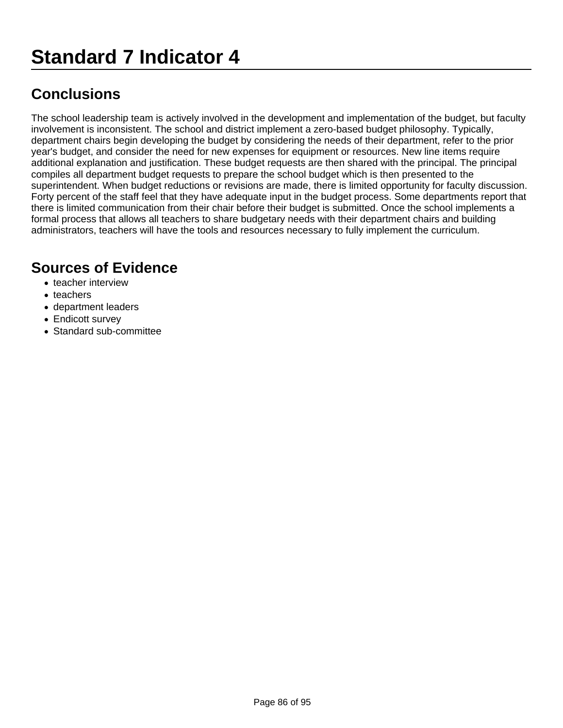# Standard 7 Indicator 4

## Conclusions

The school leadership team is actively involved in the development and implementation of the budget, but faculty involvement is inconsistent. The school and district implement a zero-based budget philosophy. Typically, department chairs begin developing the budget by considering the needs of their department, refer to the prior year's budget, and consider the need for new expenses for equipment or resources. New line items require additional explanation and justification. These budget requests are then shared with the principal. The principal compiles all department budget requests to prepare the school budget which is then presented to the superintendent. When budget reductions or revisions are made, there is limited opportunity for faculty discussion. Forty percent of the staff feel that they have adequate input in the budget process. Some departments report that there is limited communication from their chair before their budget is submitted. Once the school implements a formal process that allows all teachers to share budgetary needs with their department chairs and building administrators, teachers will have the tools and resources necessary to fully implement the curriculum.

## Sources of Evidence

- teacher interview
- teachers
- department leaders
- Endicott survey
- Standard sub-committee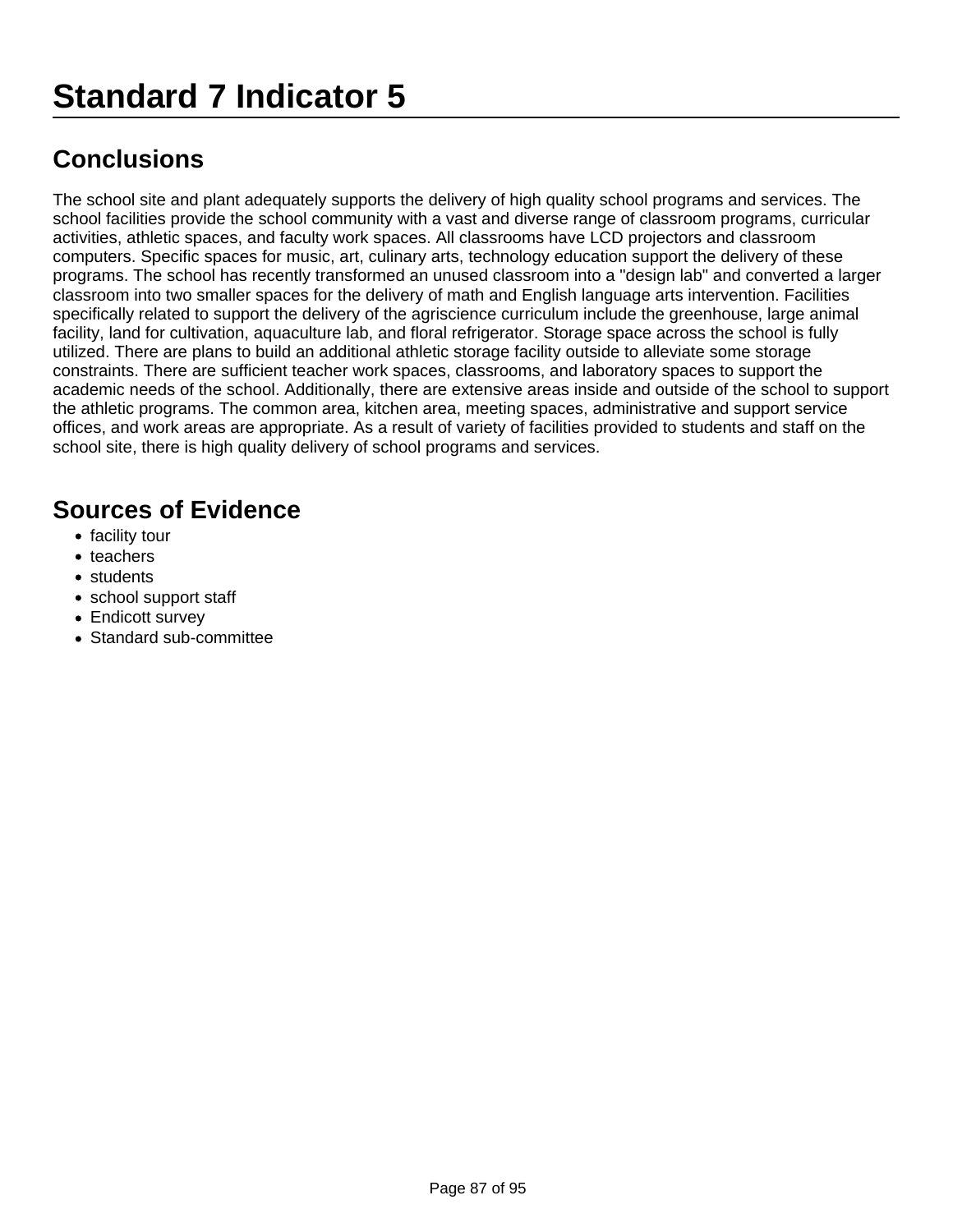# Standard 7 Indicator 5

## Conclusions

The school site and plant adequately supports the delivery of high quality school programs and services. The school facilities provide the school community with a vast and diverse range of classroom programs, curricular activities, athletic spaces, and faculty work spaces. All classrooms have LCD projectors and classroom computers. Specific spaces for music, art, culinary arts, technology education support the delivery of these programs. The school has recently transformed an unused classroom into a "design lab" and converted a larger classroom into two smaller spaces for the delivery of math and English language arts intervention. Facilities specifically related to support the delivery of the agriscience curriculum include the greenhouse, large animal facility, land for cultivation, aquaculture lab, and floral refrigerator. Storage space across the school is fully utilized. There are plans to build an additional athletic storage facility outside to alleviate some storage constraints. There are sufficient teacher work spaces, classrooms, and laboratory spaces to support the academic needs of the school. Additionally, there are extensive areas inside and outside of the school to support the athletic programs. The common area, kitchen area, meeting spaces, administrative and support service offices, and work areas are appropriate. As a result of variety of facilities provided to students and staff on the school site, there is high quality delivery of school programs and services.

## Sources of Evidence

- facility tour
- teachers
- students
- school support staff
- Endicott survey
- Standard sub-committee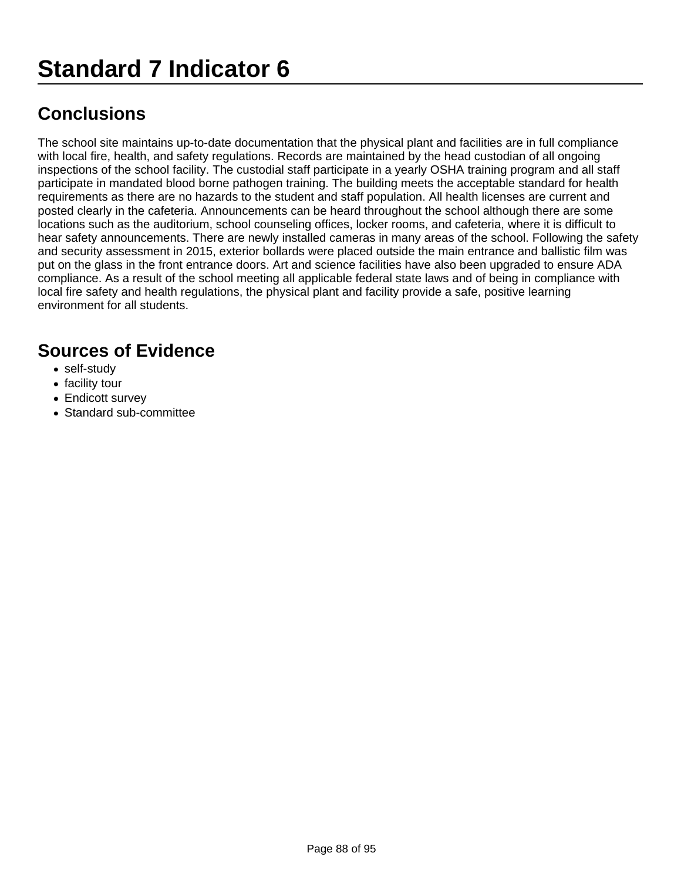# Standard 7 Indicator 6

## Conclusions

The school site maintains up-to-date documentation that the physical plant and facilities are in full compliance with local fire, health, and safety regulations. Records are maintained by the head custodian of all ongoing inspections of the school facility. The custodial staff participate in a yearly OSHA training program and all staff participate in mandated blood borne pathogen training. The building meets the acceptable standard for health requirements as there are no hazards to the student and staff population. All health licenses are current and posted clearly in the cafeteria. Announcements can be heard throughout the school although there are some locations such as the auditorium, school counseling offices, locker rooms, and cafeteria, where it is difficult to hear safety announcements. There are newly installed cameras in many areas of the school. Following the safety and security assessment in 2015, exterior bollards were placed outside the main entrance and ballistic film was put on the glass in the front entrance doors. Art and science facilities have also been upgraded to ensure ADA compliance. As a result of the school meeting all applicable federal state laws and of being in compliance with local fire safety and health regulations, the physical plant and facility provide a safe, positive learning environment for all students.

## Sources of Evidence

- self-study
- facility tour
- Endicott survey
- Standard sub-committee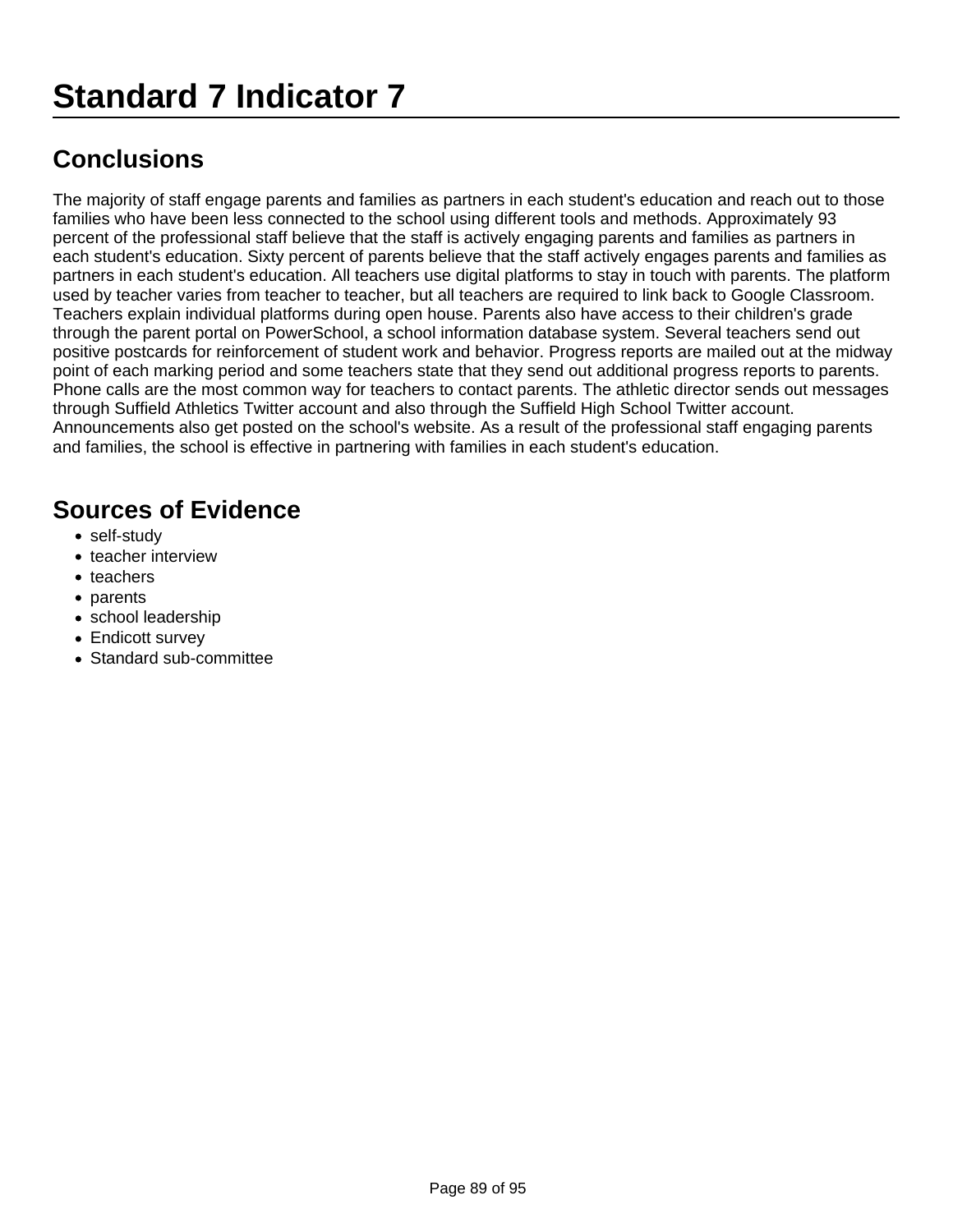# Standard 7 Indicator 7

## Conclusions

The majority of staff engage parents and families as partners in each student's education and reach out to those families who have been less connected to the school using different tools and methods. Approximately 93 percent of the professional staff believe that the staff is actively engaging parents and families as partners in each student's education. Sixty percent of parents believe that the staff actively engages parents and families as partners in each student's education. All teachers use digital platforms to stay in touch with parents. The platform used by teacher varies from teacher to teacher, but all teachers are required to link back to Google Classroom. Teachers explain individual platforms during open house. Parents also have access to their children's grade through the parent portal on PowerSchool, a school information database system. Several teachers send out positive postcards for reinforcement of student work and behavior. Progress reports are mailed out at the midway point of each marking period and some teachers state that they send out additional progress reports to parents. Phone calls are the most common way for teachers to contact parents. The athletic director sends out messages through Suffield Athletics Twitter account and also through the Suffield High School Twitter account. Announcements also get posted on the school's website. As a result of the professional staff engaging parents and families, the school is effective in partnering with families in each student's education.

## Sources of Evidence

- self-study
- teacher interview
- teachers
- parents
- school leadership
- Endicott survey
- Standard sub-committee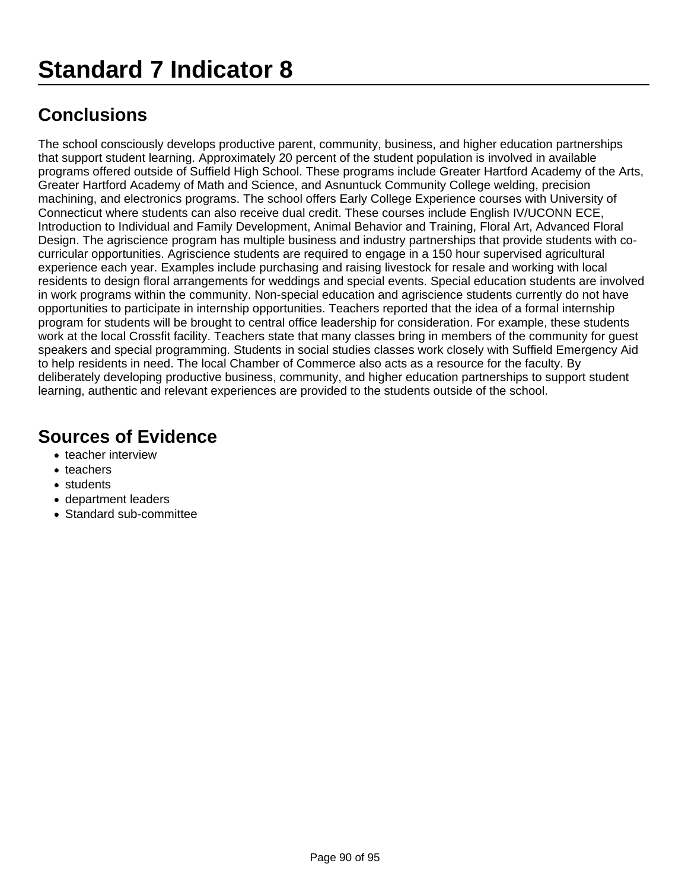# Standard 7 Indicator 8

## Conclusions

The school consciously develops productive parent, community, business, and higher education partnerships that support student learning. Approximately 20 percent of the student population is involved in available programs offered outside of Suffield High School. These programs include Greater Hartford Academy of the Arts, Greater Hartford Academy of Math and Science, and Asnuntuck Community College welding, precision machining, and electronics programs. The school offers Early College Experience courses with University of Connecticut where students can also receive dual credit. These courses include English IV/UCONN ECE, Introduction to Individual and Family Development, Animal Behavior and Training, Floral Art, Advanced Floral Design. The agriscience program has multiple business and industry partnerships that provide students with co-curricular opportunities. Agriscience students are required to engage in a 150 hour supervised agricultural experience each year. Examples include purchasing and raising livestock for resale and working with local residents to design floral arrangements for weddings and special events. Special education students are involved in work programs within the community. Non-special education and agriscience students currently do not have opportunities to participate in internship opportunities. Teachers reported that the idea of a formal internship program for students will be brought to central office leadership for consideration. For example, these students work at the local Crossfit facility. Teachers state that many classes bring in members of the community for guest speakers and special programming. Students in social studies classes work closely with Suffield Emergency Aid to help residents in need. The local Chamber of Commerce also acts as a resource for the faculty. By deliberately developing productive business, community, and higher education partnerships to support student learning, authentic and relevant experiences are provided to the students outside of the school.

## Sources of Evidence

- teacher interview
- teachers
- students
- department leaders
- Standard sub-committee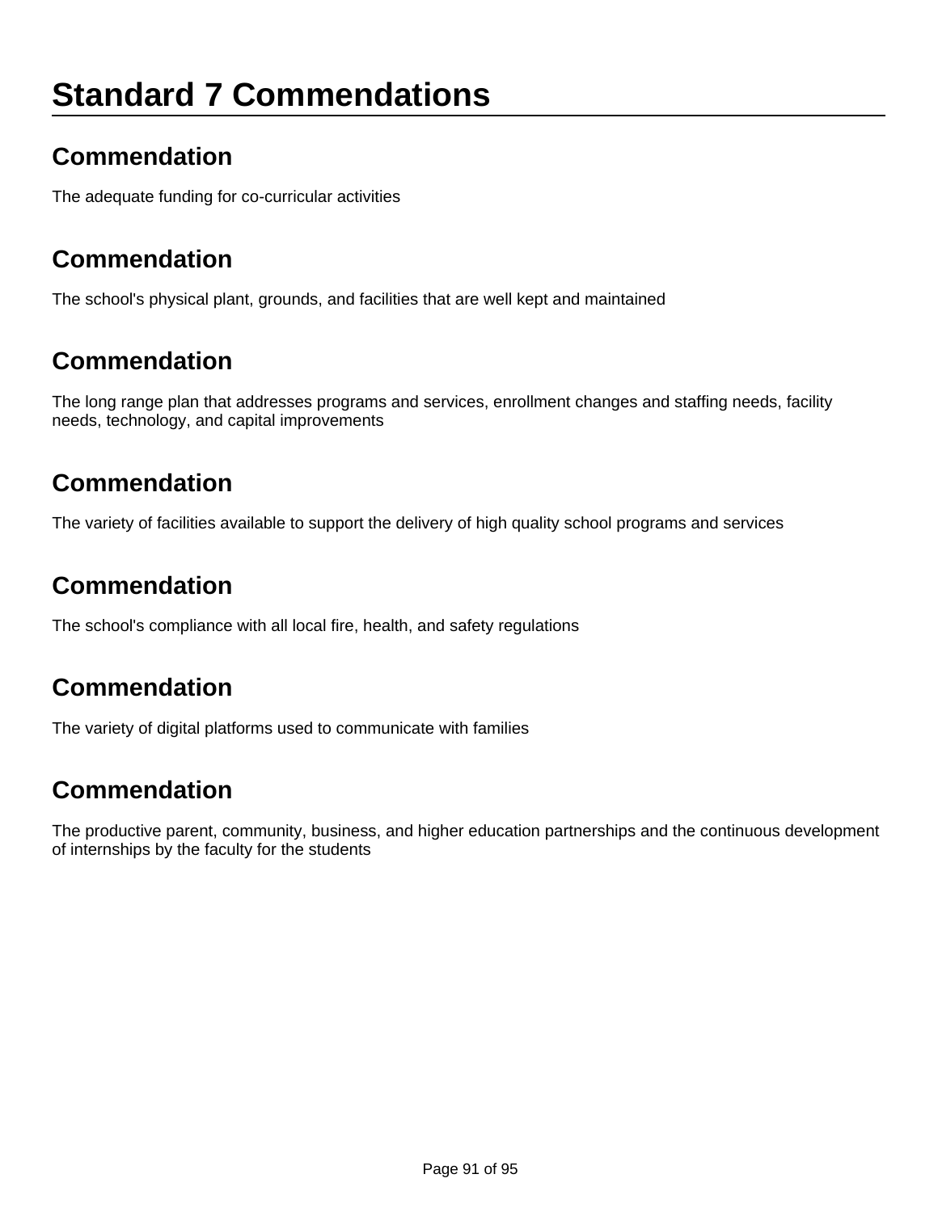# Standard 7 Commendations

## Commendation

The adequate funding for co-curricular activities

## Commendation

The school's physical plant, grounds, and facilities that are well kept and maintained

## Commendation

The long range plan that addresses programs and services, enrollment changes and staffing needs, facility needs, technology, and capital improvements

## Commendation

The variety of facilities available to support the delivery of high quality school programs and services

## Commendation

The school's compliance with all local fire, health, and safety regulations

## Commendation

The variety of digital platforms used to communicate with families

## Commendation

The productive parent, community, business, and higher education partnerships and the continuous development of internships by the faculty for the students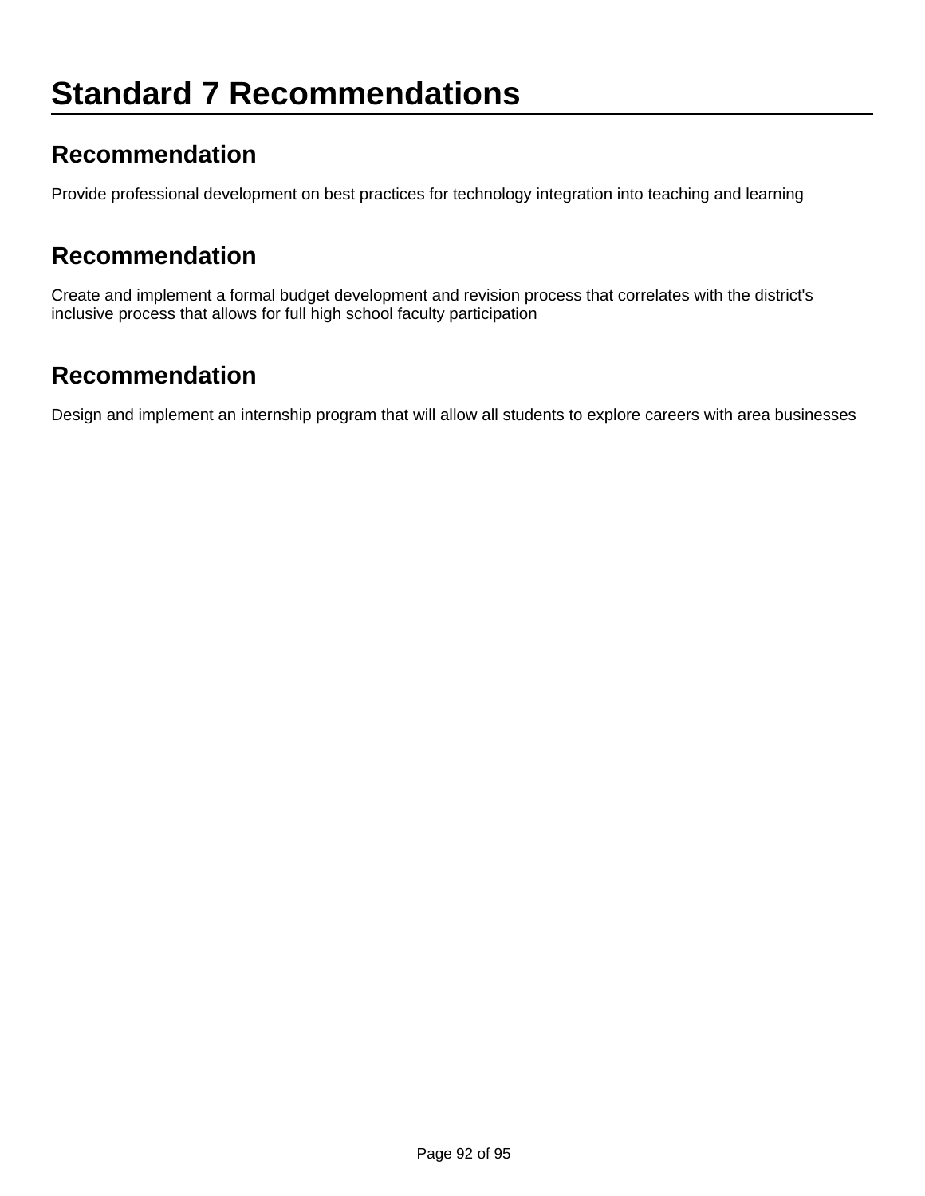# Standard 7 Recommendations

## Recommendation

Provide professional development on best practices for technology integration into teaching and learning

## Recommendation

Create and implement a formal budget development and revision process that correlates with the district's inclusive process that allows for full high school faculty participation

## Recommendation

Design and implement an internship program that will allow all students to explore careers with area businesses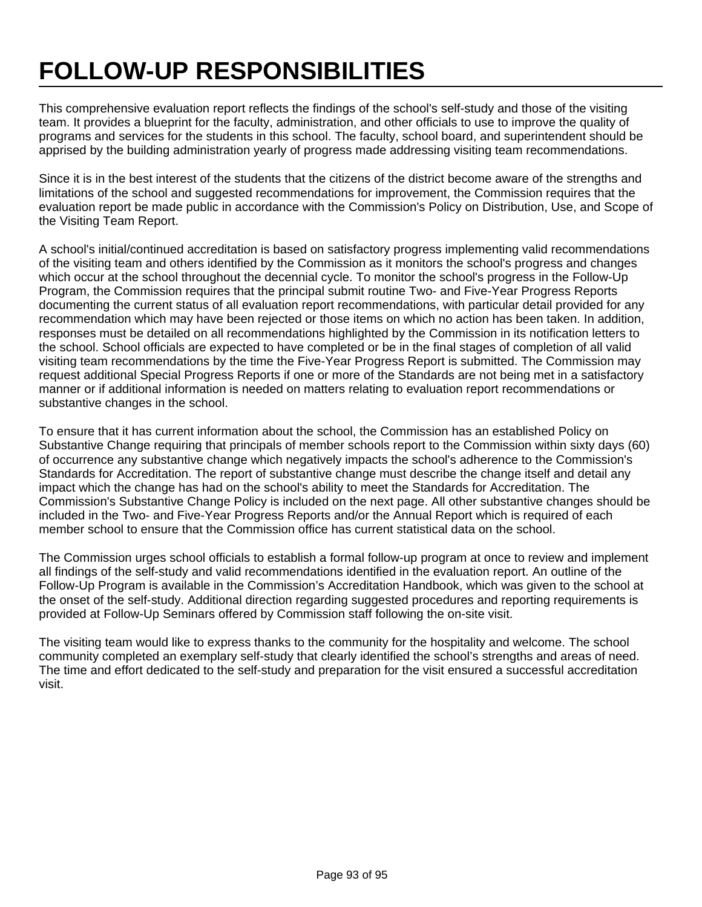# FOLLOW-UP RESPONSIBILITIES

This comprehensive evaluation report reflects the findings of the school's self-study and those of the visiting team. It provides a blueprint for the faculty, administration, and other officials to use to improve the quality of programs and services for the students in this school. The faculty, school board, and superintendent should be apprised by the building administration yearly of progress made addressing visiting team recommendations.

Since it is in the best interest of the students that the citizens of the district become aware of the strengths and limitations of the school and suggested recommendations for improvement, the Commission requires that the evaluation report be made public in accordance with the Commission's Policy on Distribution, Use, and Scope of the Visiting Team Report.

A school's initial/continued accreditation is based on satisfactory progress implementing valid recommendations of the visiting team and others identified by the Commission as it monitors the school's progress and changes which occur at the school throughout the decennial cycle. To monitor the school's progress in the Follow-Up Program, the Commission requires that the principal submit routine Two- and Five-Year Progress Reports documenting the current status of all evaluation report recommendations, with particular detail provided for any recommendation which may have been rejected or those items on which no action has been taken. In addition, responses must be detailed on all recommendations highlighted by the Commission in its notification letters to the school. School officials are expected to have completed or be in the final stages of completion of all valid visiting team recommendations by the time the Five-Year Progress Report is submitted. The Commission may request additional Special Progress Reports if one or more of the Standards are not being met in a satisfactory manner or if additional information is needed on matters relating to evaluation report recommendations or substantive changes in the school.

To ensure that it has current information about the school, the Commission has an established Policy on Substantive Change requiring that principals of member schools report to the Commission within sixty days (60) of occurrence any substantive change which negatively impacts the school's adherence to the Commission's Standards for Accreditation. The report of substantive change must describe the change itself and detail any impact which the change has had on the school's ability to meet the Standards for Accreditation. The Commission's Substantive Change Policy is included on the next page. All other substantive changes should be included in the Two- and Five-Year Progress Reports and/or the Annual Report which is required of each member school to ensure that the Commission office has current statistical data on the school.

The Commission urges school officials to establish a formal follow-up program at once to review and implement all findings of the self-study and valid recommendations identified in the evaluation report. An outline of the Follow-Up Program is available in the Commission's Accreditation Handbook, which was given to the school at the onset of the self-study. Additional direction regarding suggested procedures and reporting requirements is provided at Follow-Up Seminars offered by Commission staff following the on-site visit.

The visiting team would like to express thanks to the community for the hospitality and welcome. The school community completed an exemplary self-study that clearly identified the school's strengths and areas of need. The time and effort dedicated to the self-study and preparation for the visit ensured a successful accreditation visit.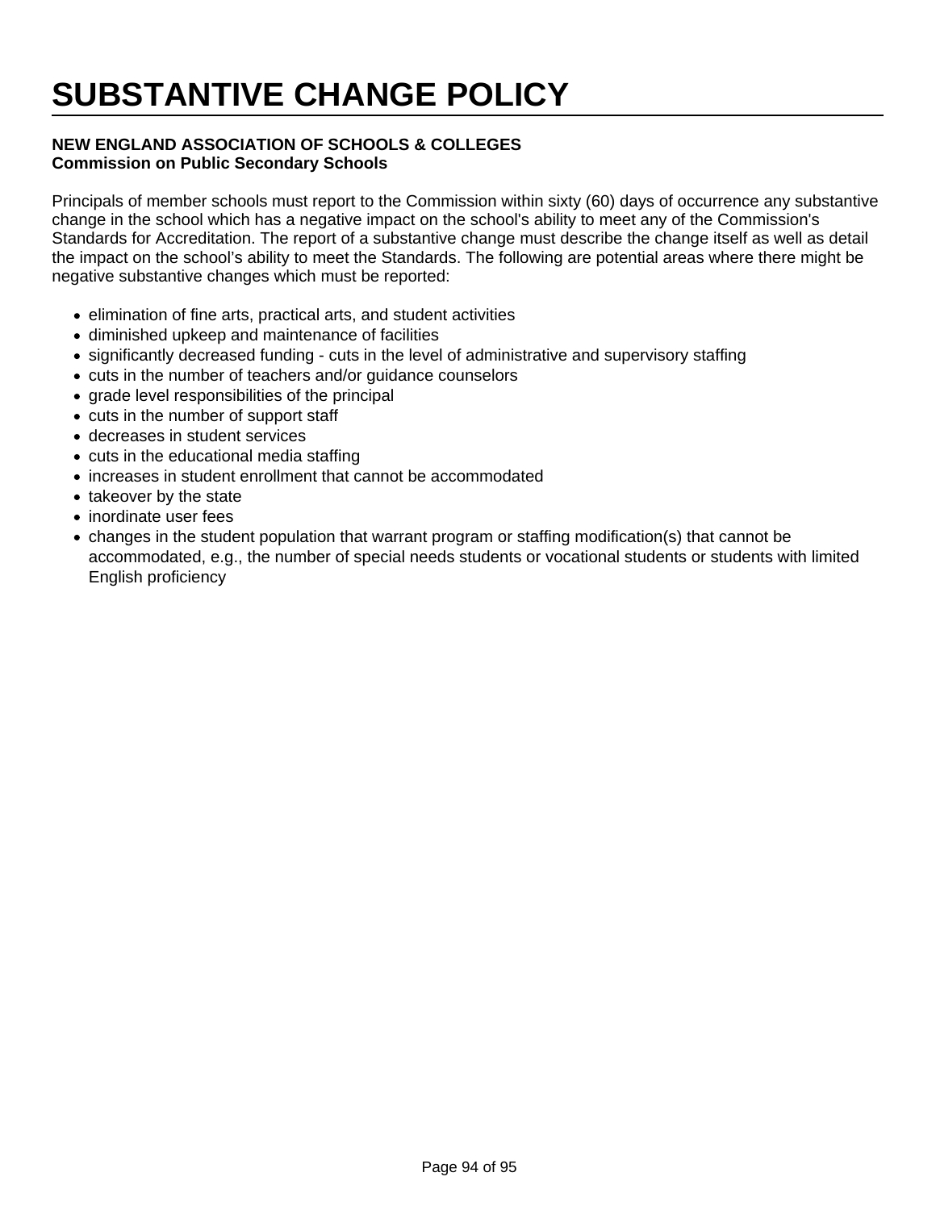# SUBSTANTIVE CHANGE POLICY

**NEW ENGLAND ASSOCIATION OF SCHOOLS & COLLEGES**
**Commission on Public Secondary Schools**

Principals of member schools must report to the Commission within sixty (60) days of occurrence any substantive change in the school which has a negative impact on the school's ability to meet any of the Commission's Standards for Accreditation. The report of a substantive change must describe the change itself as well as detail the impact on the school's ability to meet the Standards. The following are potential areas where there might be negative substantive changes which must be reported:

- elimination of fine arts, practical arts, and student activities
- diminished upkeep and maintenance of facilities
- significantly decreased funding - cuts in the level of administrative and supervisory staffing
- cuts in the number of teachers and/or guidance counselors
- grade level responsibilities of the principal
- cuts in the number of support staff
- decreases in student services
- cuts in the educational media staffing
- increases in student enrollment that cannot be accommodated
- takeover by the state
- inordinate user fees
- changes in the student population that warrant program or staffing modification(s) that cannot be accommodated, e.g., the number of special needs students or vocational students or students with limited English proficiency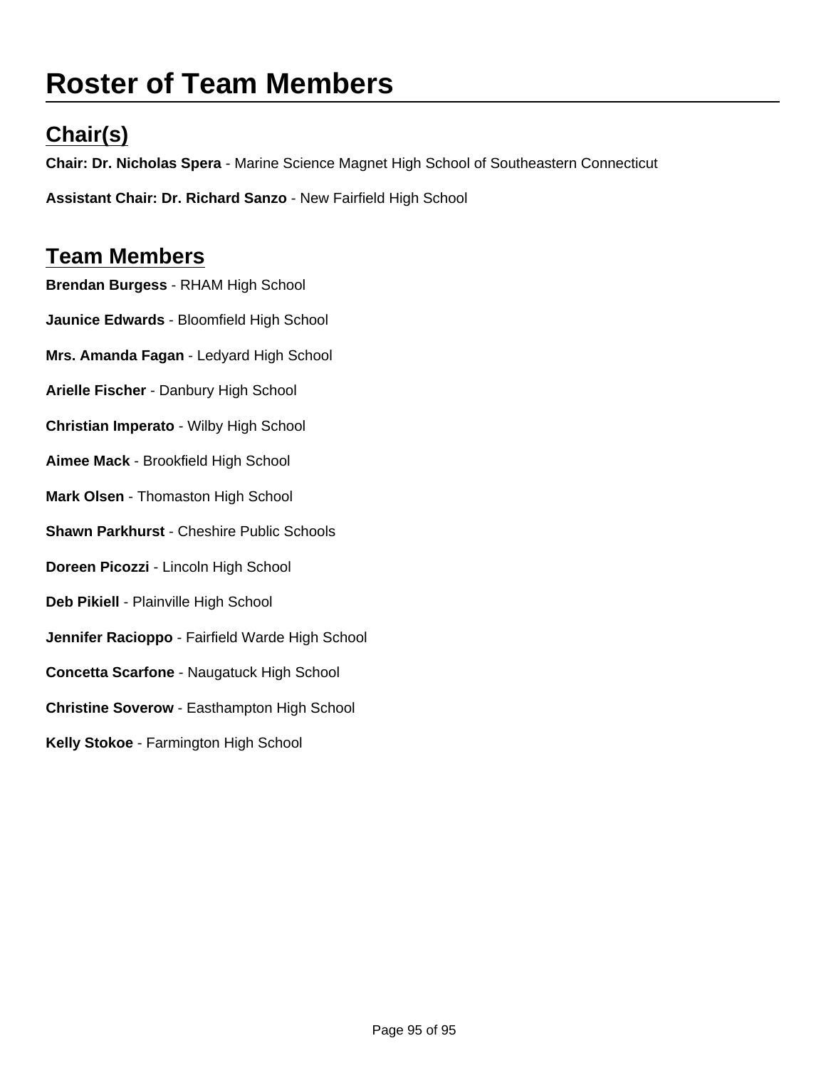# Roster of Team Members

## Chair(s)

**Chair: Dr. Nicholas Spera** - Marine Science Magnet High School of Southeastern Connecticut

**Assistant Chair: Dr. Richard Sanzo** - New Fairfield High School

## Team Members

**Brendan Burgess** - RHAM High School

**Jaunice Edwards** - Bloomfield High School

**Mrs. Amanda Fagan** - Ledyard High School

**Arielle Fischer** - Danbury High School

**Christian Imperato** - Wilby High School

**Aimee Mack** - Brookfield High School

**Mark Olsen** - Thomaston High School

**Shawn Parkhurst** - Cheshire Public Schools

**Doreen Picozzi** - Lincoln High School

**Deb Pikiell** - Plainville High School

**Jennifer Racioppo** - Fairfield Warde High School

**Concetta Scarfone** - Naugatuck High School

**Christine Soverow** - Easthampton High School

**Kelly Stokoe** - Farmington High School